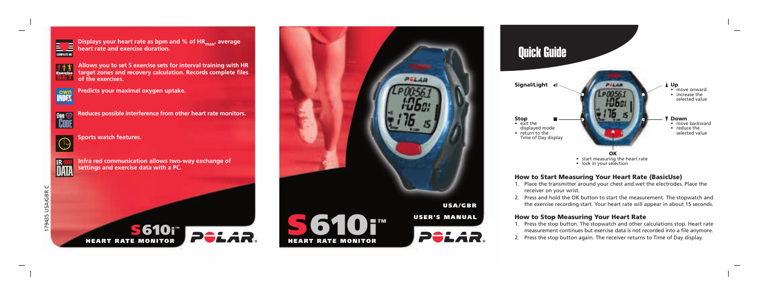Displays your heart rate as bpm and % of $HR_{max}$, average heart rate and exercise duration.

Allows you to set 5 exercise sets for interval training with HR target zones and recovery calculation. Records complete files of the exercises.

Predicts your maximal oxygen uptake.

Reduces possible interference from other heart rate monitors.

Sports watch features.

Infra red communication allows two-way exchange of settings and exercise data with a PC.

179435 USA/GBR C

S610i™ HEART RATE MONITOR

POLAR®

S610i™ HEART RATE MONITOR

USA/GBR

USER'S MANUAL

POLAR®

# Quick Guide

**Signal/Light**

**Up**
- move onward
- increase the selected value

**Stop**
- exit the displayed mode
- return to the Time of Day display

**Down**
- move backward
- reduce the selected value

**OK**
- start measuring the heart rate
- lock in your selection

## How to Start Measuring Your Heart Rate (BasicUse)

1. Place the transmitter around your chest and wet the electrodes. Place the receiver on your wrist.
2. Press and hold the OK button to start the measurement. The stopwatch and the exercise recording start. Your heart rate will appear in about 15 seconds.

## How to Stop Measuring Your Heart Rate

1. Press the stop button. The stopwatch and other calculations stop. Heart rate measurement continues but exercise data is not recorded into a file anymore.
2. Press the stop button again. The receiver returns to Time of Day display.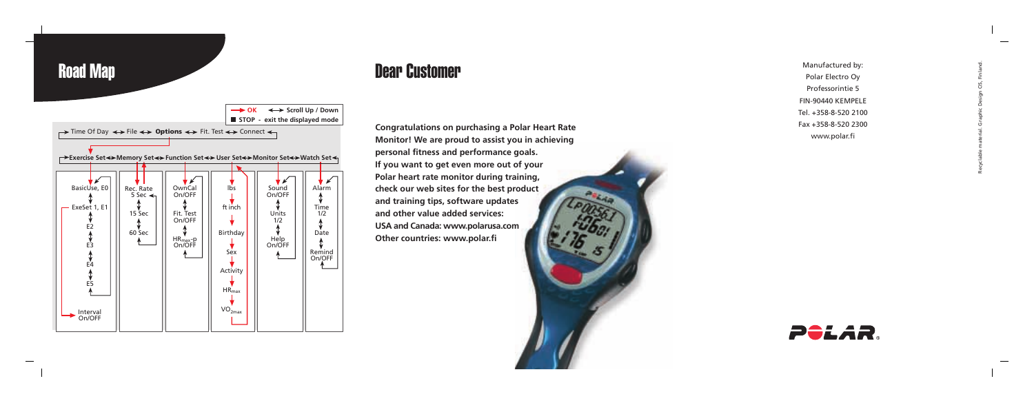# Road Map

→ OK ←→ Scroll Up / Down
■ STOP - exit the displayed mode

→ Time Of Day ←→ File ←→ **Options** ←→ Fit. Test ←→ Connect

→ **Exercise Set ←→ Memory Set ←→ Function Set ←→ User Set ←→ Monitor Set ←→ Watch Set**

| Exercise Set | Memory Set | Function Set | User Set | Monitor Set | Watch Set |
|---|---|---|---|---|---|
| BasicUse, E0 | Rec. Rate 5 Sec | OwnCal On/OFF | lbs | Sound On/OFF | Alarm |
| ExeSet 1, E1 | 15 Sec | Fit. Test On/OFF | ft inch | Units 1/2 | Time 1/2 |
| E2 | 60 Sec | $HR_{max}$-p On/OFF | Birthday | Help On/OFF | Date |
| E3 | | | Sex | | Remind On/OFF |
| E4 | | | Activity | | |
| E5 | | | $HR_{max}$ | | |
| Interval On/OFF | | | $VO_{2max}$ | | |

# Dear Customer

**Congratulations on purchasing a Polar Heart Rate Monitor! We are proud to assist you in achieving personal fitness and performance goals. If you want to get even more out of your Polar heart rate monitor during training, check our web sites for the best product and training tips, software updates and other value added services:**
**USA and Canada: www.polarusa.com**
**Other countries: www.polar.fi**

Manufactured by:
Polar Electro Oy
Professorintie 5
FIN-90440 KEMPELE
Tel. +358-8-520 2100
Fax +358-8-520 2300
www.polar.fi

Recyclable material. Graphic Design OS, Finland.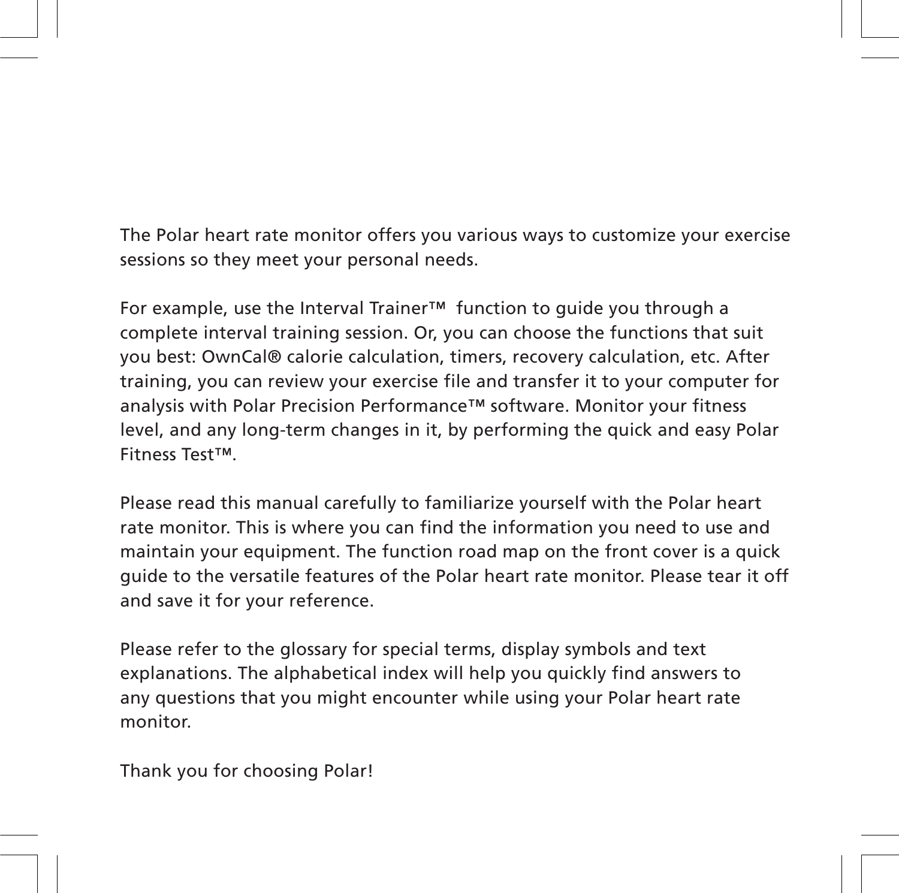The Polar heart rate monitor offers you various ways to customize your exercise sessions so they meet your personal needs.

For example, use the Interval Trainer™ function to guide you through a complete interval training session. Or, you can choose the functions that suit you best: OwnCal® calorie calculation, timers, recovery calculation, etc. After training, you can review your exercise file and transfer it to your computer for analysis with Polar Precision Performance™ software. Monitor your fitness level, and any long-term changes in it, by performing the quick and easy Polar Fitness Test™.

Please read this manual carefully to familiarize yourself with the Polar heart rate monitor. This is where you can find the information you need to use and maintain your equipment. The function road map on the front cover is a quick guide to the versatile features of the Polar heart rate monitor. Please tear it off and save it for your reference.

Please refer to the glossary for special terms, display symbols and text explanations. The alphabetical index will help you quickly find answers to any questions that you might encounter while using your Polar heart rate monitor.

Thank you for choosing Polar!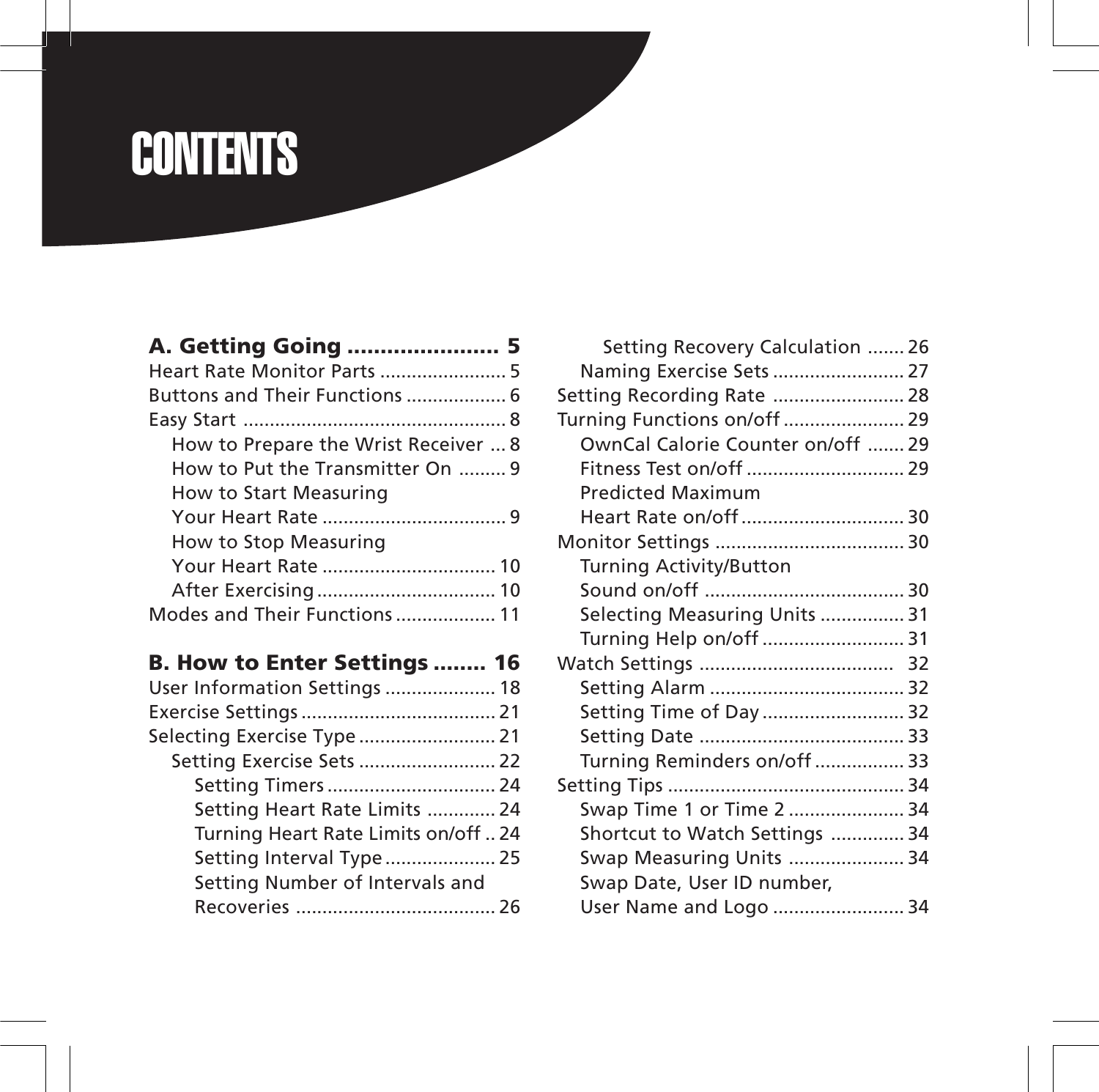# CONTENTS

**A. Getting Going ...................... 5**

Heart Rate Monitor Parts ........................ 5
Buttons and Their Functions ................... 6
Easy Start .................................................. 8
    How to Prepare the Wrist Receiver ... 8
    How to Put the Transmitter On ......... 9
    How to Start Measuring
    Your Heart Rate ................................... 9
    How to Stop Measuring
    Your Heart Rate ................................. 10
    After Exercising .................................. 10
Modes and Their Functions ................... 11

**B. How to Enter Settings ........ 16**

User Information Settings ..................... 18
Exercise Settings ...................................... 21
Selecting Exercise Type .......................... 21
    Setting Exercise Sets .......................... 22
        Setting Timers ................................. 24
        Setting Heart Rate Limits ............. 24
        Turning Heart Rate Limits on/off .. 24
        Setting Interval Type ..................... 25
        Setting Number of Intervals and
        Recoveries ....................................... 26
        Setting Recovery Calculation ....... 26
    Naming Exercise Sets ......................... 27
Setting Recording Rate ......................... 28
Turning Functions on/off ....................... 29
    OwnCal Calorie Counter on/off ....... 29
    Fitness Test on/off .............................. 29
    Predicted Maximum
    Heart Rate on/off ............................... 30
Monitor Settings ..................................... 30
    Turning Activity/Button
    Sound on/off ...................................... 30
    Selecting Measuring Units ................ 31
    Turning Help on/off ........................... 31
Watch Settings ..................................... 32
    Setting Alarm ..................................... 32
    Setting Time of Day ........................... 32
    Setting Date ....................................... 33
    Turning Reminders on/off ................. 33
Setting Tips ............................................. 34
    Swap Time 1 or Time 2 ...................... 34
    Shortcut to Watch Settings .............. 34
    Swap Measuring Units ...................... 34
    Swap Date, User ID number,
    User Name and Logo ......................... 34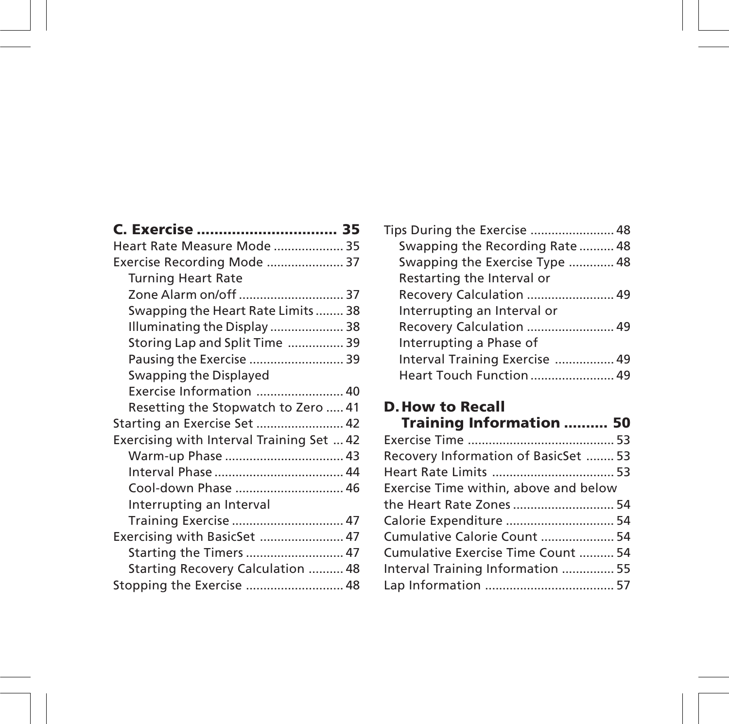**C. Exercise ............................... 35**

Heart Rate Measure Mode .................... 35
Exercise Recording Mode ...................... 37
  Turning Heart Rate
  Zone Alarm on/off .............................. 37
  Swapping the Heart Rate Limits ........ 38
  Illuminating the Display ..................... 38
  Storing Lap and Split Time ................ 39
  Pausing the Exercise ........................... 39
  Swapping the Displayed
  Exercise Information ......................... 40
  Resetting the Stopwatch to Zero ..... 41
Starting an Exercise Set ......................... 42
Exercising with Interval Training Set ... 42
  Warm-up Phase .................................. 43
  Interval Phase ..................................... 44
  Cool-down Phase ............................... 46
  Interrupting an Interval
  Training Exercise ................................ 47
Exercising with BasicSet ........................ 47
  Starting the Timers ............................ 47
  Starting Recovery Calculation .......... 48
Stopping the Exercise ............................ 48
Tips During the Exercise ........................ 48
  Swapping the Recording Rate .......... 48
  Swapping the Exercise Type ............. 48
  Restarting the Interval or
  Recovery Calculation ......................... 49
  Interrupting an Interval or
  Recovery Calculation ......................... 49
  Interrupting a Phase of
  Interval Training Exercise ................. 49
  Heart Touch Function ........................ 49

**D. How to Recall Training Information .......... 50**

Exercise Time .......................................... 53
Recovery Information of BasicSet ........ 53
Heart Rate Limits ................................... 53
Exercise Time within, above and below
the Heart Rate Zones ............................. 54
Calorie Expenditure ............................... 54
Cumulative Calorie Count ..................... 54
Cumulative Exercise Time Count .......... 54
Interval Training Information ............... 55
Lap Information ..................................... 57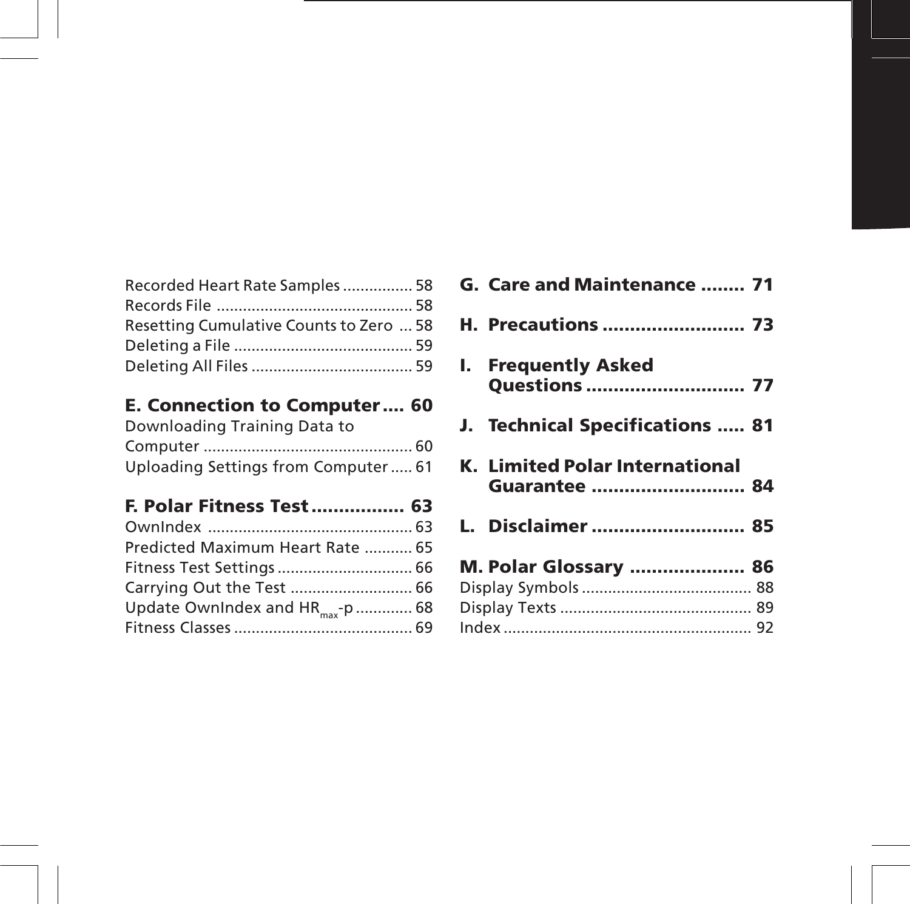Recorded Heart Rate Samples ................ 58
Records File ............................................ 58
Resetting Cumulative Counts to Zero ... 58
Deleting a File ......................................... 59
Deleting All Files ..................................... 59

**E. Connection to Computer .... 60**

Downloading Training Data to Computer ................................................ 60
Uploading Settings from Computer ..... 61

**F. Polar Fitness Test ................. 63**

OwnIndex .............................................. 63
Predicted Maximum Heart Rate ........... 65
Fitness Test Settings ............................... 66
Carrying Out the Test ............................ 66
Update OwnIndex and $HR_{max}$-p ............. 68
Fitness Classes ......................................... 69

**G. Care and Maintenance ........ 71**

**H. Precautions .......................... 73**

**I. Frequently Asked Questions ............................. 77**

**J. Technical Specifications ..... 81**

**K. Limited Polar International Guarantee ............................ 84**

**L. Disclaimer ............................ 85**

**M. Polar Glossary ..................... 86**

Display Symbols ....................................... 88
Display Texts ............................................ 89
Index ......................................................... 92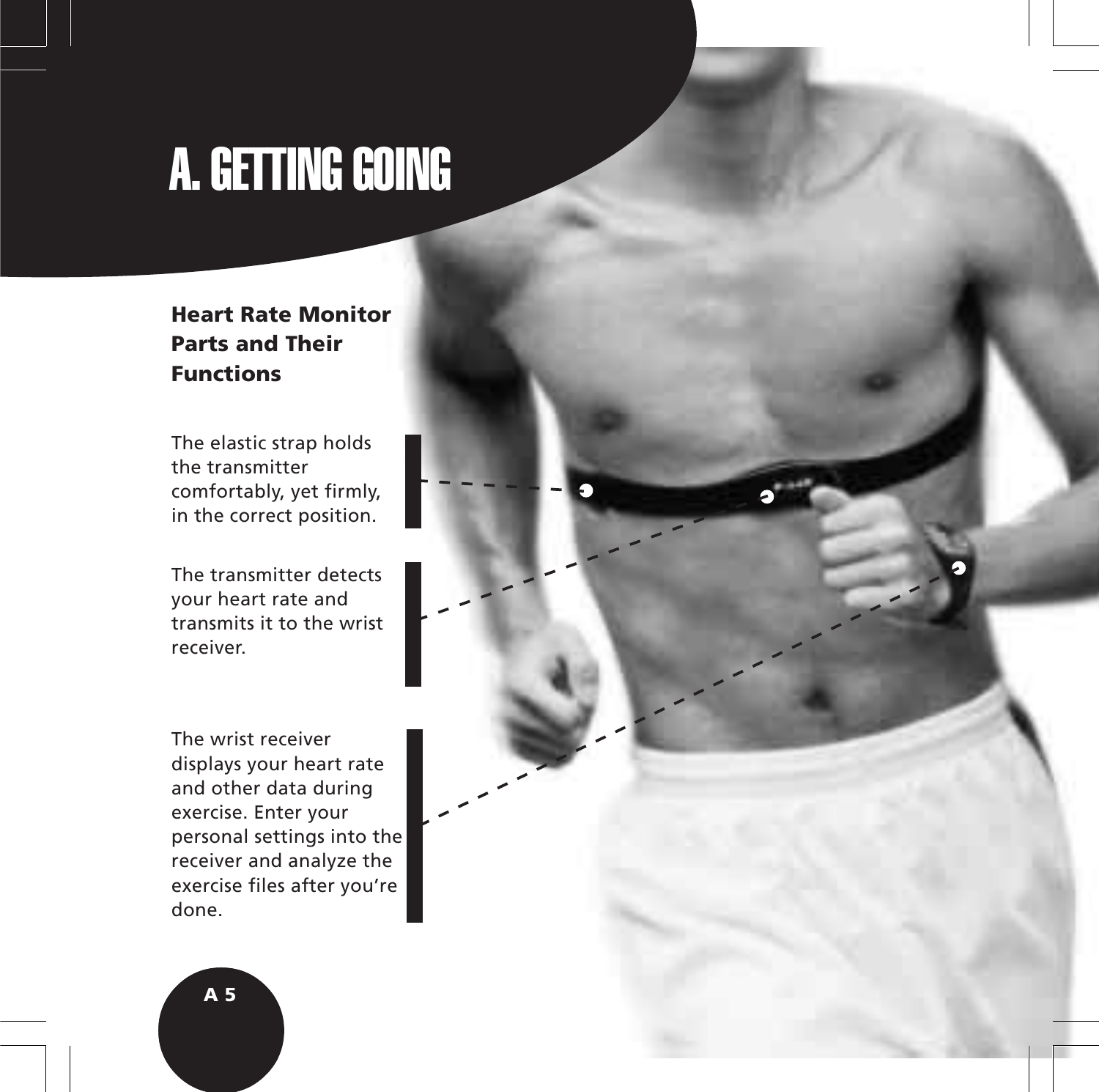# A. GETTING GOING

### Heart Rate Monitor Parts and Their Functions

The elastic strap holds the transmitter comfortably, yet firmly, in the correct position.

The transmitter detects your heart rate and transmits it to the wrist receiver.

The wrist receiver displays your heart rate and other data during exercise. Enter your personal settings into the receiver and analyze the exercise files after you're done.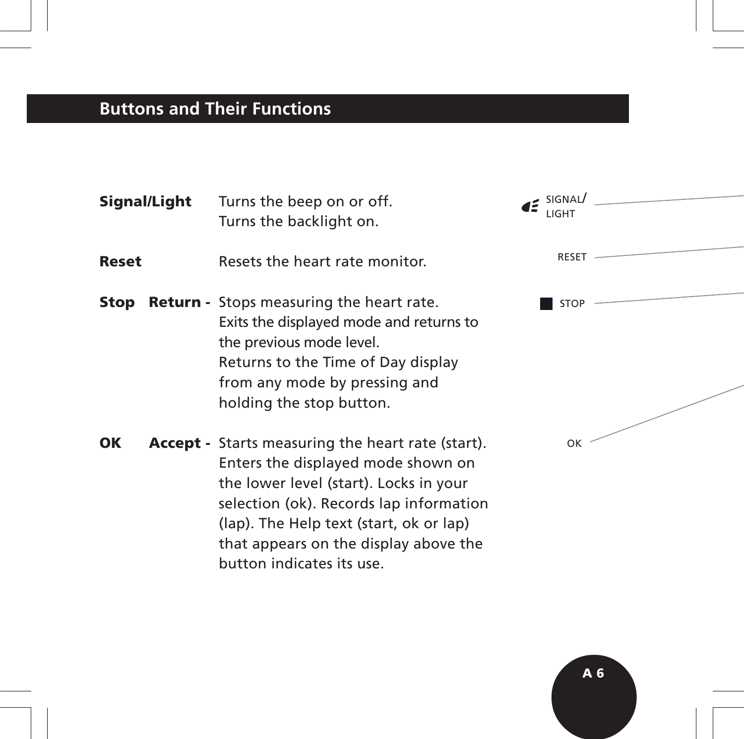## Buttons and Their Functions

| | | |
|---|---|---|
| **Signal/Light** | | Turns the beep on or off.<br>Turns the backlight on. |
| **Reset** | | Resets the heart rate monitor. |
| **Stop** | **Return -** | Stops measuring the heart rate.<br>Exits the displayed mode and returns to the previous mode level.<br>Returns to the Time of Day display from any mode by pressing and holding the stop button. |
| **OK** | **Accept -** | Starts measuring the heart rate (start). Enters the displayed mode shown on the lower level (start). Locks in your selection (ok). Records lap information (lap). The Help text (start, ok or lap) that appears on the display above the button indicates its use. |

SIGNAL/ LIGHT

RESET

STOP

OK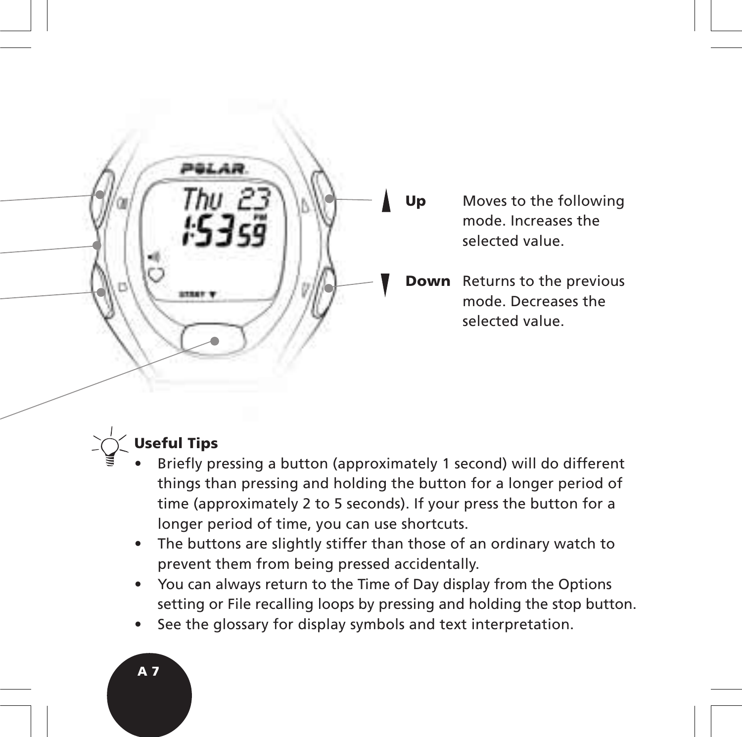**Up** Moves to the following mode. Increases the selected value.

**Down** Returns to the previous mode. Decreases the selected value.

**Useful Tips**

- Briefly pressing a button (approximately 1 second) will do different things than pressing and holding the button for a longer period of time (approximately 2 to 5 seconds). If your press the button for a longer period of time, you can use shortcuts.
- The buttons are slightly stiffer than those of an ordinary watch to prevent them from being pressed accidentally.
- You can always return to the Time of Day display from the Options setting or File recalling loops by pressing and holding the stop button.
- See the glossary for display symbols and text interpretation.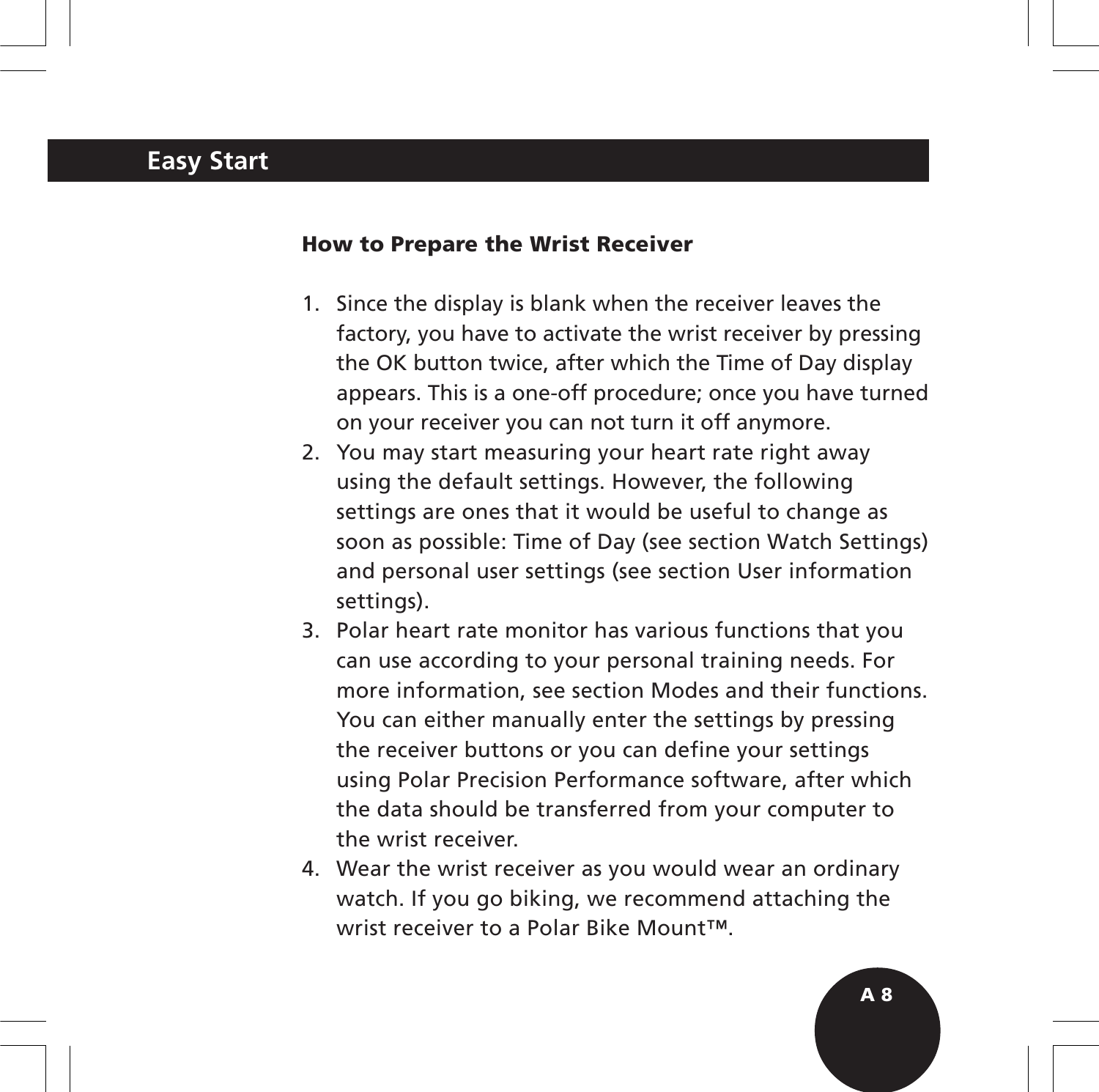# Easy Start

### How to Prepare the Wrist Receiver

1. Since the display is blank when the receiver leaves the factory, you have to activate the wrist receiver by pressing the OK button twice, after which the Time of Day display appears. This is a one-off procedure; once you have turned on your receiver you can not turn it off anymore.
2. You may start measuring your heart rate right away using the default settings. However, the following settings are ones that it would be useful to change as soon as possible: Time of Day (see section Watch Settings) and personal user settings (see section User information settings).
3. Polar heart rate monitor has various functions that you can use according to your personal training needs. For more information, see section Modes and their functions. You can either manually enter the settings by pressing the receiver buttons or you can define your settings using Polar Precision Performance software, after which the data should be transferred from your computer to the wrist receiver.
4. Wear the wrist receiver as you would wear an ordinary watch. If you go biking, we recommend attaching the wrist receiver to a Polar Bike Mount™.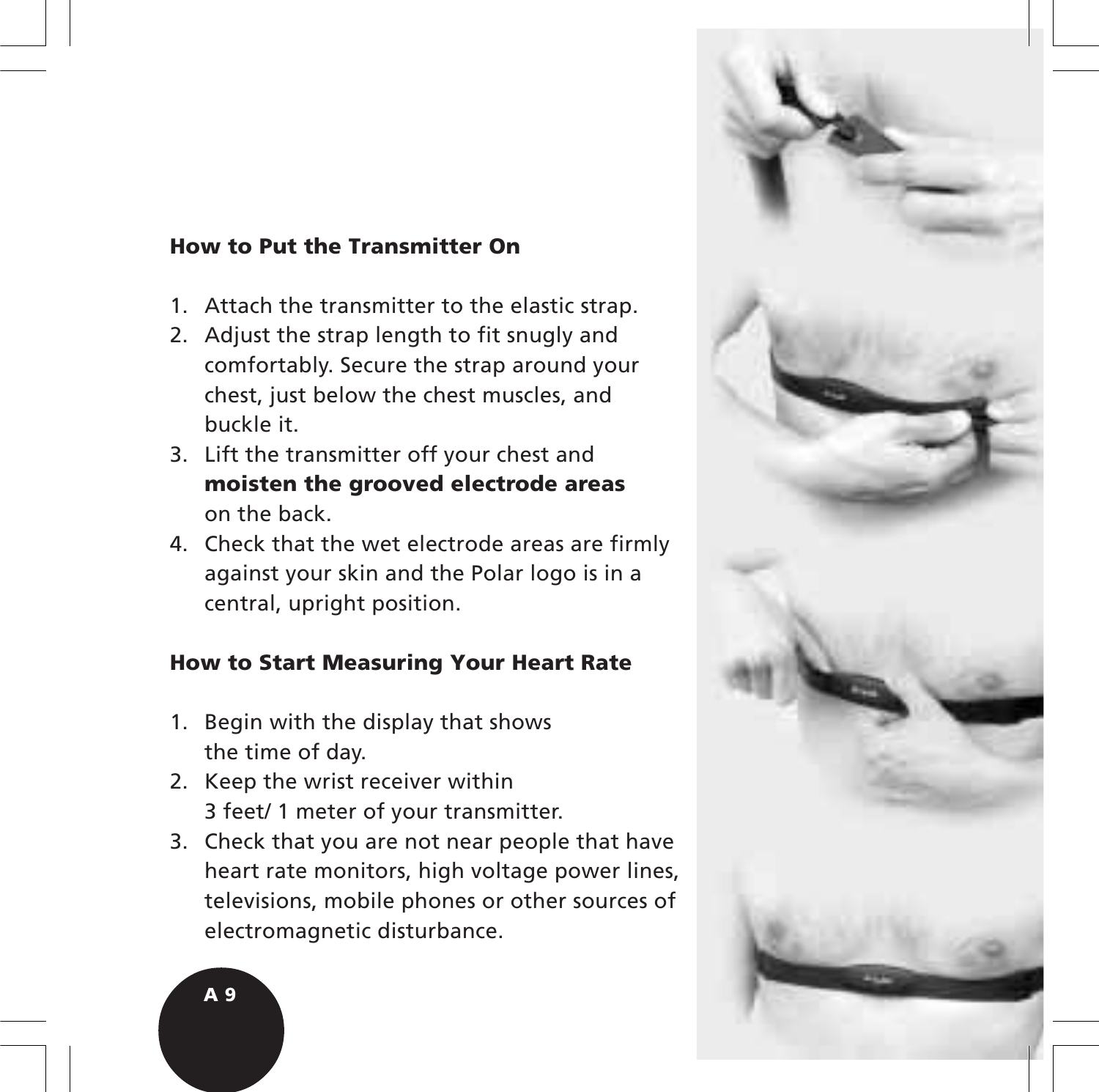## How to Put the Transmitter On

1. Attach the transmitter to the elastic strap.
2. Adjust the strap length to fit snugly and comfortably. Secure the strap around your chest, just below the chest muscles, and buckle it.
3. Lift the transmitter off your chest and **moisten the grooved electrode areas** on the back.
4. Check that the wet electrode areas are firmly against your skin and the Polar logo is in a central, upright position.

## How to Start Measuring Your Heart Rate

1. Begin with the display that shows the time of day.
2. Keep the wrist receiver within 3 feet/ 1 meter of your transmitter.
3. Check that you are not near people that have heart rate monitors, high voltage power lines, televisions, mobile phones or other sources of electromagnetic disturbance.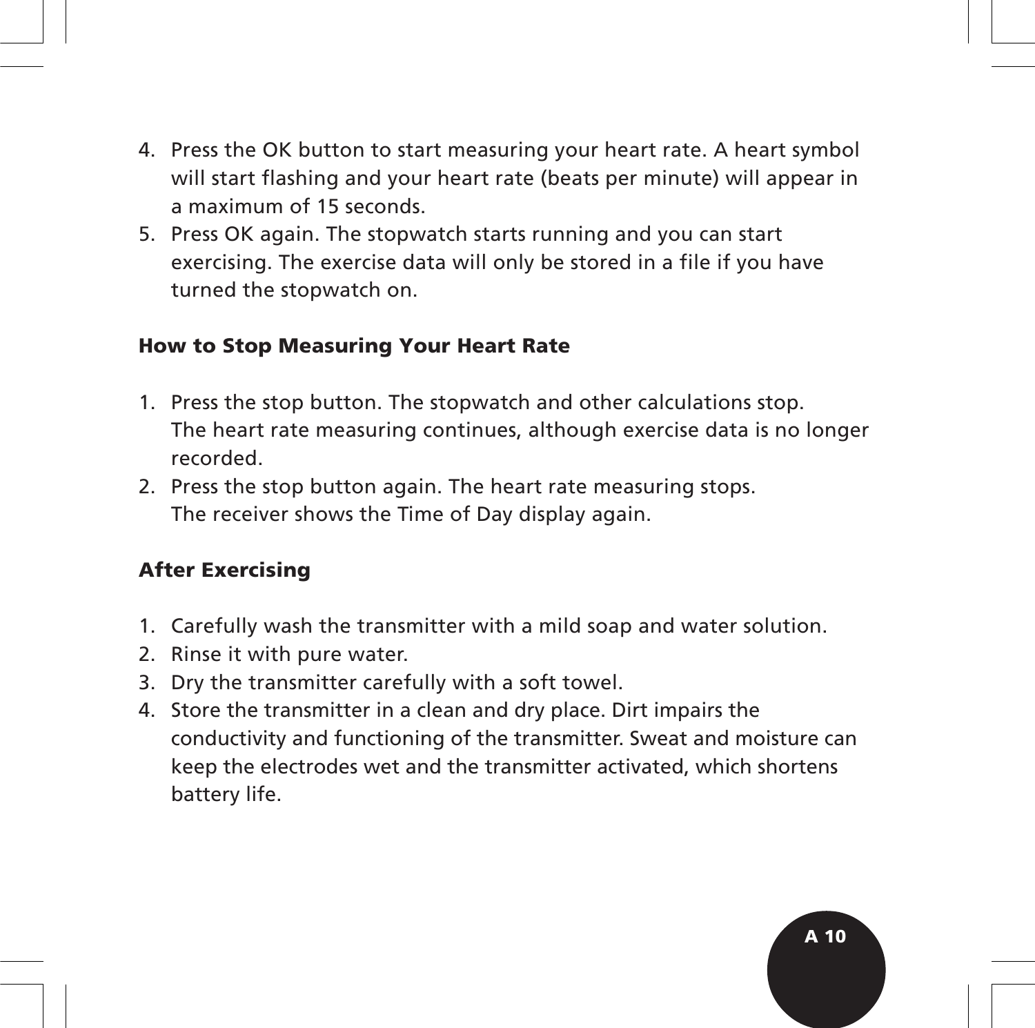4. Press the OK button to start measuring your heart rate. A heart symbol will start flashing and your heart rate (beats per minute) will appear in a maximum of 15 seconds.
5. Press OK again. The stopwatch starts running and you can start exercising. The exercise data will only be stored in a file if you have turned the stopwatch on.

### How to Stop Measuring Your Heart Rate

1. Press the stop button. The stopwatch and other calculations stop. The heart rate measuring continues, although exercise data is no longer recorded.
2. Press the stop button again. The heart rate measuring stops. The receiver shows the Time of Day display again.

### After Exercising

1. Carefully wash the transmitter with a mild soap and water solution.
2. Rinse it with pure water.
3. Dry the transmitter carefully with a soft towel.
4. Store the transmitter in a clean and dry place. Dirt impairs the conductivity and functioning of the transmitter. Sweat and moisture can keep the electrodes wet and the transmitter activated, which shortens battery life.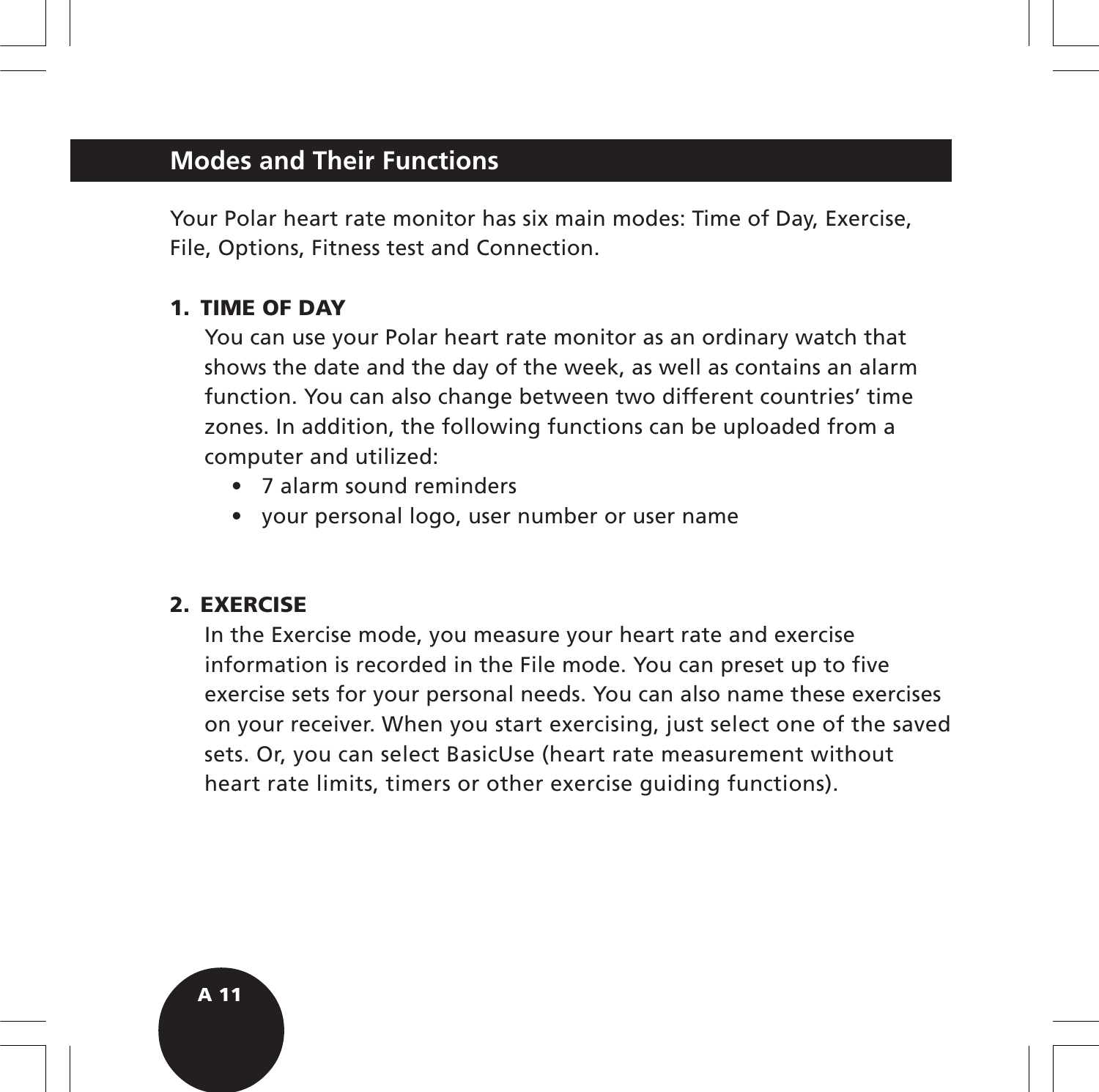## Modes and Their Functions

Your Polar heart rate monitor has six main modes: Time of Day, Exercise, File, Options, Fitness test and Connection.

**1. TIME OF DAY**

You can use your Polar heart rate monitor as an ordinary watch that shows the date and the day of the week, as well as contains an alarm function. You can also change between two different countries' time zones. In addition, the following functions can be uploaded from a computer and utilized:

- 7 alarm sound reminders
- your personal logo, user number or user name

**2. EXERCISE**

In the Exercise mode, you measure your heart rate and exercise information is recorded in the File mode. You can preset up to five exercise sets for your personal needs. You can also name these exercises on your receiver. When you start exercising, just select one of the saved sets. Or, you can select BasicUse (heart rate measurement without heart rate limits, timers or other exercise guiding functions).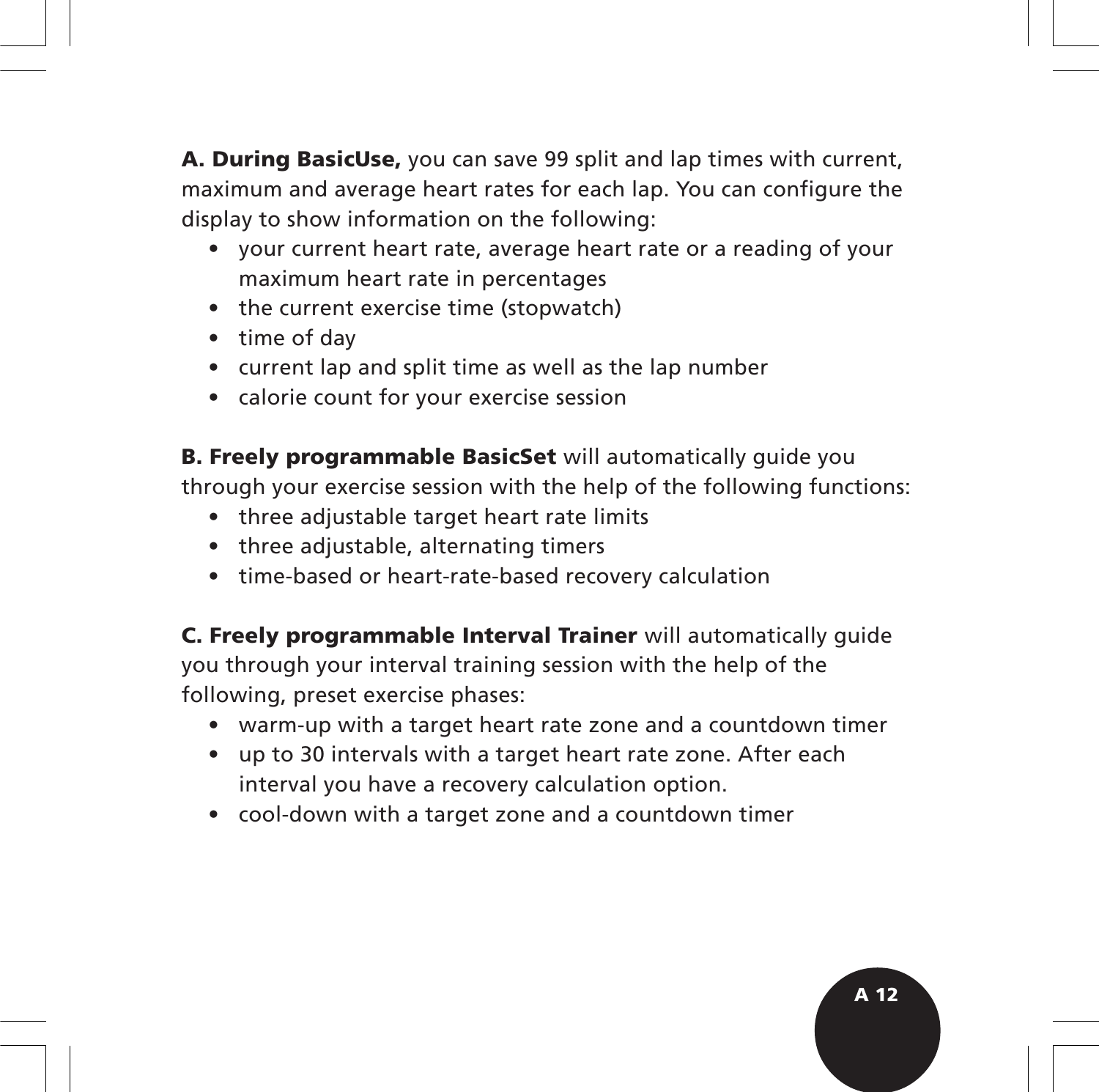**A. During BasicUse,** you can save 99 split and lap times with current, maximum and average heart rates for each lap. You can configure the display to show information on the following:

- your current heart rate, average heart rate or a reading of your maximum heart rate in percentages
- the current exercise time (stopwatch)
- time of day
- current lap and split time as well as the lap number
- calorie count for your exercise session

**B. Freely programmable BasicSet** will automatically guide you through your exercise session with the help of the following functions:

- three adjustable target heart rate limits
- three adjustable, alternating timers
- time-based or heart-rate-based recovery calculation

**C. Freely programmable Interval Trainer** will automatically guide you through your interval training session with the help of the following, preset exercise phases:

- warm-up with a target heart rate zone and a countdown timer
- up to 30 intervals with a target heart rate zone. After each interval you have a recovery calculation option.
- cool-down with a target zone and a countdown timer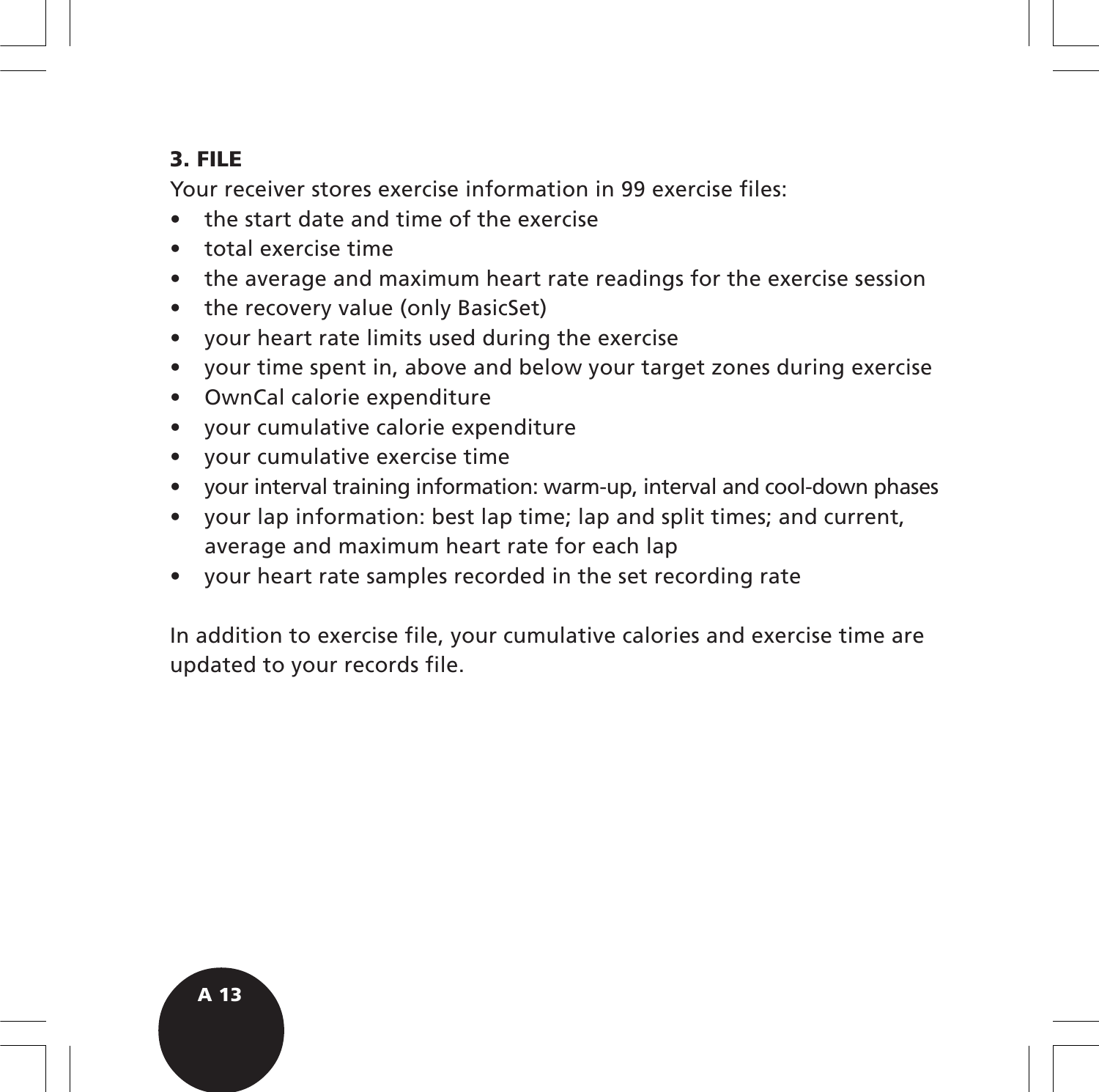### 3. FILE

Your receiver stores exercise information in 99 exercise files:

- the start date and time of the exercise
- total exercise time
- the average and maximum heart rate readings for the exercise session
- the recovery value (only BasicSet)
- your heart rate limits used during the exercise
- your time spent in, above and below your target zones during exercise
- OwnCal calorie expenditure
- your cumulative calorie expenditure
- your cumulative exercise time
- your interval training information: warm-up, interval and cool-down phases
- your lap information: best lap time; lap and split times; and current, average and maximum heart rate for each lap
- your heart rate samples recorded in the set recording rate

In addition to exercise file, your cumulative calories and exercise time are updated to your records file.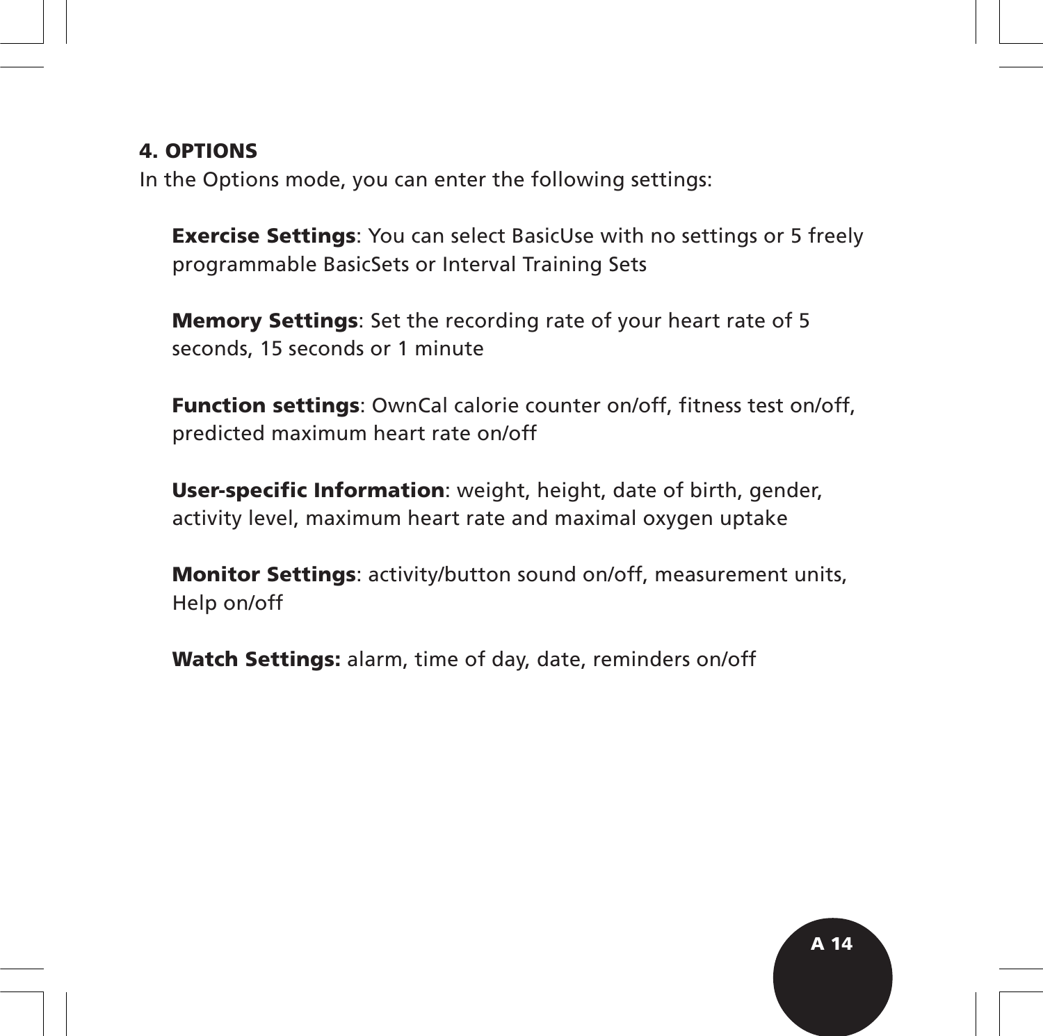## 4. OPTIONS

In the Options mode, you can enter the following settings:

**Exercise Settings**: You can select BasicUse with no settings or 5 freely programmable BasicSets or Interval Training Sets

**Memory Settings**: Set the recording rate of your heart rate of 5 seconds, 15 seconds or 1 minute

**Function settings**: OwnCal calorie counter on/off, fitness test on/off, predicted maximum heart rate on/off

**User-specific Information**: weight, height, date of birth, gender, activity level, maximum heart rate and maximal oxygen uptake

**Monitor Settings**: activity/button sound on/off, measurement units, Help on/off

**Watch Settings:** alarm, time of day, date, reminders on/off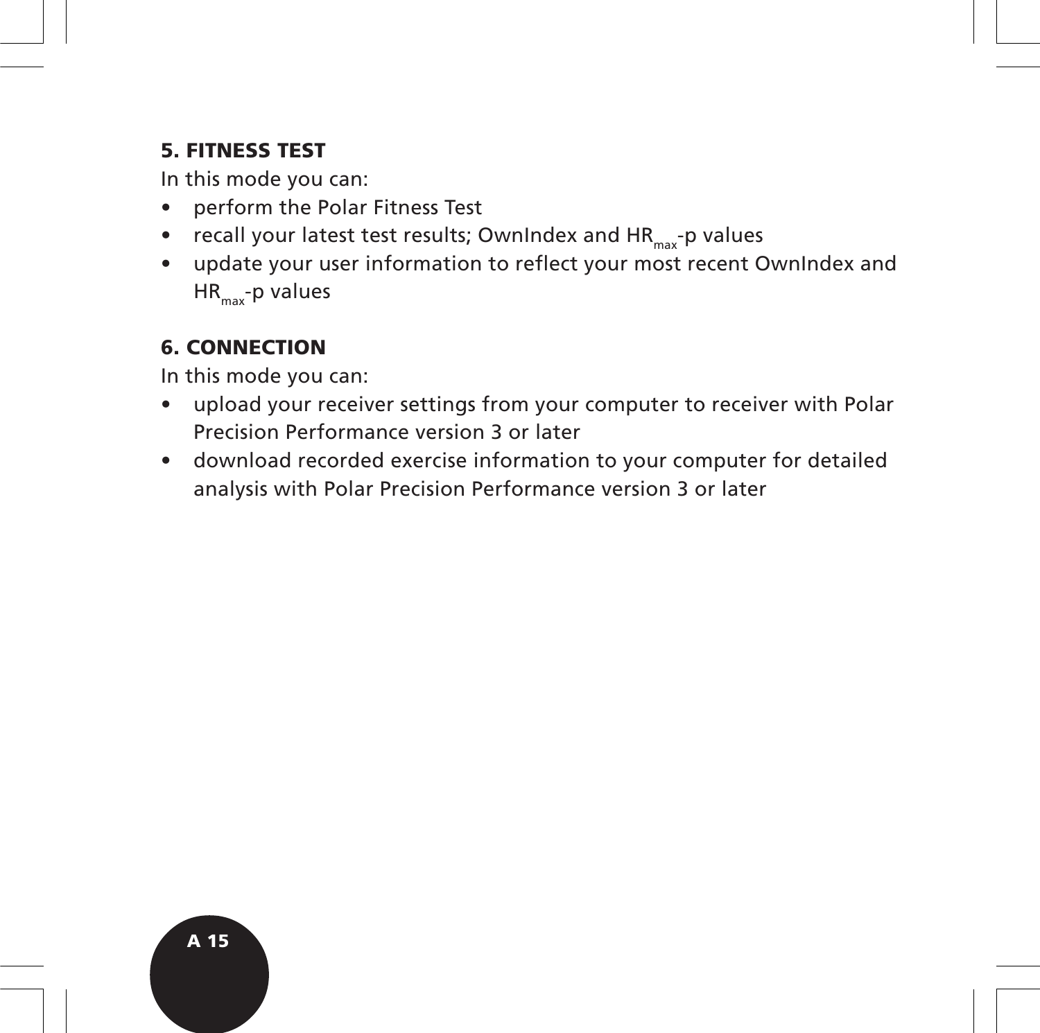### 5. FITNESS TEST

In this mode you can:

- perform the Polar Fitness Test
- recall your latest test results; OwnIndex and $HR_{max}$-p values
- update your user information to reflect your most recent OwnIndex and $HR_{max}$-p values

### 6. CONNECTION

In this mode you can:

- upload your receiver settings from your computer to receiver with Polar Precision Performance version 3 or later
- download recorded exercise information to your computer for detailed analysis with Polar Precision Performance version 3 or later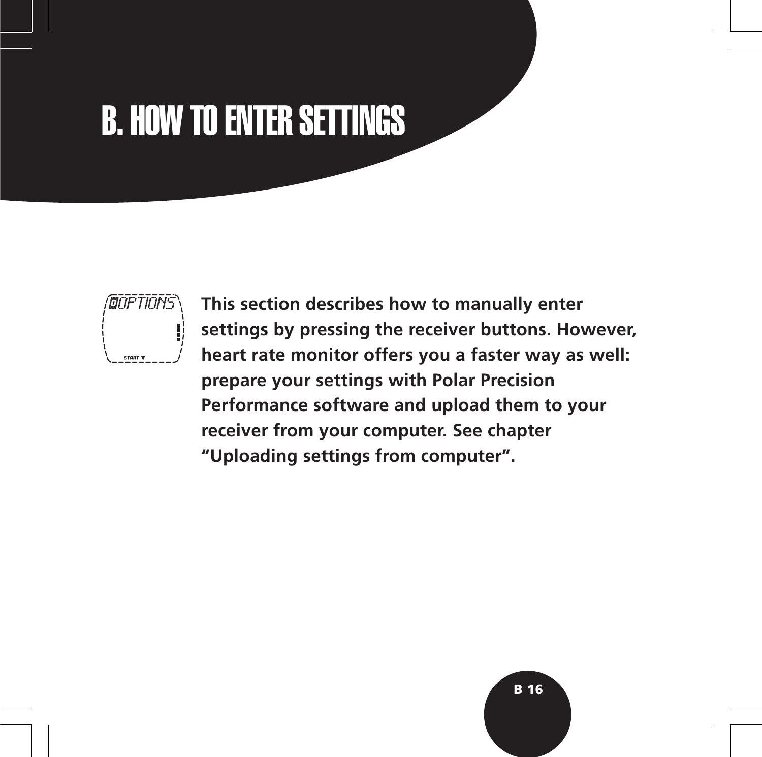# B. HOW TO ENTER SETTINGS

**This section describes how to manually enter settings by pressing the receiver buttons. However, heart rate monitor offers you a faster way as well: prepare your settings with Polar Precision Performance software and upload them to your receiver from your computer. See chapter "Uploading settings from computer".**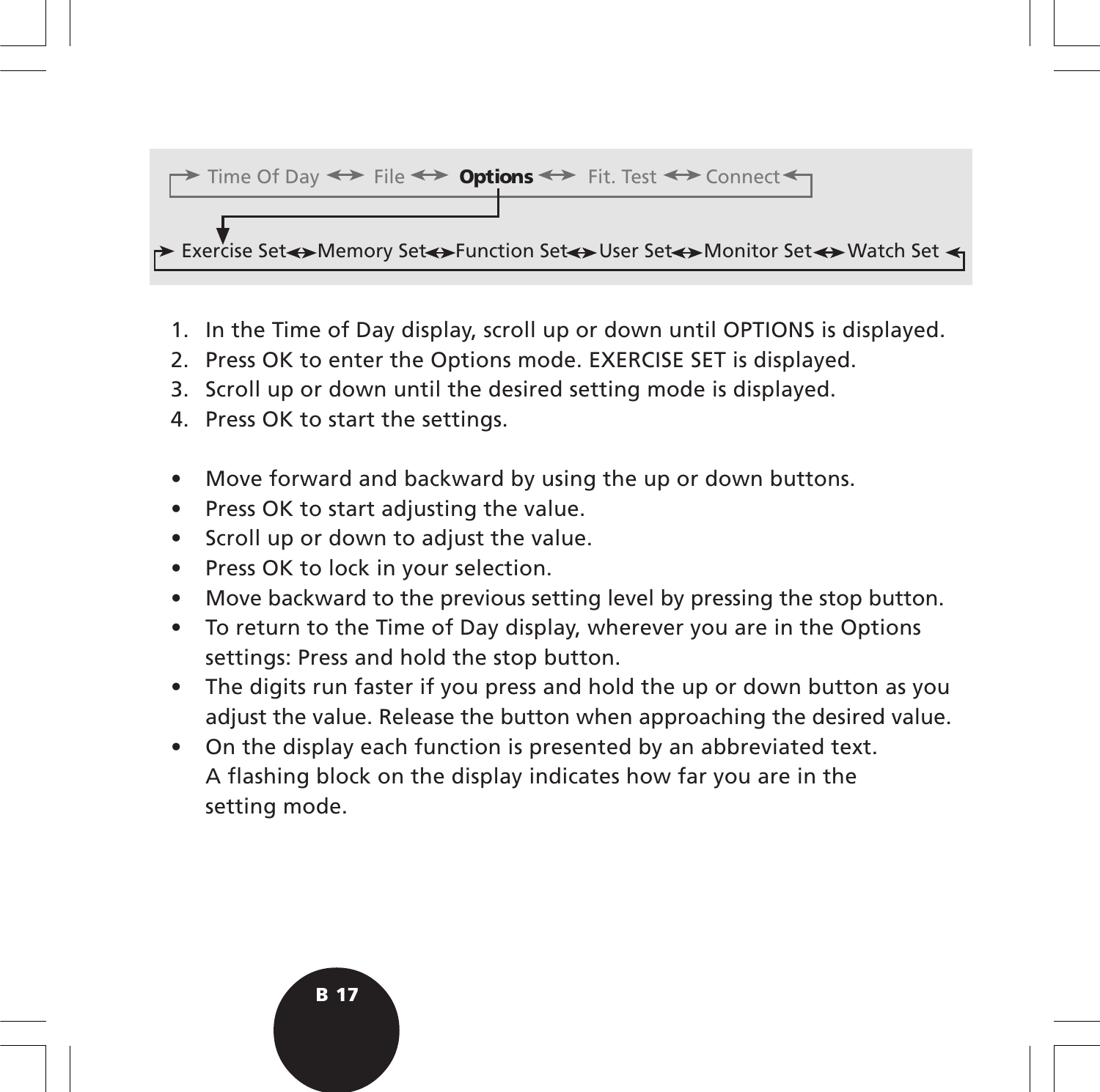→ Time Of Day ↔ File ↔ **Options** ↔ Fit. Test ↔ Connect ←

→ Exercise Set ↔ Memory Set ↔ Function Set ↔ User Set ↔ Monitor Set ↔ Watch Set ←

1. In the Time of Day display, scroll up or down until OPTIONS is displayed.
2. Press OK to enter the Options mode. EXERCISE SET is displayed.
3. Scroll up or down until the desired setting mode is displayed.
4. Press OK to start the settings.

- Move forward and backward by using the up or down buttons.
- Press OK to start adjusting the value.
- Scroll up or down to adjust the value.
- Press OK to lock in your selection.
- Move backward to the previous setting level by pressing the stop button.
- To return to the Time of Day display, wherever you are in the Options settings: Press and hold the stop button.
- The digits run faster if you press and hold the up or down button as you adjust the value. Release the button when approaching the desired value.
- On the display each function is presented by an abbreviated text. A flashing block on the display indicates how far you are in the setting mode.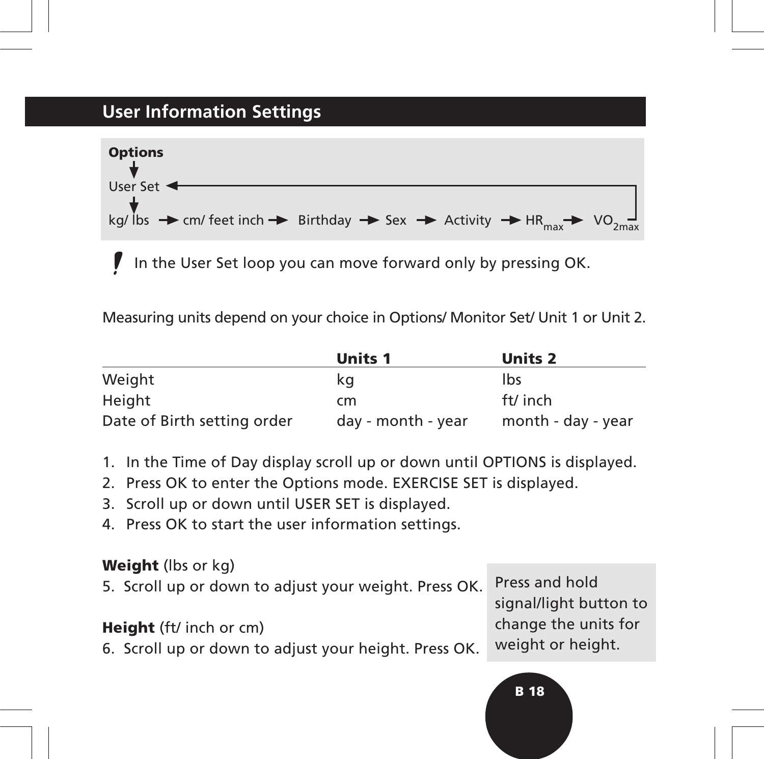## User Information Settings

**Options**
↓
User Set ←
↓
kg/ lbs → cm/ feet inch → Birthday → Sex → Activity → $HR_{max}$ → $VO_{2max}$

In the User Set loop you can move forward only by pressing OK.

Measuring units depend on your choice in Options/ Monitor Set/ Unit 1 or Unit 2.

| | **Units 1** | **Units 2** |
|---|---|---|
| Weight | kg | lbs |
| Height | cm | ft/ inch |
| Date of Birth setting order | day - month - year | month - day - year |

1. In the Time of Day display scroll up or down until OPTIONS is displayed.
2. Press OK to enter the Options mode. EXERCISE SET is displayed.
3. Scroll up or down until USER SET is displayed.
4. Press OK to start the user information settings.

**Weight** (lbs or kg)

5. Scroll up or down to adjust your weight. Press OK.

**Height** (ft/ inch or cm)

6. Scroll up or down to adjust your height. Press OK.

Press and hold signal/light button to change the units for weight or height.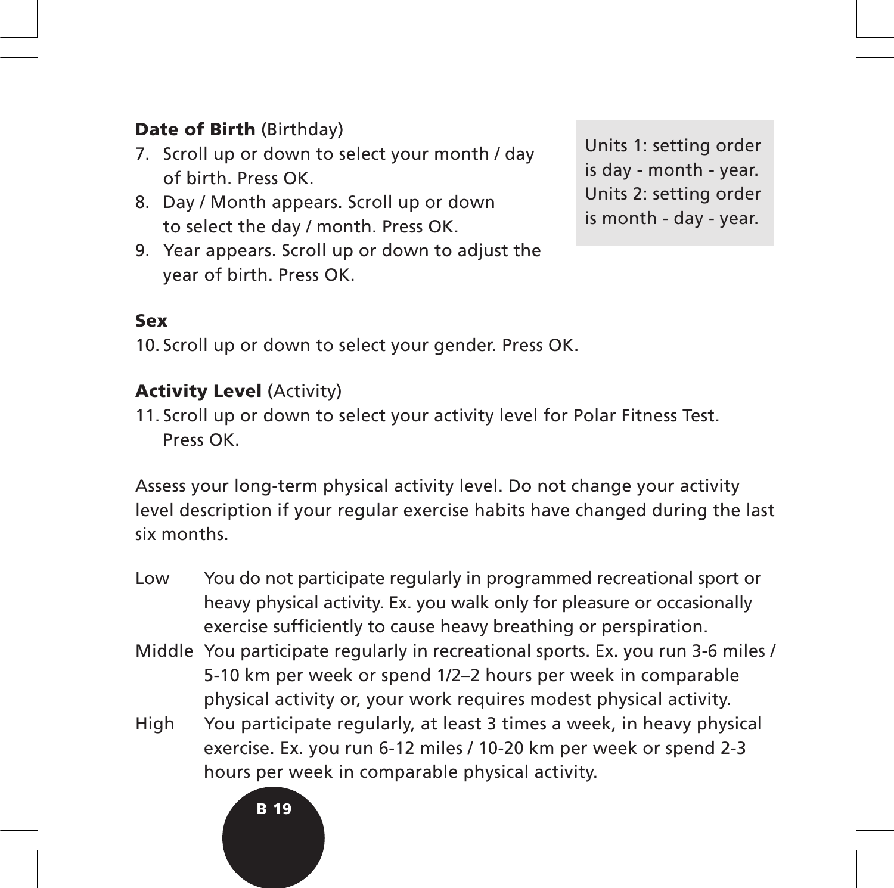**Date of Birth** (Birthday)

7. Scroll up or down to select your month / day of birth. Press OK.
8. Day / Month appears. Scroll up or down to select the day / month. Press OK.
9. Year appears. Scroll up or down to adjust the year of birth. Press OK.

Units 1: setting order is day - month - year. Units 2: setting order is month - day - year.

**Sex**

10. Scroll up or down to select your gender. Press OK.

**Activity Level** (Activity)

11. Scroll up or down to select your activity level for Polar Fitness Test. Press OK.

Assess your long-term physical activity level. Do not change your activity level description if your regular exercise habits have changed during the last six months.

Low — You do not participate regularly in programmed recreational sport or heavy physical activity. Ex. you walk only for pleasure or occasionally exercise sufficiently to cause heavy breathing or perspiration.

Middle — You participate regularly in recreational sports. Ex. you run 3-6 miles / 5-10 km per week or spend 1/2–2 hours per week in comparable physical activity or, your work requires modest physical activity.

High — You participate regularly, at least 3 times a week, in heavy physical exercise. Ex. you run 6-12 miles / 10-20 km per week or spend 2-3 hours per week in comparable physical activity.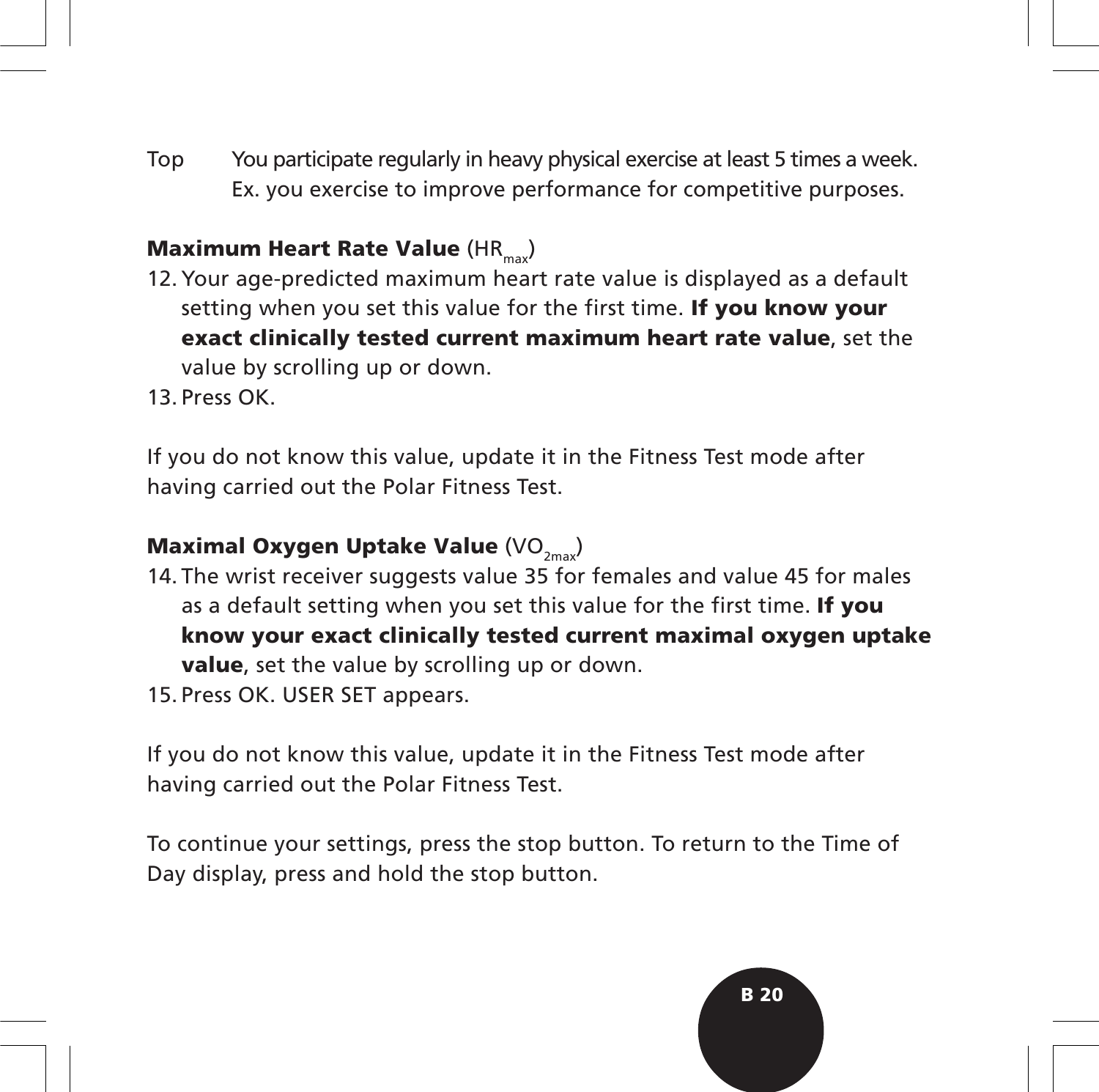Top You participate regularly in heavy physical exercise at least 5 times a week. Ex. you exercise to improve performance for competitive purposes.

**Maximum Heart Rate Value** ($HR_{max}$)

12. Your age-predicted maximum heart rate value is displayed as a default setting when you set this value for the first time. **If you know your exact clinically tested current maximum heart rate value**, set the value by scrolling up or down.
13. Press OK.

If you do not know this value, update it in the Fitness Test mode after having carried out the Polar Fitness Test.

**Maximal Oxygen Uptake Value** ($VO_{2max}$)

14. The wrist receiver suggests value 35 for females and value 45 for males as a default setting when you set this value for the first time. **If you know your exact clinically tested current maximal oxygen uptake value**, set the value by scrolling up or down.
15. Press OK. USER SET appears.

If you do not know this value, update it in the Fitness Test mode after having carried out the Polar Fitness Test.

To continue your settings, press the stop button. To return to the Time of Day display, press and hold the stop button.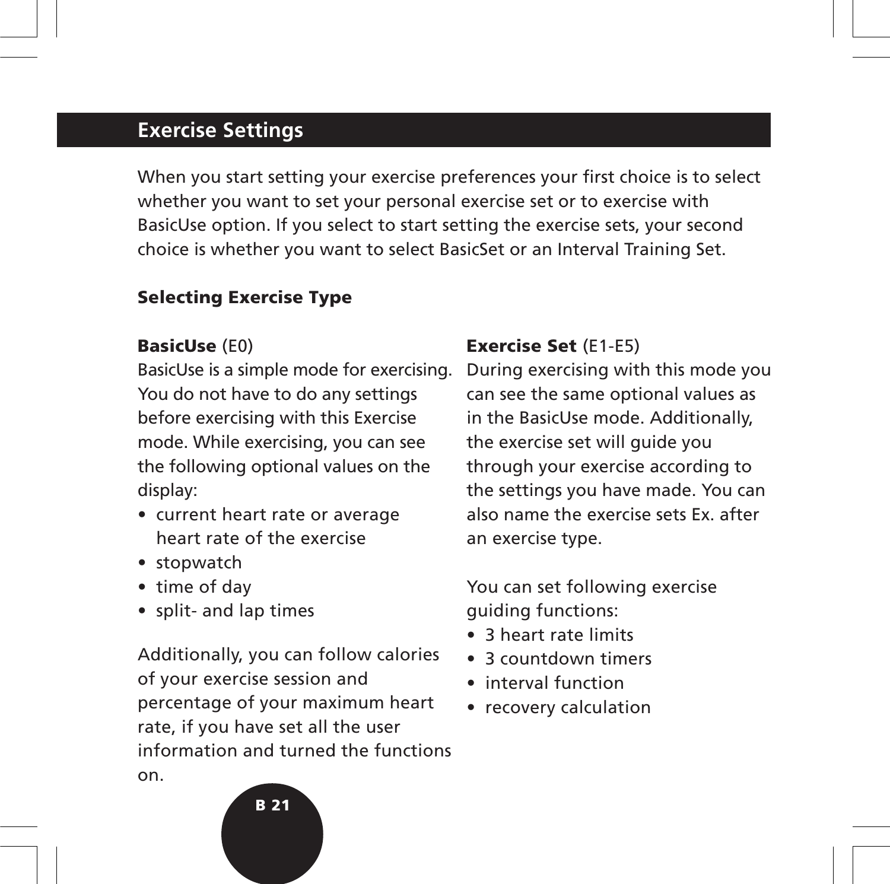## Exercise Settings

When you start setting your exercise preferences your first choice is to select whether you want to set your personal exercise set or to exercise with BasicUse option. If you select to start setting the exercise sets, your second choice is whether you want to select BasicSet or an Interval Training Set.

### Selecting Exercise Type

**BasicUse** (E0)
BasicUse is a simple mode for exercising. You do not have to do any settings before exercising with this Exercise mode. While exercising, you can see the following optional values on the display:

- current heart rate or average heart rate of the exercise
- stopwatch
- time of day
- split- and lap times

Additionally, you can follow calories of your exercise session and percentage of your maximum heart rate, if you have set all the user information and turned the functions on.

**Exercise Set** (E1-E5)
During exercising with this mode you can see the same optional values as in the BasicUse mode. Additionally, the exercise set will guide you through your exercise according to the settings you have made. You can also name the exercise sets Ex. after an exercise type.

You can set following exercise guiding functions:

- 3 heart rate limits
- 3 countdown timers
- interval function
- recovery calculation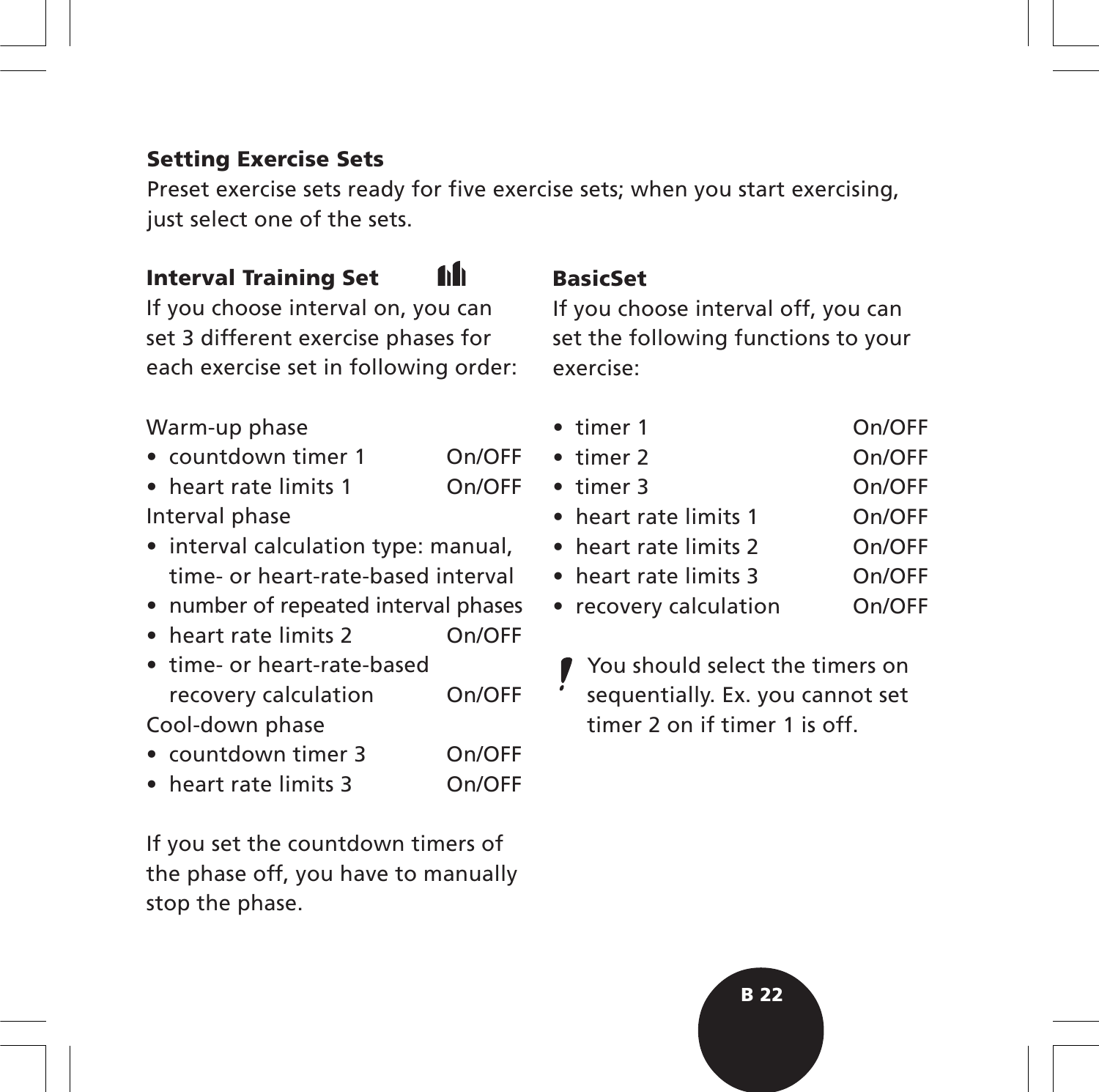## Setting Exercise Sets

Preset exercise sets ready for five exercise sets; when you start exercising, just select one of the sets.

### Interval Training Set

If you choose interval on, you can set 3 different exercise phases for each exercise set in following order:

Warm-up phase

- countdown timer 1 On/OFF
- heart rate limits 1 On/OFF

Interval phase

- interval calculation type: manual, time- or heart-rate-based interval
- number of repeated interval phases
- heart rate limits 2 On/OFF
- time- or heart-rate-based recovery calculation On/OFF

Cool-down phase

- countdown timer 3 On/OFF
- heart rate limits 3 On/OFF

If you set the countdown timers of the phase off, you have to manually stop the phase.

### BasicSet

If you choose interval off, you can set the following functions to your exercise:

- timer 1 On/OFF
- timer 2 On/OFF
- timer 3 On/OFF
- heart rate limits 1 On/OFF
- heart rate limits 2 On/OFF
- heart rate limits 3 On/OFF
- recovery calculation On/OFF

**!** You should select the timers on sequentially. Ex. you cannot set timer 2 on if timer 1 is off.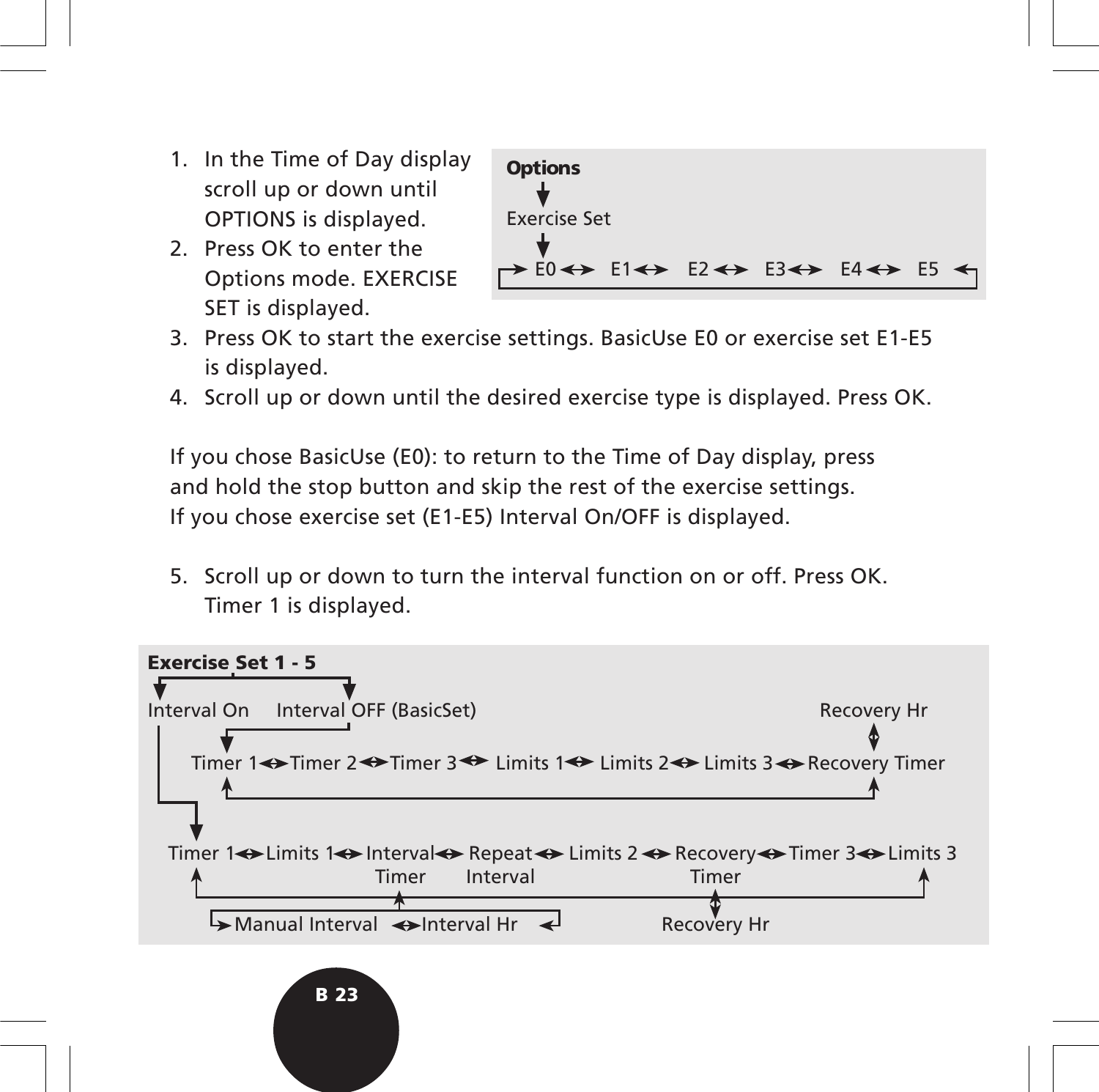1. In the Time of Day display scroll up or down until OPTIONS is displayed.
2. Press OK to enter the Options mode. EXERCISE SET is displayed.

**Options**

Exercise Set

E0 ↔ E1 ↔ E2 ↔ E3 ↔ E4 ↔ E5

3. Press OK to start the exercise settings. BasicUse E0 or exercise set E1-E5 is displayed.
4. Scroll up or down until the desired exercise type is displayed. Press OK.

If you chose BasicUse (E0): to return to the Time of Day display, press and hold the stop button and skip the rest of the exercise settings.
If you chose exercise set (E1-E5) Interval On/OFF is displayed.

5. Scroll up or down to turn the interval function on or off. Press OK. Timer 1 is displayed.

**Exercise Set 1 - 5**

Interval On     Interval OFF (BasicSet)     Recovery Hr

Timer 1 ↔ Timer 2 ↔ Timer 3 ↔ Limits 1 ↔ Limits 2 ↔ Limits 3 ↔ Recovery Timer

Timer 1 ↔ Limits 1 ↔ Interval Timer ↔ Repeat Interval ↔ Limits 2 ↔ Recovery Timer ↔ Timer 3 ↔ Limits 3

Manual Interval ↔ Interval Hr     Recovery Hr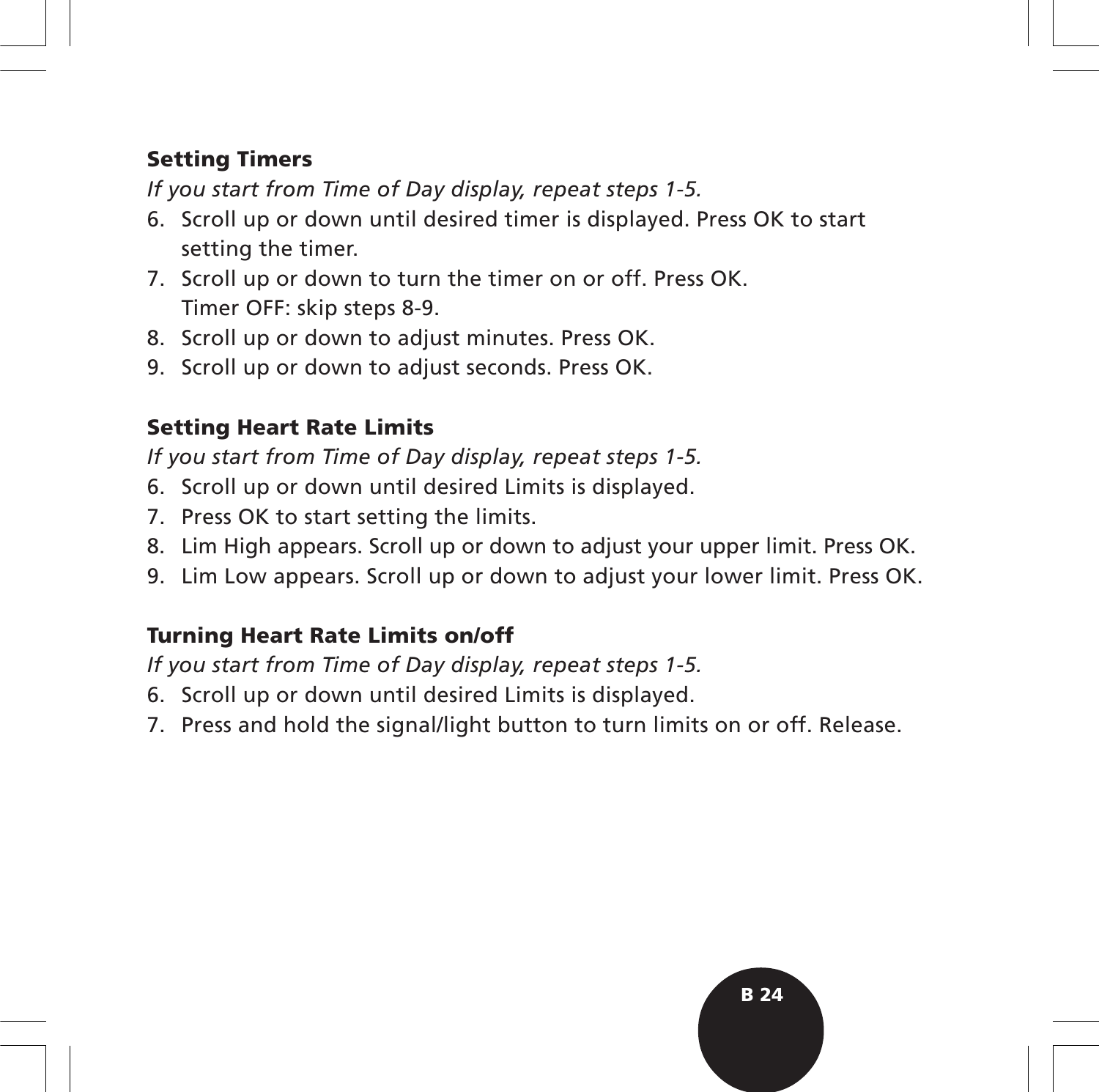### Setting Timers

*If you start from Time of Day display, repeat steps 1-5.*

6. Scroll up or down until desired timer is displayed. Press OK to start setting the timer.
7. Scroll up or down to turn the timer on or off. Press OK.
   Timer OFF: skip steps 8-9.
8. Scroll up or down to adjust minutes. Press OK.
9. Scroll up or down to adjust seconds. Press OK.

### Setting Heart Rate Limits

*If you start from Time of Day display, repeat steps 1-5.*

6. Scroll up or down until desired Limits is displayed.
7. Press OK to start setting the limits.
8. Lim High appears. Scroll up or down to adjust your upper limit. Press OK.
9. Lim Low appears. Scroll up or down to adjust your lower limit. Press OK.

### Turning Heart Rate Limits on/off

*If you start from Time of Day display, repeat steps 1-5.*

6. Scroll up or down until desired Limits is displayed.
7. Press and hold the signal/light button to turn limits on or off. Release.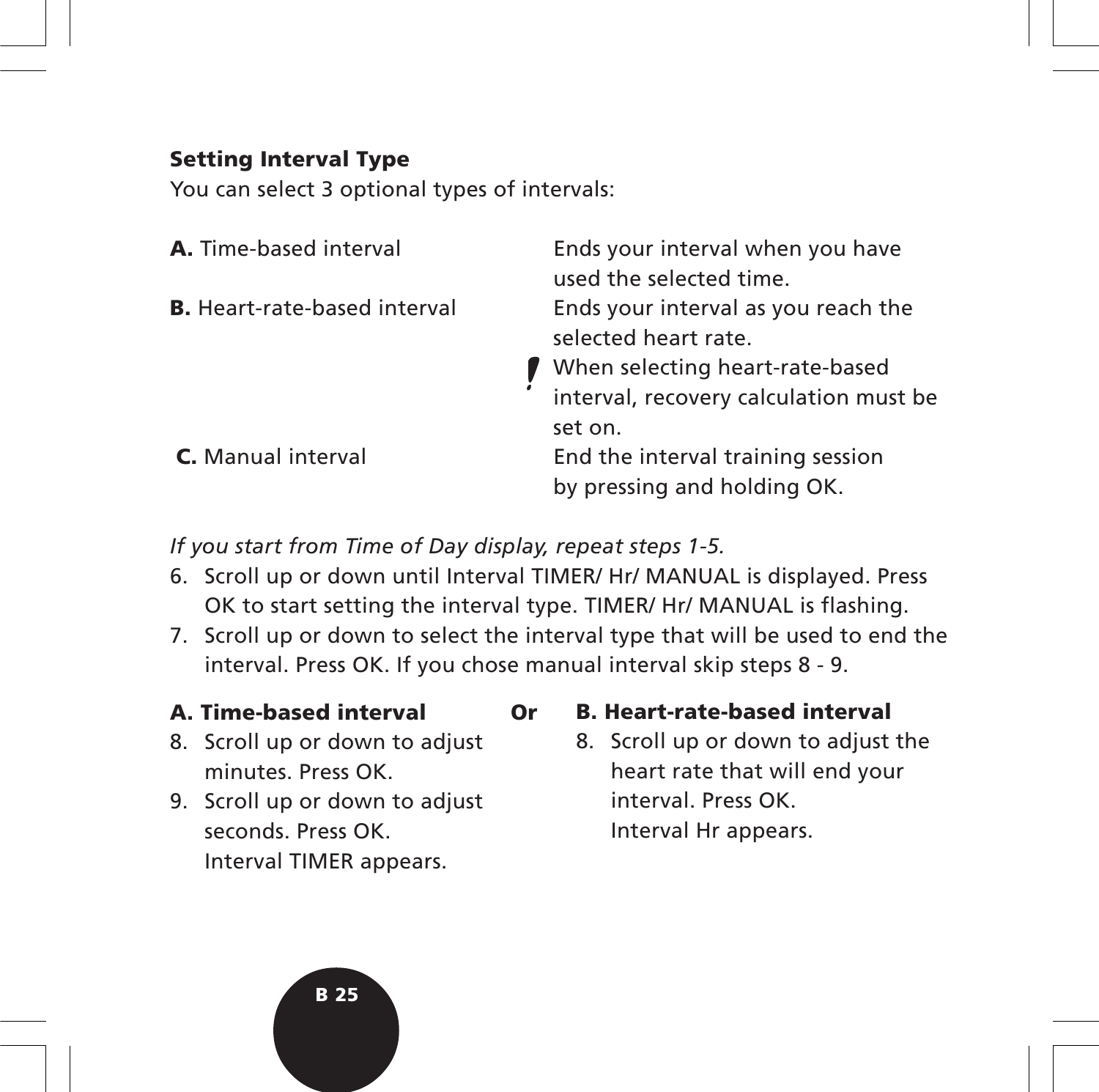### Setting Interval Type

You can select 3 optional types of intervals:

| | |
|---|---|
| **A.** Time-based interval | Ends your interval when you have used the selected time. |
| **B.** Heart-rate-based interval | Ends your interval as you reach the selected heart rate. ! When selecting heart-rate-based interval, recovery calculation must be set on. |
| **C.** Manual interval | End the interval training session by pressing and holding OK. |

*If you start from Time of Day display, repeat steps 1-5.*

6. Scroll up or down until Interval TIMER/ Hr/ MANUAL is displayed. Press OK to start setting the interval type. TIMER/ Hr/ MANUAL is flashing.
7. Scroll up or down to select the interval type that will be used to end the interval. Press OK. If you chose manual interval skip steps 8 - 9.

**A. Time-based interval**

8. Scroll up or down to adjust minutes. Press OK.
9. Scroll up or down to adjust seconds. Press OK. Interval TIMER appears.

**Or**

**B. Heart-rate-based interval**

8. Scroll up or down to adjust the heart rate that will end your interval. Press OK. Interval Hr appears.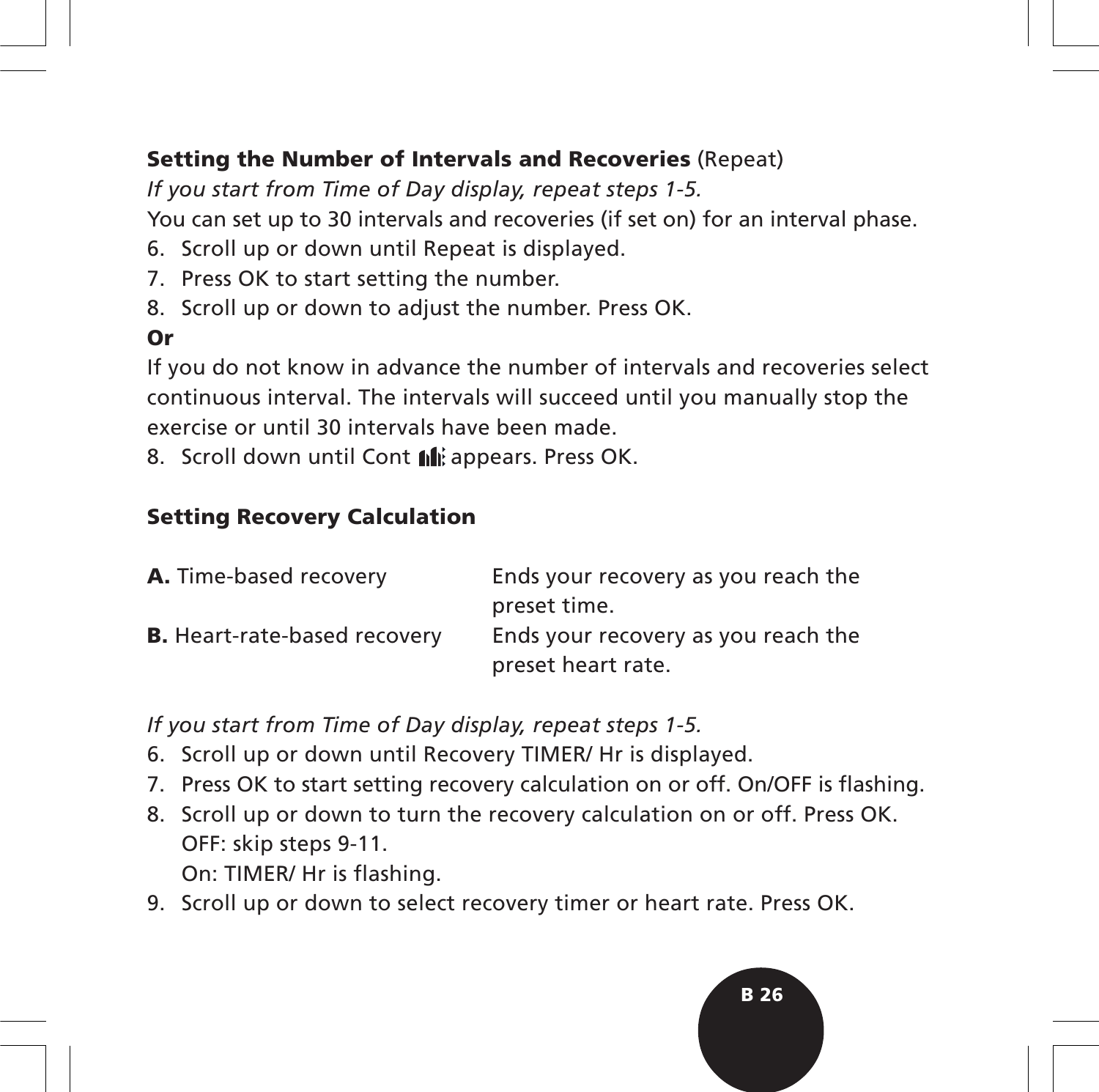**Setting the Number of Intervals and Recoveries** (Repeat)

*If you start from Time of Day display, repeat steps 1-5.*

You can set up to 30 intervals and recoveries (if set on) for an interval phase.

6. Scroll up or down until Repeat is displayed.
7. Press OK to start setting the number.
8. Scroll up or down to adjust the number. Press OK.

**Or**

If you do not know in advance the number of intervals and recoveries select continuous interval. The intervals will succeed until you manually stop the exercise or until 30 intervals have been made.

8. Scroll down until Cont appears. Press OK.

**Setting Recovery Calculation**

| | |
|---|---|
| **A.** Time-based recovery | Ends your recovery as you reach the preset time. |
| **B.** Heart-rate-based recovery | Ends your recovery as you reach the preset heart rate. |

*If you start from Time of Day display, repeat steps 1-5.*

6. Scroll up or down until Recovery TIMER/ Hr is displayed.
7. Press OK to start setting recovery calculation on or off. On/OFF is flashing.
8. Scroll up or down to turn the recovery calculation on or off. Press OK.
   OFF: skip steps 9-11.
   On: TIMER/ Hr is flashing.
9. Scroll up or down to select recovery timer or heart rate. Press OK.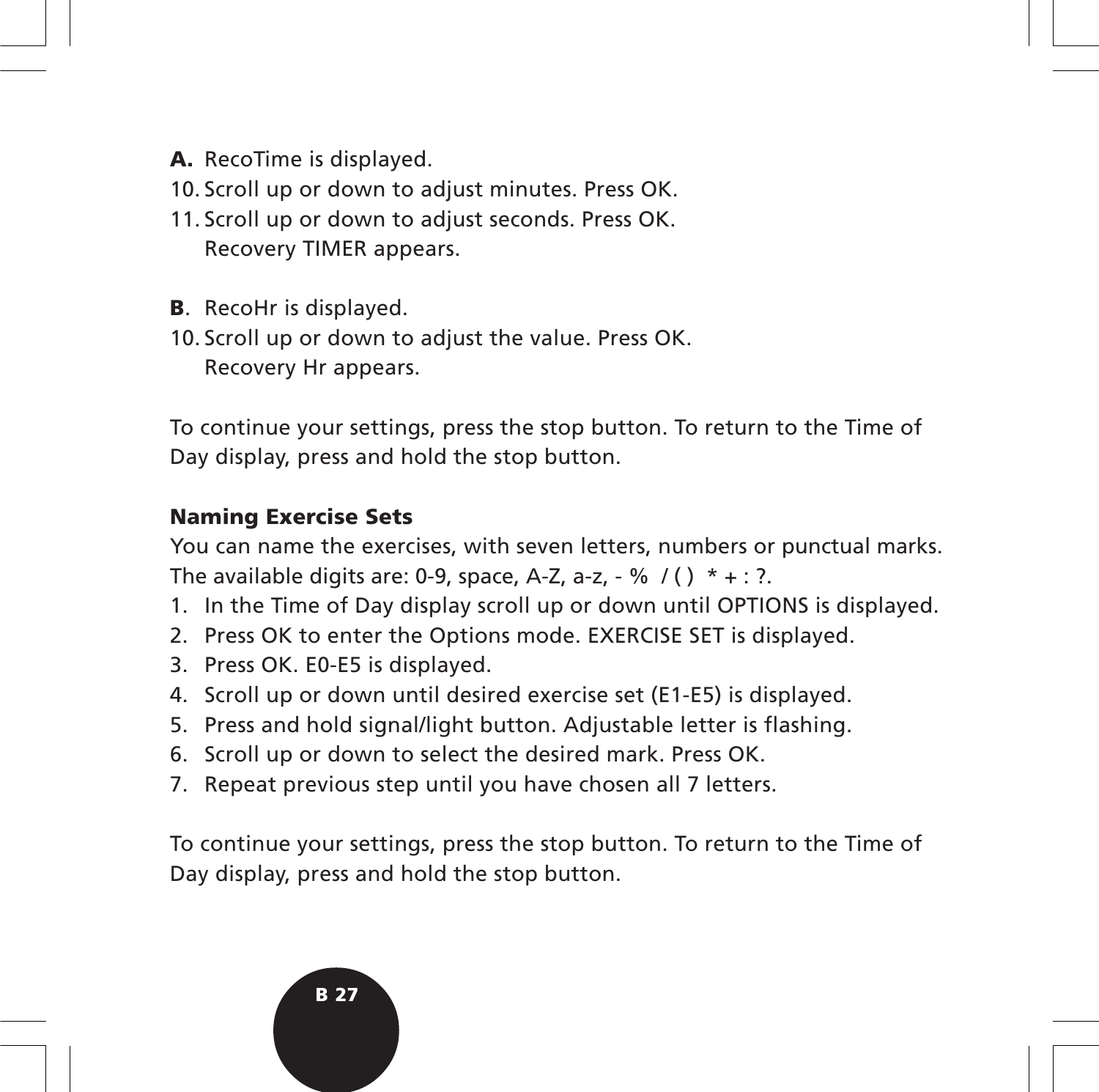**A.** RecoTime is displayed.

10. Scroll up or down to adjust minutes. Press OK.
11. Scroll up or down to adjust seconds. Press OK.
    Recovery TIMER appears.

**B**. RecoHr is displayed.

10. Scroll up or down to adjust the value. Press OK.
    Recovery Hr appears.

To continue your settings, press the stop button. To return to the Time of Day display, press and hold the stop button.

### Naming Exercise Sets

You can name the exercises, with seven letters, numbers or punctual marks. The available digits are: 0-9, space, A-Z, a-z, - %  / ( )  * + : ?.

1. In the Time of Day display scroll up or down until OPTIONS is displayed.
2. Press OK to enter the Options mode. EXERCISE SET is displayed.
3. Press OK. E0-E5 is displayed.
4. Scroll up or down until desired exercise set (E1-E5) is displayed.
5. Press and hold signal/light button. Adjustable letter is flashing.
6. Scroll up or down to select the desired mark. Press OK.
7. Repeat previous step until you have chosen all 7 letters.

To continue your settings, press the stop button. To return to the Time of Day display, press and hold the stop button.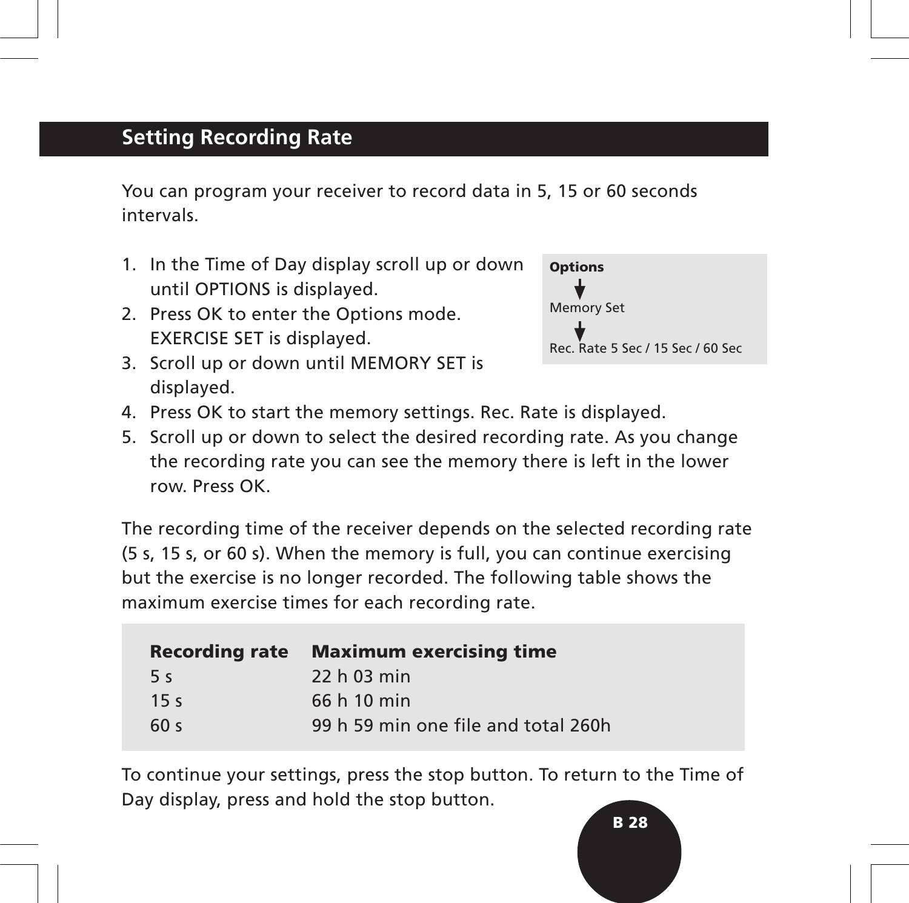## Setting Recording Rate

You can program your receiver to record data in 5, 15 or 60 seconds intervals.

1. In the Time of Day display scroll up or down until OPTIONS is displayed.
2. Press OK to enter the Options mode. EXERCISE SET is displayed.
3. Scroll up or down until MEMORY SET is displayed.
4. Press OK to start the memory settings. Rec. Rate is displayed.
5. Scroll up or down to select the desired recording rate. As you change the recording rate you can see the memory there is left in the lower row. Press OK.

**Options**

↓

Memory Set

↓

Rec. Rate 5 Sec / 15 Sec / 60 Sec

The recording time of the receiver depends on the selected recording rate (5 s, 15 s, or 60 s). When the memory is full, you can continue exercising but the exercise is no longer recorded. The following table shows the maximum exercise times for each recording rate.

| Recording rate | Maximum exercising time |
|---|---|
| 5 s | 22 h 03 min |
| 15 s | 66 h 10 min |
| 60 s | 99 h 59 min one file and total 260h |

To continue your settings, press the stop button. To return to the Time of Day display, press and hold the stop button.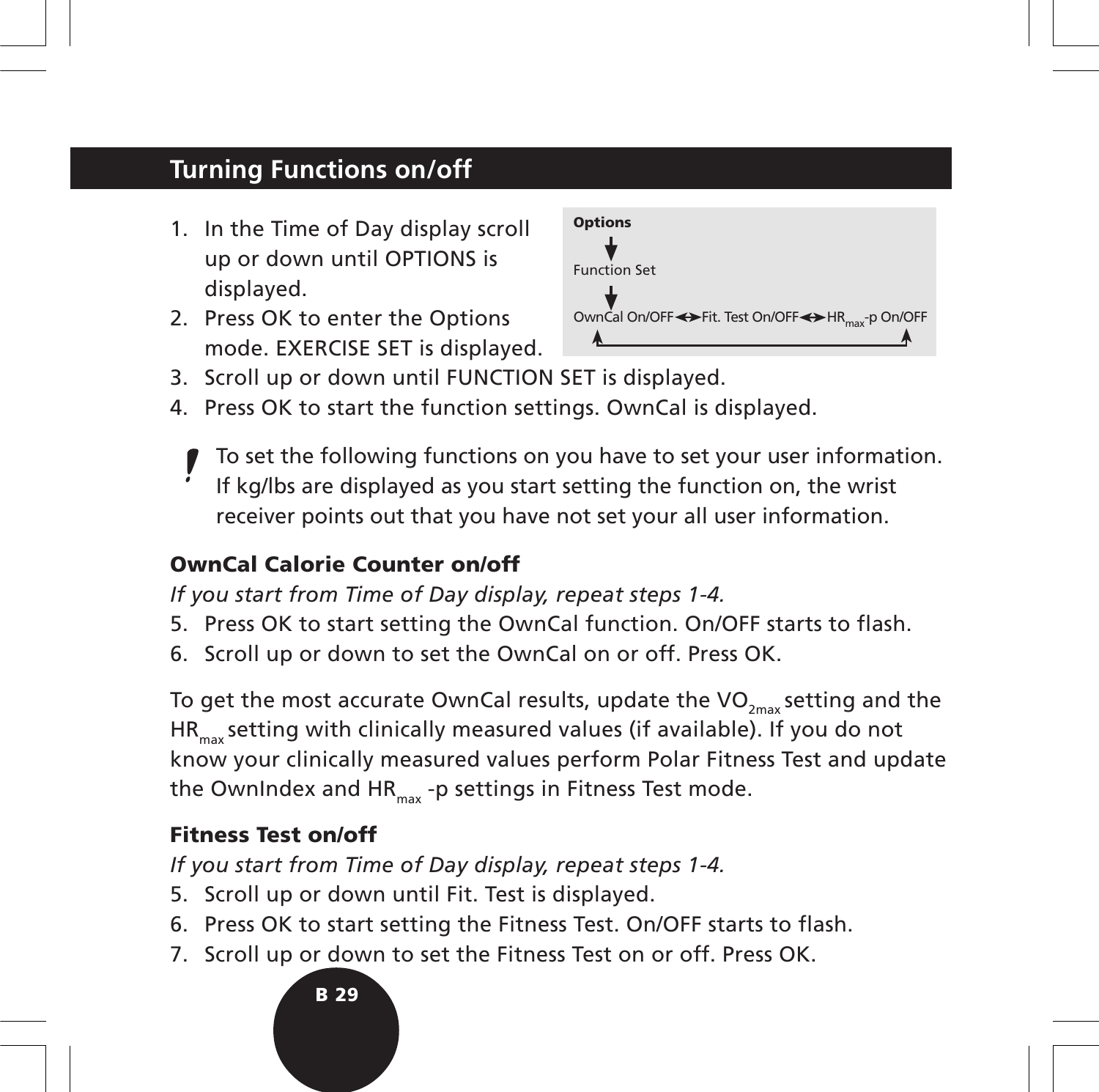## Turning Functions on/off

1. In the Time of Day display scroll up or down until OPTIONS is displayed.
2. Press OK to enter the Options mode. EXERCISE SET is displayed.
3. Scroll up or down until FUNCTION SET is displayed.
4. Press OK to start the function settings. OwnCal is displayed.

**Options**
↓
Function Set
↓
OwnCal On/OFF ◄► Fit. Test On/OFF ◄► $HR_{max}$-p On/OFF

! To set the following functions on you have to set your user information. If kg/lbs are displayed as you start setting the function on, the wrist receiver points out that you have not set your all user information.

### OwnCal Calorie Counter on/off

*If you start from Time of Day display, repeat steps 1-4.*

5. Press OK to start setting the OwnCal function. On/OFF starts to flash.
6. Scroll up or down to set the OwnCal on or off. Press OK.

To get the most accurate OwnCal results, update the $VO_{2max}$ setting and the $HR_{max}$ setting with clinically measured values (if available). If you do not know your clinically measured values perform Polar Fitness Test and update the OwnIndex and $HR_{max}$ -p settings in Fitness Test mode.

### Fitness Test on/off

*If you start from Time of Day display, repeat steps 1-4.*

5. Scroll up or down until Fit. Test is displayed.
6. Press OK to start setting the Fitness Test. On/OFF starts to flash.
7. Scroll up or down to set the Fitness Test on or off. Press OK.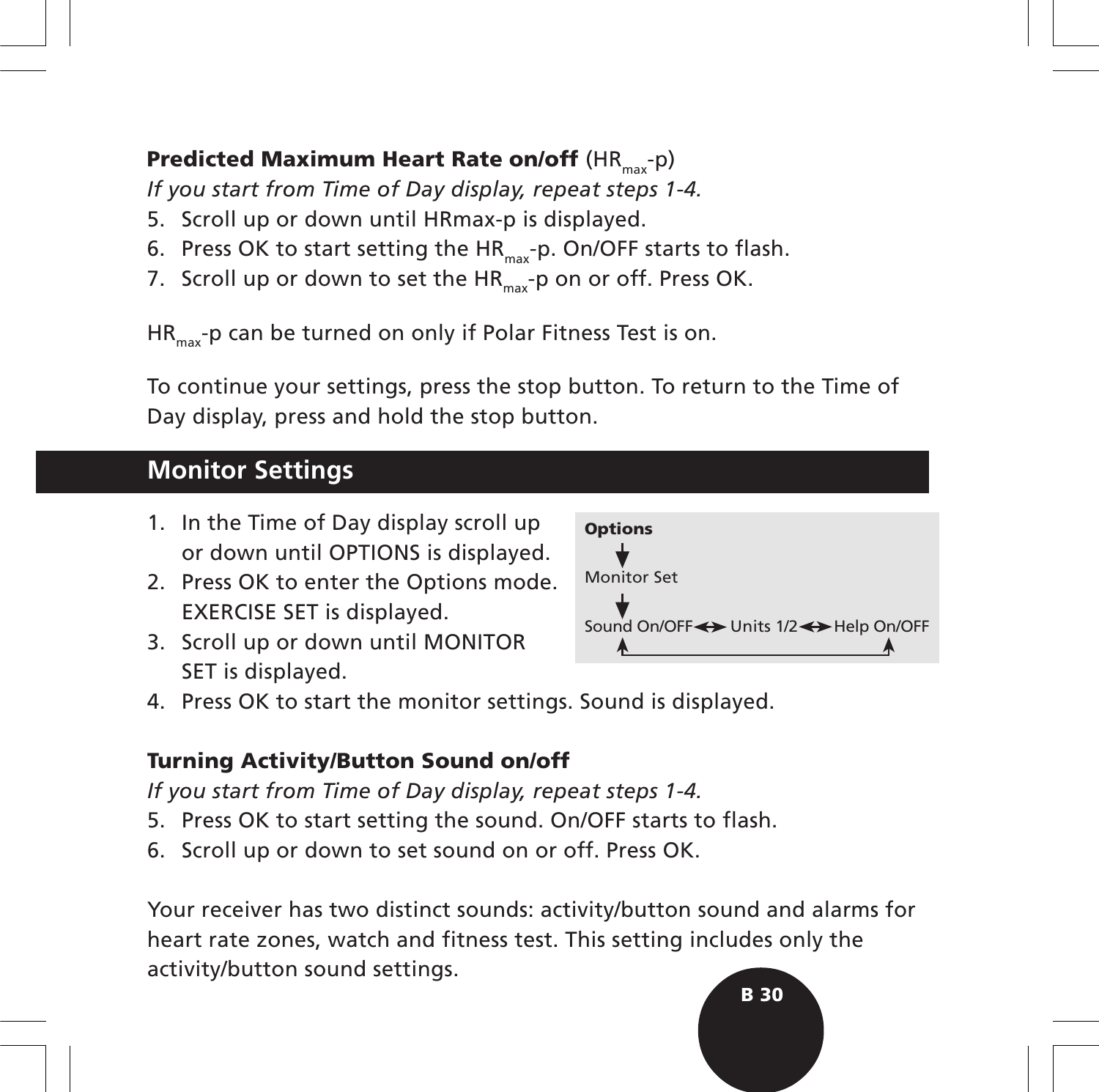**Predicted Maximum Heart Rate on/off** ($HR_{max}$-p)

*If you start from Time of Day display, repeat steps 1-4.*

5. Scroll up or down until HRmax-p is displayed.
6. Press OK to start setting the $HR_{max}$-p. On/OFF starts to flash.
7. Scroll up or down to set the $HR_{max}$-p on or off. Press OK.

$HR_{max}$-p can be turned on only if Polar Fitness Test is on.

To continue your settings, press the stop button. To return to the Time of Day display, press and hold the stop button.

## Monitor Settings

1. In the Time of Day display scroll up or down until OPTIONS is displayed.
2. Press OK to enter the Options mode. EXERCISE SET is displayed.
3. Scroll up or down until MONITOR SET is displayed.
4. Press OK to start the monitor settings. Sound is displayed.

**Options**
↓
Monitor Set
↓
Sound On/OFF ↔ Units 1/2 ↔ Help On/OFF

**Turning Activity/Button Sound on/off**

*If you start from Time of Day display, repeat steps 1-4.*

5. Press OK to start setting the sound. On/OFF starts to flash.
6. Scroll up or down to set sound on or off. Press OK.

Your receiver has two distinct sounds: activity/button sound and alarms for heart rate zones, watch and fitness test. This setting includes only the activity/button sound settings.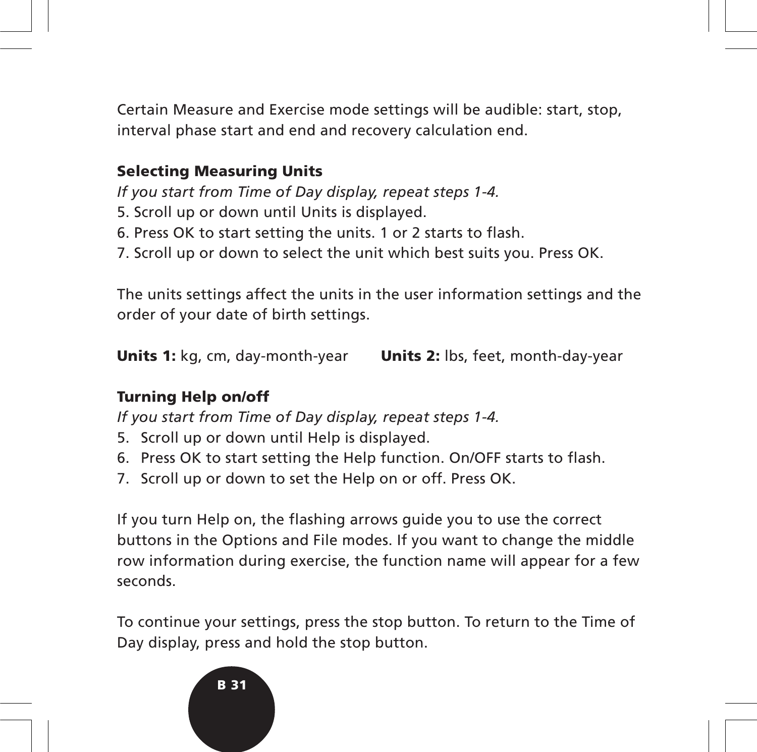Certain Measure and Exercise mode settings will be audible: start, stop, interval phase start and end and recovery calculation end.

### Selecting Measuring Units

*If you start from Time of Day display, repeat steps 1-4.*

5. Scroll up or down until Units is displayed.
6. Press OK to start setting the units. 1 or 2 starts to flash.
7. Scroll up or down to select the unit which best suits you. Press OK.

The units settings affect the units in the user information settings and the order of your date of birth settings.

**Units 1:** kg, cm, day-month-year **Units 2:** lbs, feet, month-day-year

### Turning Help on/off

*If you start from Time of Day display, repeat steps 1-4.*

5. Scroll up or down until Help is displayed.
6. Press OK to start setting the Help function. On/OFF starts to flash.
7. Scroll up or down to set the Help on or off. Press OK.

If you turn Help on, the flashing arrows guide you to use the correct buttons in the Options and File modes. If you want to change the middle row information during exercise, the function name will appear for a few seconds.

To continue your settings, press the stop button. To return to the Time of Day display, press and hold the stop button.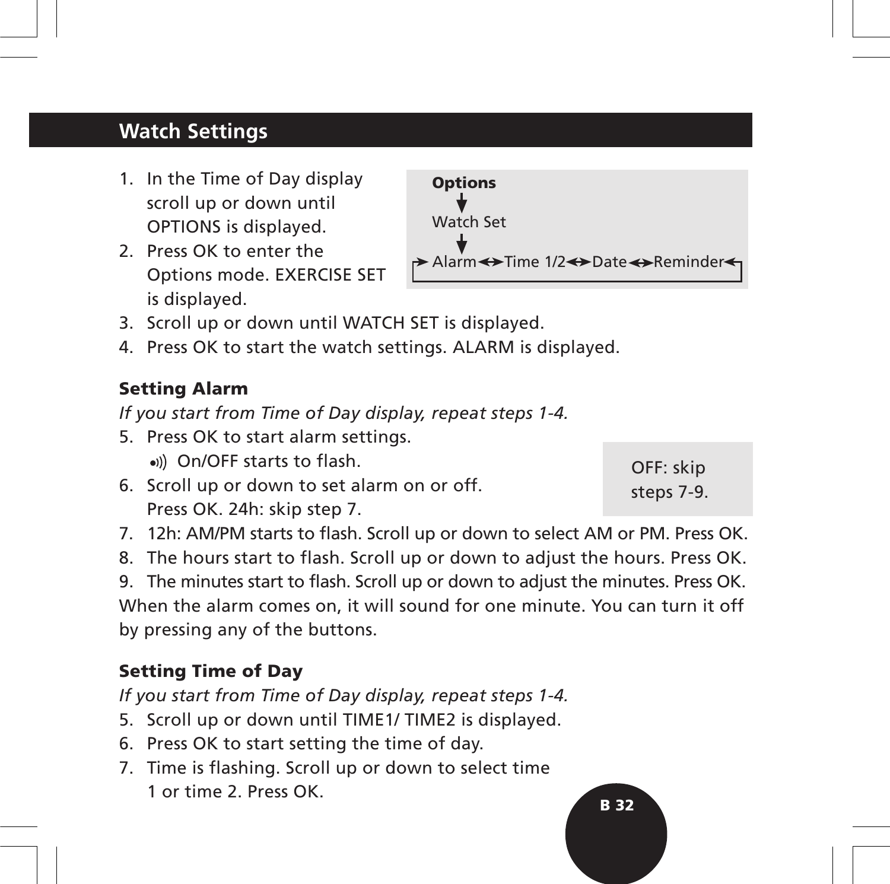## Watch Settings

1. In the Time of Day display scroll up or down until OPTIONS is displayed.
2. Press OK to enter the Options mode. EXERCISE SET is displayed.
3. Scroll up or down until WATCH SET is displayed.
4. Press OK to start the watch settings. ALARM is displayed.

**Options**
↓
Watch Set
↓
→ Alarm ↔ Time 1/2 ↔ Date ↔ Reminder ←

### Setting Alarm

*If you start from Time of Day display, repeat steps 1-4.*

5. Press OK to start alarm settings.
   •))) On/OFF starts to flash.
6. Scroll up or down to set alarm on or off.
   Press OK. 24h: skip step 7.
7. 12h: AM/PM starts to flash. Scroll up or down to select AM or PM. Press OK.
8. The hours start to flash. Scroll up or down to adjust the hours. Press OK.
9. The minutes start to flash. Scroll up or down to adjust the minutes. Press OK.

OFF: skip steps 7-9.

When the alarm comes on, it will sound for one minute. You can turn it off by pressing any of the buttons.

### Setting Time of Day

*If you start from Time of Day display, repeat steps 1-4.*

5. Scroll up or down until TIME1/ TIME2 is displayed.
6. Press OK to start setting the time of day.
7. Time is flashing. Scroll up or down to select time 1 or time 2. Press OK.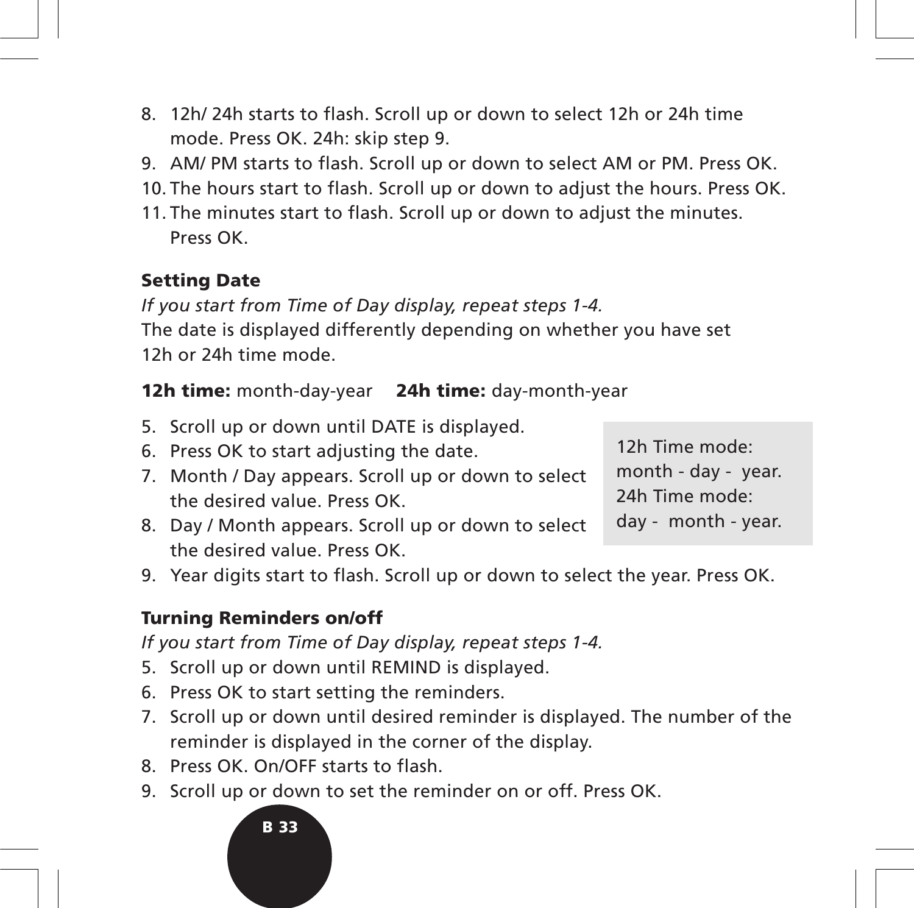8. 12h/ 24h starts to flash. Scroll up or down to select 12h or 24h time mode. Press OK. 24h: skip step 9.
9. AM/ PM starts to flash. Scroll up or down to select AM or PM. Press OK.
10. The hours start to flash. Scroll up or down to adjust the hours. Press OK.
11. The minutes start to flash. Scroll up or down to adjust the minutes. Press OK.

### Setting Date

*If you start from Time of Day display, repeat steps 1-4.*
The date is displayed differently depending on whether you have set 12h or 24h time mode.

**12h time:** month-day-year **24h time:** day-month-year

5. Scroll up or down until DATE is displayed.
6. Press OK to start adjusting the date.
7. Month / Day appears. Scroll up or down to select the desired value. Press OK.
8. Day / Month appears. Scroll up or down to select the desired value. Press OK.
9. Year digits start to flash. Scroll up or down to select the year. Press OK.

12h Time mode:
month - day - year.
24h Time mode:
day - month - year.

### Turning Reminders on/off

*If you start from Time of Day display, repeat steps 1-4.*

5. Scroll up or down until REMIND is displayed.
6. Press OK to start setting the reminders.
7. Scroll up or down until desired reminder is displayed. The number of the reminder is displayed in the corner of the display.
8. Press OK. On/OFF starts to flash.
9. Scroll up or down to set the reminder on or off. Press OK.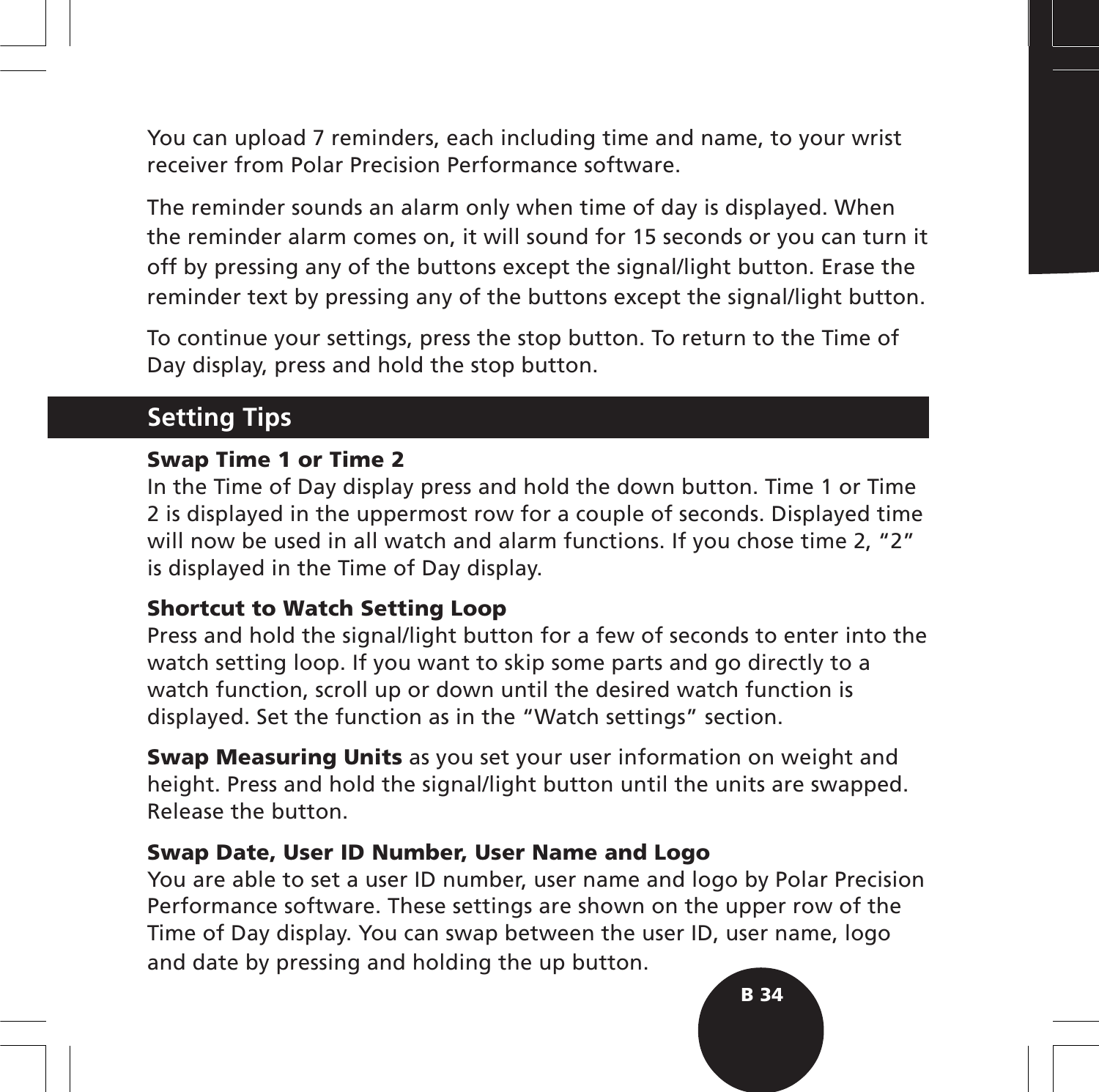You can upload 7 reminders, each including time and name, to your wrist receiver from Polar Precision Performance software.

The reminder sounds an alarm only when time of day is displayed. When the reminder alarm comes on, it will sound for 15 seconds or you can turn it off by pressing any of the buttons except the signal/light button. Erase the reminder text by pressing any of the buttons except the signal/light button.

To continue your settings, press the stop button. To return to the Time of Day display, press and hold the stop button.

## Setting Tips

**Swap Time 1 or Time 2**
In the Time of Day display press and hold the down button. Time 1 or Time 2 is displayed in the uppermost row for a couple of seconds. Displayed time will now be used in all watch and alarm functions. If you chose time 2, “2” is displayed in the Time of Day display.

**Shortcut to Watch Setting Loop**
Press and hold the signal/light button for a few of seconds to enter into the watch setting loop. If you want to skip some parts and go directly to a watch function, scroll up or down until the desired watch function is displayed. Set the function as in the “Watch settings” section.

**Swap Measuring Units** as you set your user information on weight and height. Press and hold the signal/light button until the units are swapped. Release the button.

**Swap Date, User ID Number, User Name and Logo**
You are able to set a user ID number, user name and logo by Polar Precision Performance software. These settings are shown on the upper row of the Time of Day display. You can swap between the user ID, user name, logo and date by pressing and holding the up button.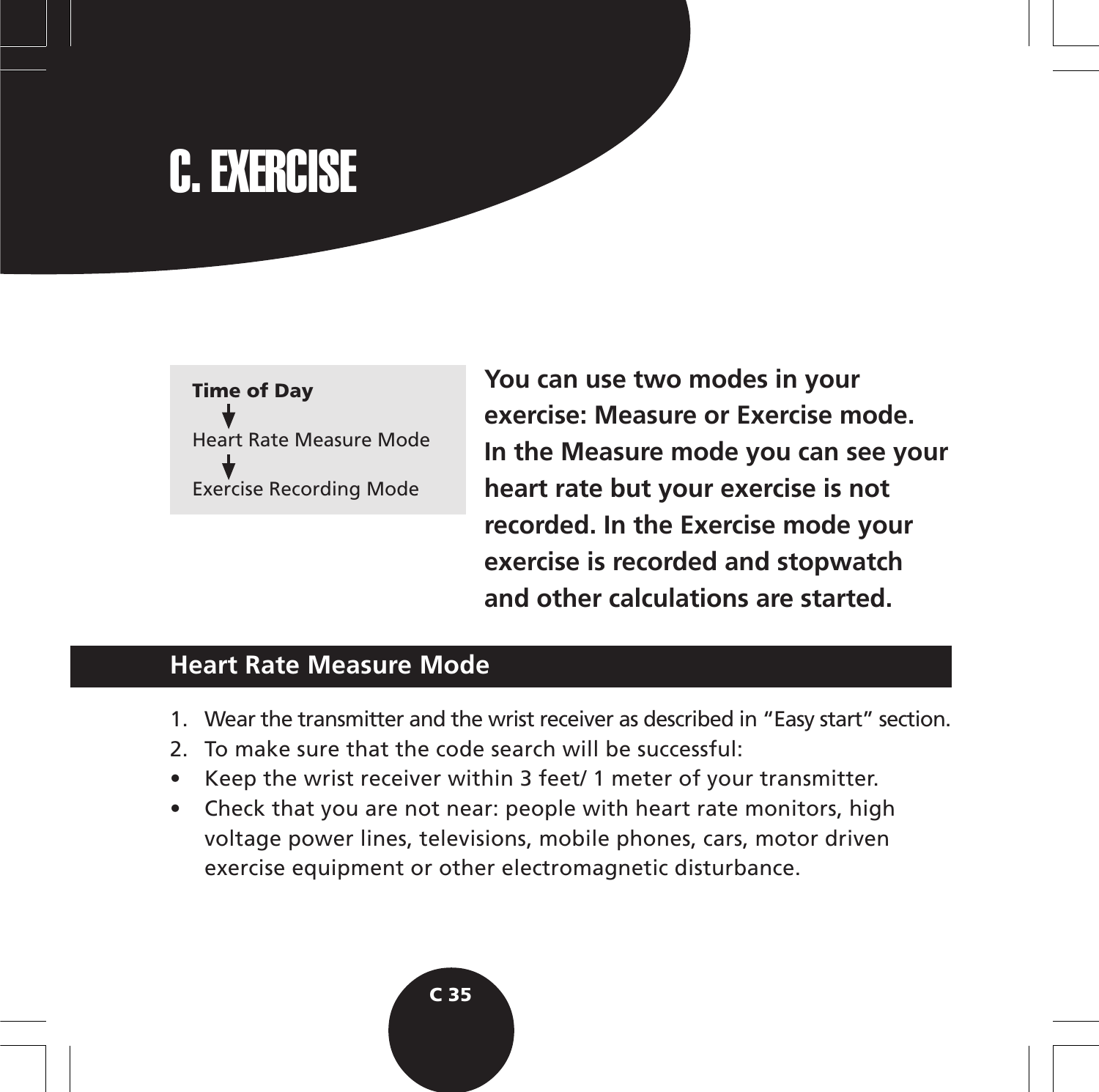# C. EXERCISE

**Time of Day**

↓

Heart Rate Measure Mode

↓

Exercise Recording Mode

**You can use two modes in your exercise: Measure or Exercise mode. In the Measure mode you can see your heart rate but your exercise is not recorded. In the Exercise mode your exercise is recorded and stopwatch and other calculations are started.**

## Heart Rate Measure Mode

1. Wear the transmitter and the wrist receiver as described in “Easy start” section.
2. To make sure that the code search will be successful:

- Keep the wrist receiver within 3 feet/ 1 meter of your transmitter.
- Check that you are not near: people with heart rate monitors, high voltage power lines, televisions, mobile phones, cars, motor driven exercise equipment or other electromagnetic disturbance.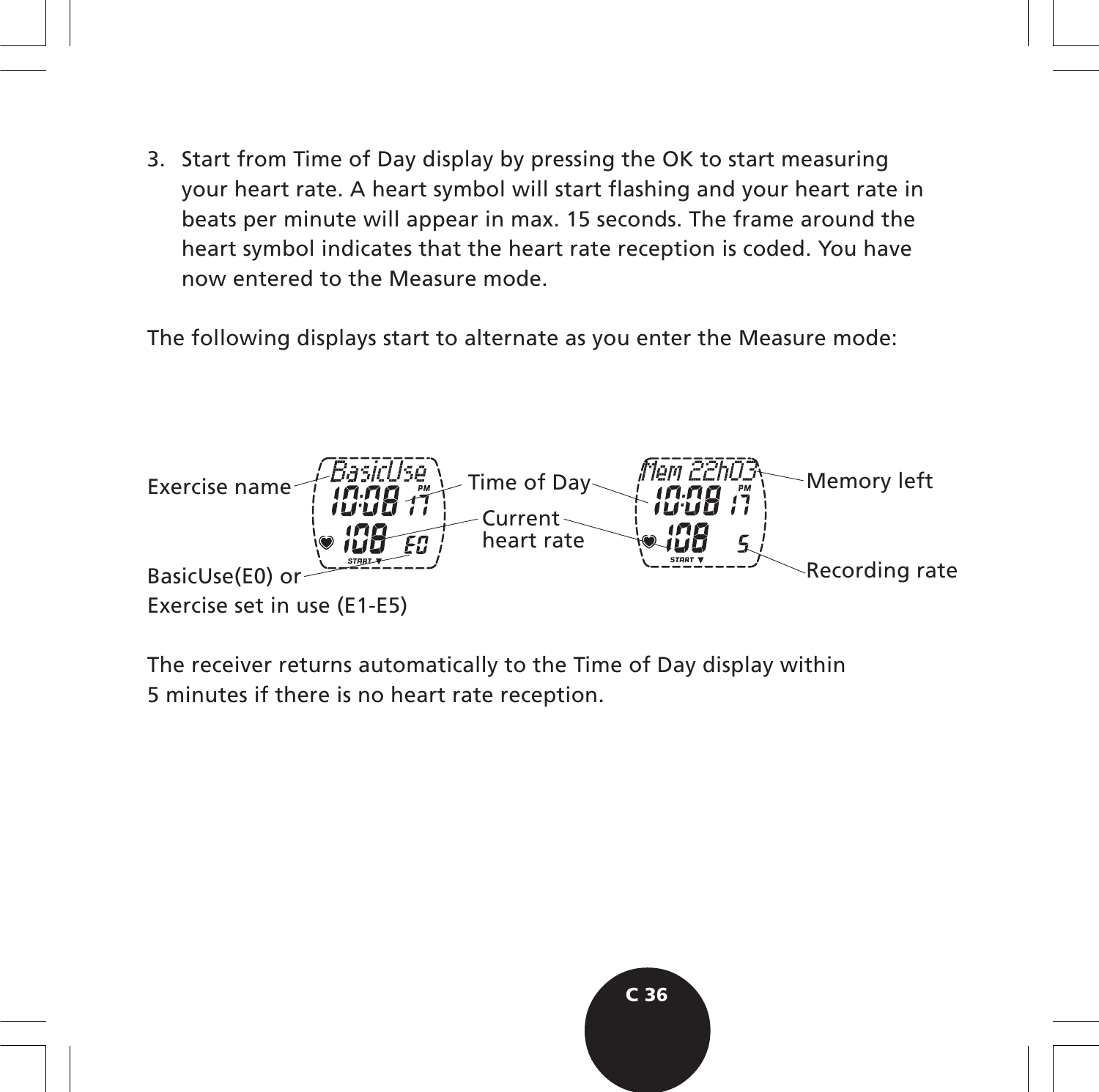3. Start from Time of Day display by pressing the OK to start measuring your heart rate. A heart symbol will start flashing and your heart rate in beats per minute will appear in max. 15 seconds. The frame around the heart symbol indicates that the heart rate reception is coded. You have now entered to the Measure mode.

The following displays start to alternate as you enter the Measure mode:

Exercise name

Time of Day

Current heart rate

Memory left

Recording rate

BasicUse(E0) or Exercise set in use (E1-E5)

The receiver returns automatically to the Time of Day display within 5 minutes if there is no heart rate reception.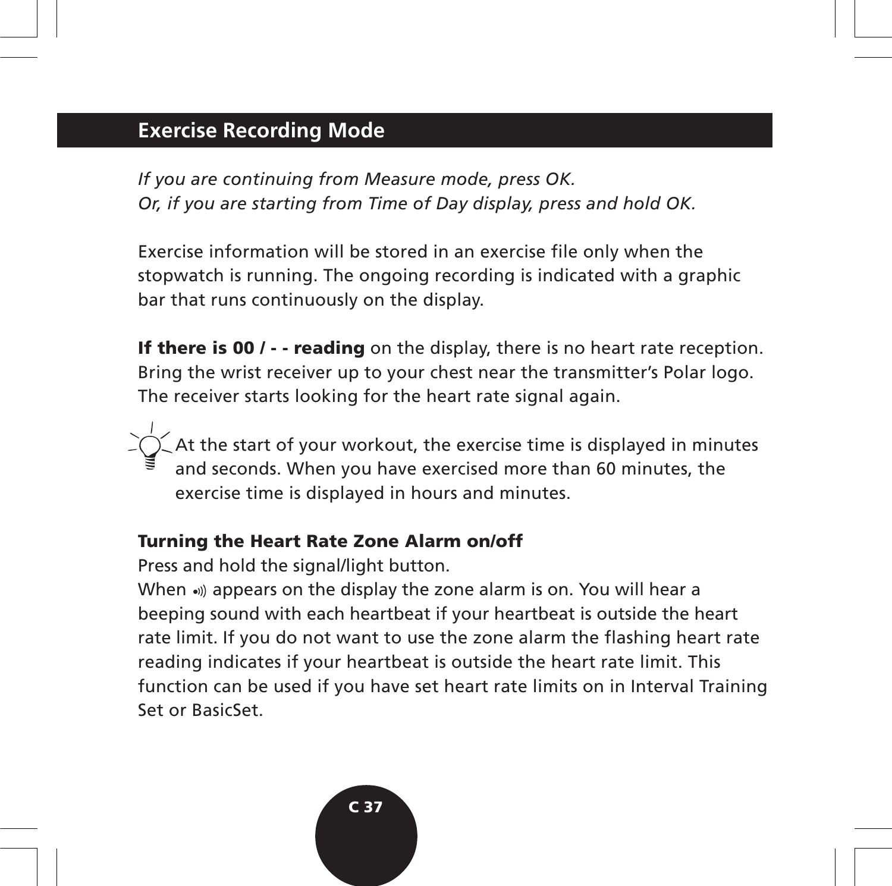## Exercise Recording Mode

*If you are continuing from Measure mode, press OK.*
*Or, if you are starting from Time of Day display, press and hold OK.*

Exercise information will be stored in an exercise file only when the stopwatch is running. The ongoing recording is indicated with a graphic bar that runs continuously on the display.

**If there is 00 / - - reading** on the display, there is no heart rate reception. Bring the wrist receiver up to your chest near the transmitter's Polar logo. The receiver starts looking for the heart rate signal again.

At the start of your workout, the exercise time is displayed in minutes and seconds. When you have exercised more than 60 minutes, the exercise time is displayed in hours and minutes.

**Turning the Heart Rate Zone Alarm on/off**

Press and hold the signal/light button.
When •))) appears on the display the zone alarm is on. You will hear a beeping sound with each heartbeat if your heartbeat is outside the heart rate limit. If you do not want to use the zone alarm the flashing heart rate reading indicates if your heartbeat is outside the heart rate limit. This function can be used if you have set heart rate limits on in Interval Training Set or BasicSet.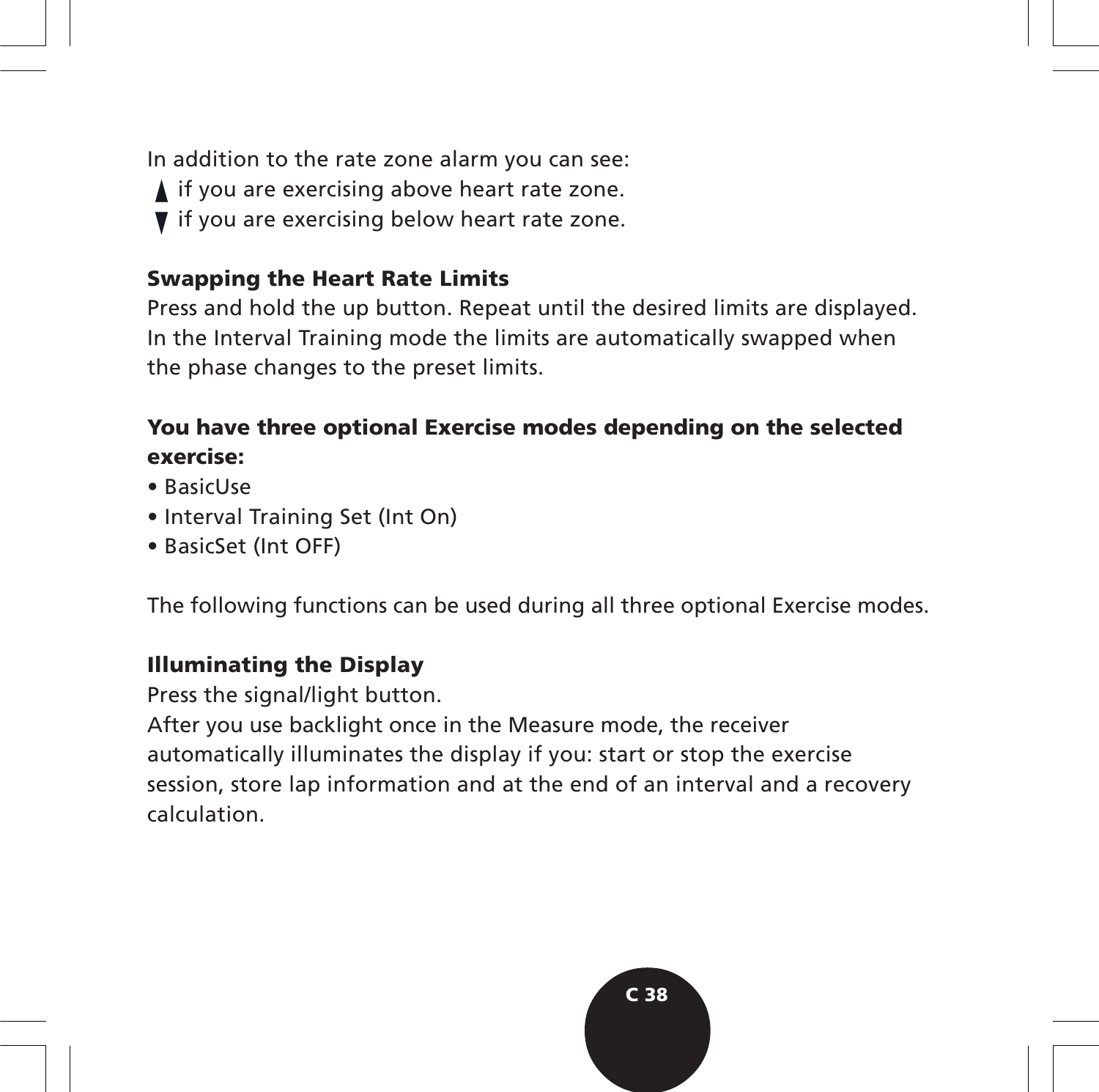In addition to the rate zone alarm you can see:

▲ if you are exercising above heart rate zone.

▼ if you are exercising below heart rate zone.

**Swapping the Heart Rate Limits**

Press and hold the up button. Repeat until the desired limits are displayed. In the Interval Training mode the limits are automatically swapped when the phase changes to the preset limits.

**You have three optional Exercise modes depending on the selected exercise:**

- BasicUse
- Interval Training Set (Int On)
- BasicSet (Int OFF)

The following functions can be used during all three optional Exercise modes.

**Illuminating the Display**

Press the signal/light button.

After you use backlight once in the Measure mode, the receiver automatically illuminates the display if you: start or stop the exercise session, store lap information and at the end of an interval and a recovery calculation.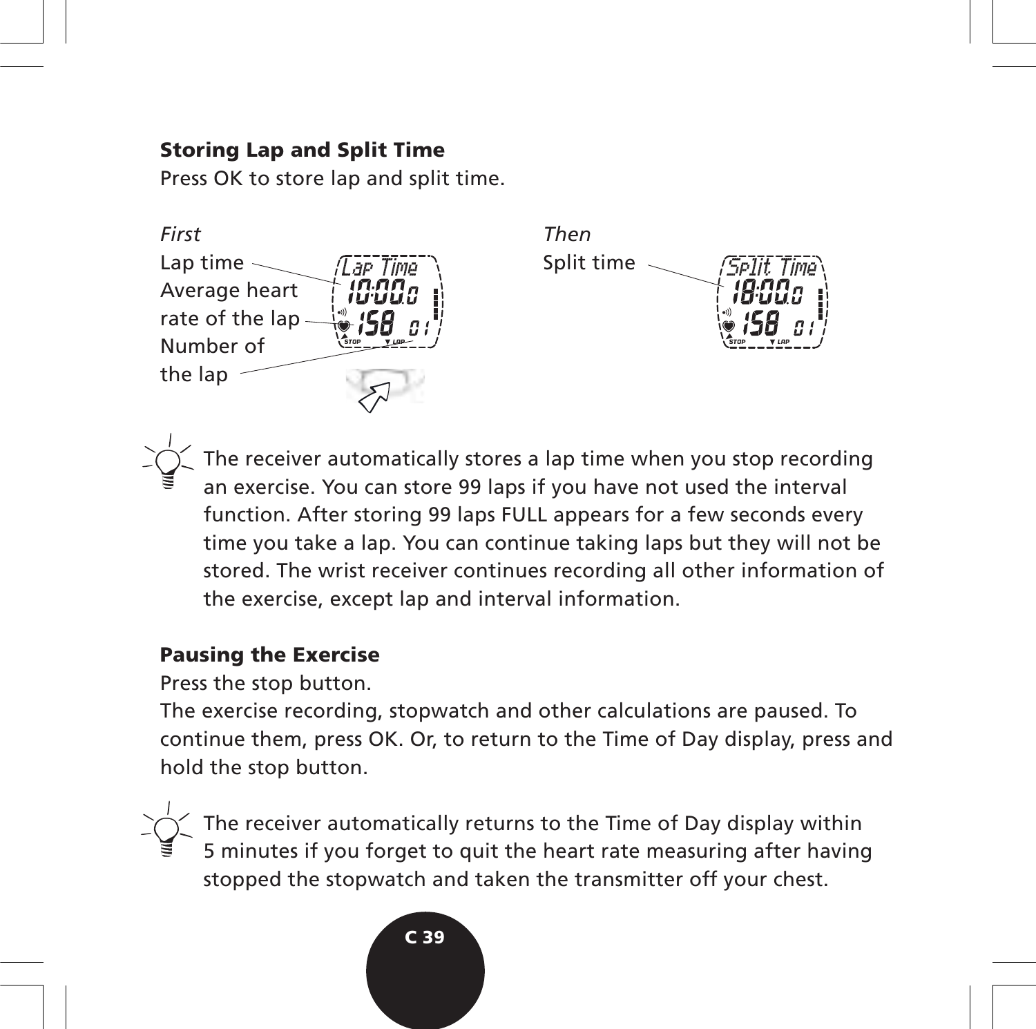### Storing Lap and Split Time

Press OK to store lap and split time.

*First*

Lap time

Average heart rate of the lap

Number of the lap

*Then*

Split time

The receiver automatically stores a lap time when you stop recording an exercise. You can store 99 laps if you have not used the interval function. After storing 99 laps FULL appears for a few seconds every time you take a lap. You can continue taking laps but they will not be stored. The wrist receiver continues recording all other information of the exercise, except lap and interval information.

### Pausing the Exercise

Press the stop button.

The exercise recording, stopwatch and other calculations are paused. To continue them, press OK. Or, to return to the Time of Day display, press and hold the stop button.

The receiver automatically returns to the Time of Day display within 5 minutes if you forget to quit the heart rate measuring after having stopped the stopwatch and taken the transmitter off your chest.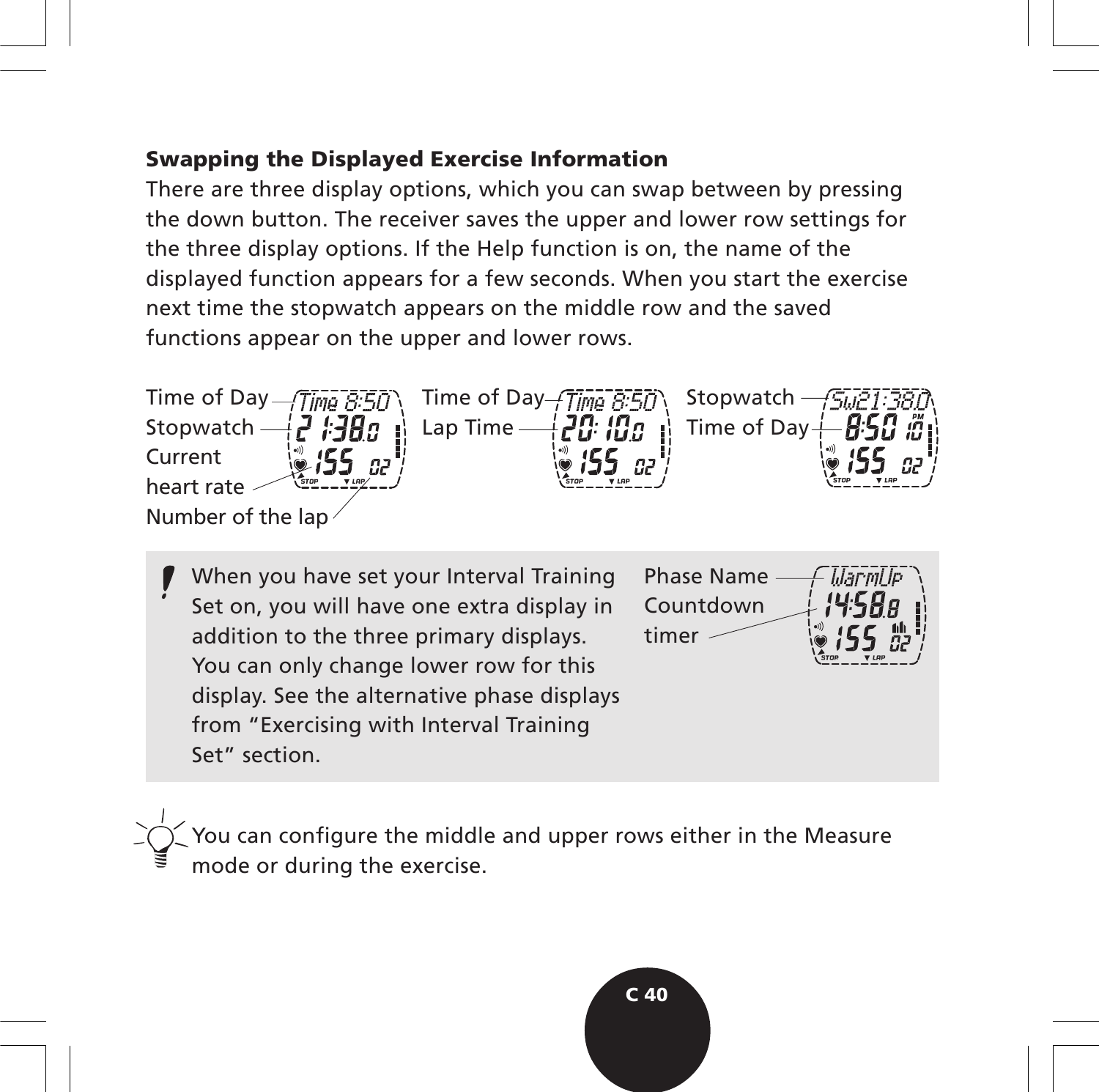### Swapping the Displayed Exercise Information

There are three display options, which you can swap between by pressing the down button. The receiver saves the upper and lower row settings for the three display options. If the Help function is on, the name of the displayed function appears for a few seconds. When you start the exercise next time the stopwatch appears on the middle row and the saved functions appear on the upper and lower rows.

Time of Day
Stopwatch
Current heart rate
Number of the lap

Time of Day
Lap Time

Stopwatch
Time of Day

When you have set your Interval Training Set on, you will have one extra display in addition to the three primary displays. You can only change lower row for this display. See the alternative phase displays from "Exercising with Interval Training Set" section.

Phase Name
Countdown timer

You can configure the middle and upper rows either in the Measure mode or during the exercise.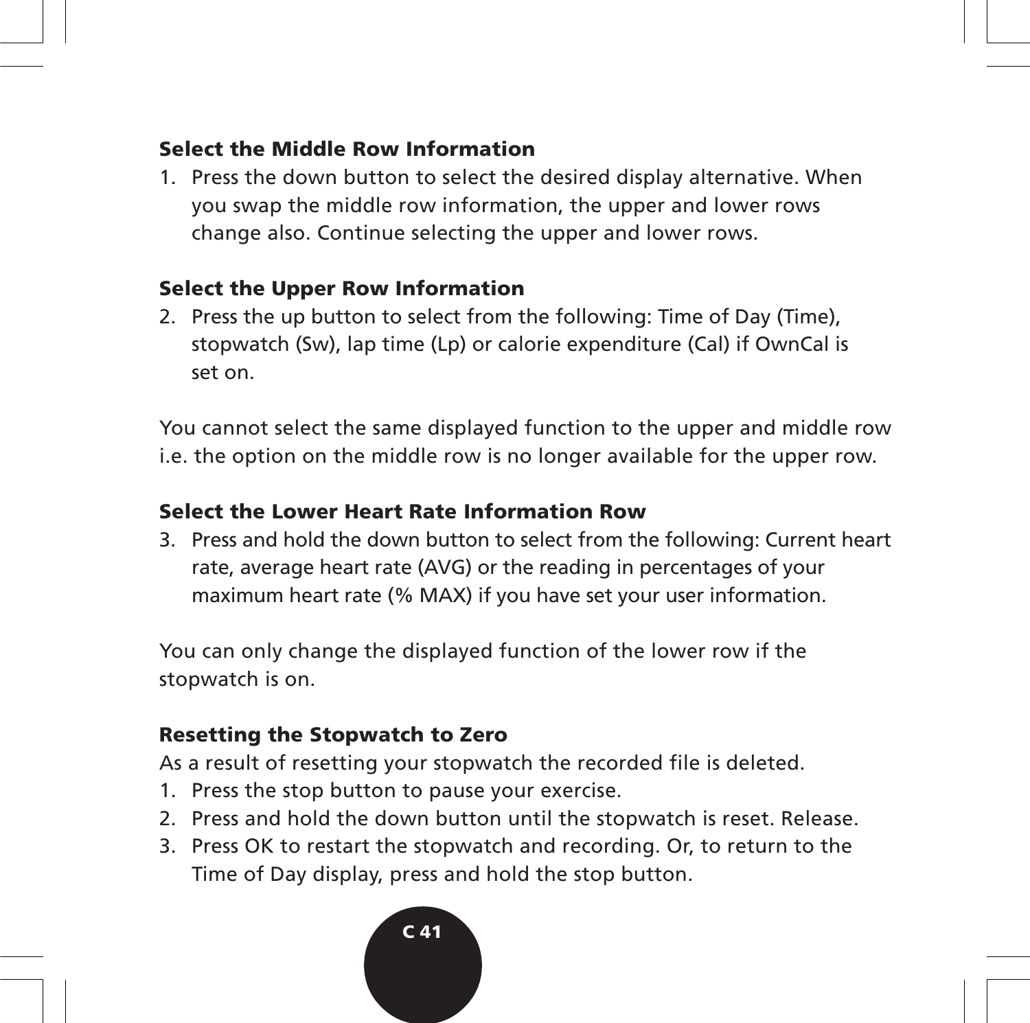### Select the Middle Row Information

1. Press the down button to select the desired display alternative. When you swap the middle row information, the upper and lower rows change also. Continue selecting the upper and lower rows.

### Select the Upper Row Information

2. Press the up button to select from the following: Time of Day (Time), stopwatch (Sw), lap time (Lp) or calorie expenditure (Cal) if OwnCal is set on.

You cannot select the same displayed function to the upper and middle row i.e. the option on the middle row is no longer available for the upper row.

### Select the Lower Heart Rate Information Row

3. Press and hold the down button to select from the following: Current heart rate, average heart rate (AVG) or the reading in percentages of your maximum heart rate (% MAX) if you have set your user information.

You can only change the displayed function of the lower row if the stopwatch is on.

### Resetting the Stopwatch to Zero

As a result of resetting your stopwatch the recorded file is deleted.

1. Press the stop button to pause your exercise.
2. Press and hold the down button until the stopwatch is reset. Release.
3. Press OK to restart the stopwatch and recording. Or, to return to the Time of Day display, press and hold the stop button.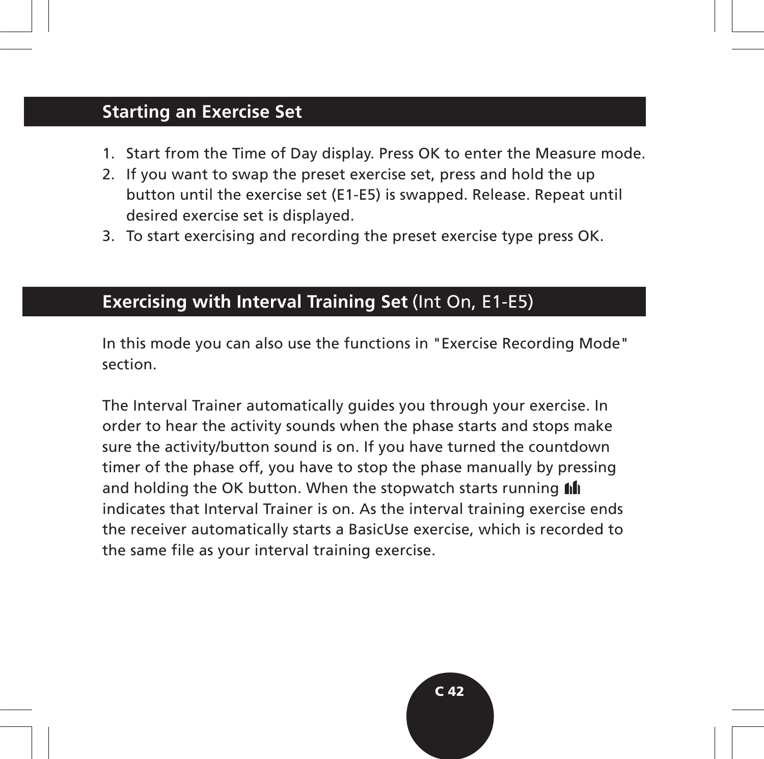## Starting an Exercise Set

1. Start from the Time of Day display. Press OK to enter the Measure mode.
2. If you want to swap the preset exercise set, press and hold the up button until the exercise set (E1-E5) is swapped. Release. Repeat until desired exercise set is displayed.
3. To start exercising and recording the preset exercise type press OK.

## Exercising with Interval Training Set (Int On, E1-E5)

In this mode you can also use the functions in "Exercise Recording Mode" section.

The Interval Trainer automatically guides you through your exercise. In order to hear the activity sounds when the phase starts and stops make sure the activity/button sound is on. If you have turned the countdown timer of the phase off, you have to stop the phase manually by pressing and holding the OK button. When the stopwatch starts running indicates that Interval Trainer is on. As the interval training exercise ends the receiver automatically starts a BasicUse exercise, which is recorded to the same file as your interval training exercise.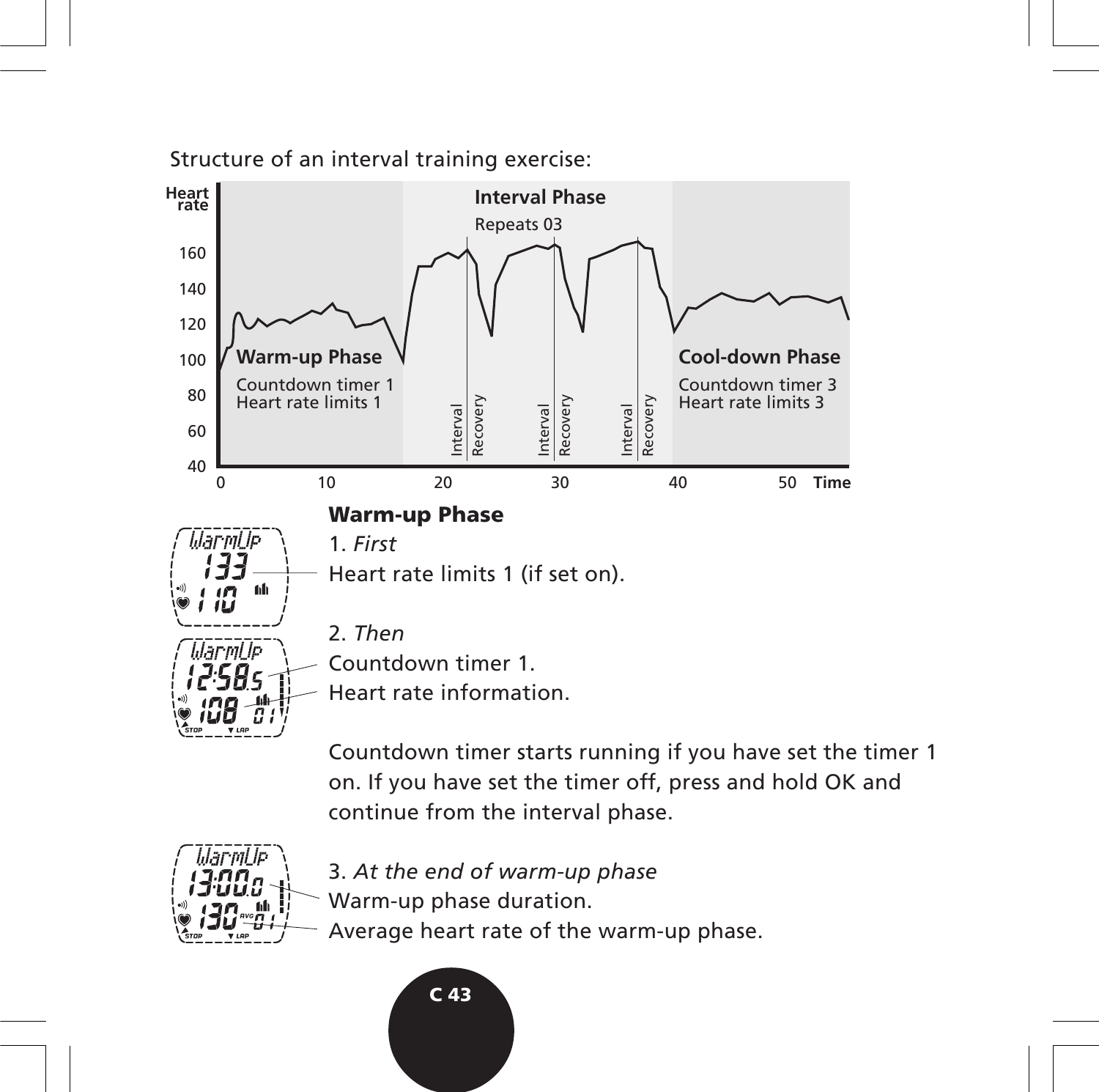Structure of an interval training exercise:

## Warm-up Phase

1. *First*

Heart rate limits 1 (if set on).

2. *Then*

Countdown timer 1.

Heart rate information.

Countdown timer starts running if you have set the timer 1 on. If you have set the timer off, press and hold OK and continue from the interval phase.

3. *At the end of warm-up phase*

Warm-up phase duration.

Average heart rate of the warm-up phase.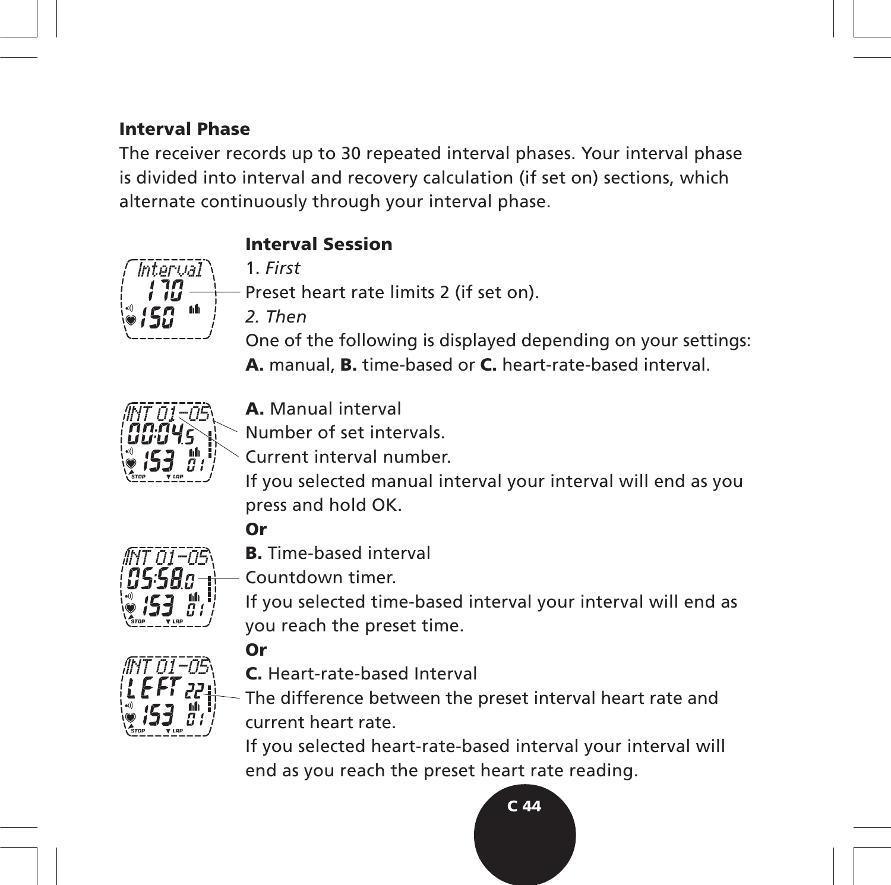## Interval Phase

The receiver records up to 30 repeated interval phases. Your interval phase is divided into interval and recovery calculation (if set on) sections, which alternate continuously through your interval phase.

### Interval Session

1. *First*

Preset heart rate limits 2 (if set on).

*2. Then*

One of the following is displayed depending on your settings:
**A.** manual, **B.** time-based or **C.** heart-rate-based interval.

**A.** Manual interval

Number of set intervals.

Current interval number.

If you selected manual interval your interval will end as you press and hold OK.

**Or**

**B.** Time-based interval

Countdown timer.

If you selected time-based interval your interval will end as you reach the preset time.

**Or**

**C.** Heart-rate-based Interval

The difference between the preset interval heart rate and current heart rate.

If you selected heart-rate-based interval your interval will end as you reach the preset heart rate reading.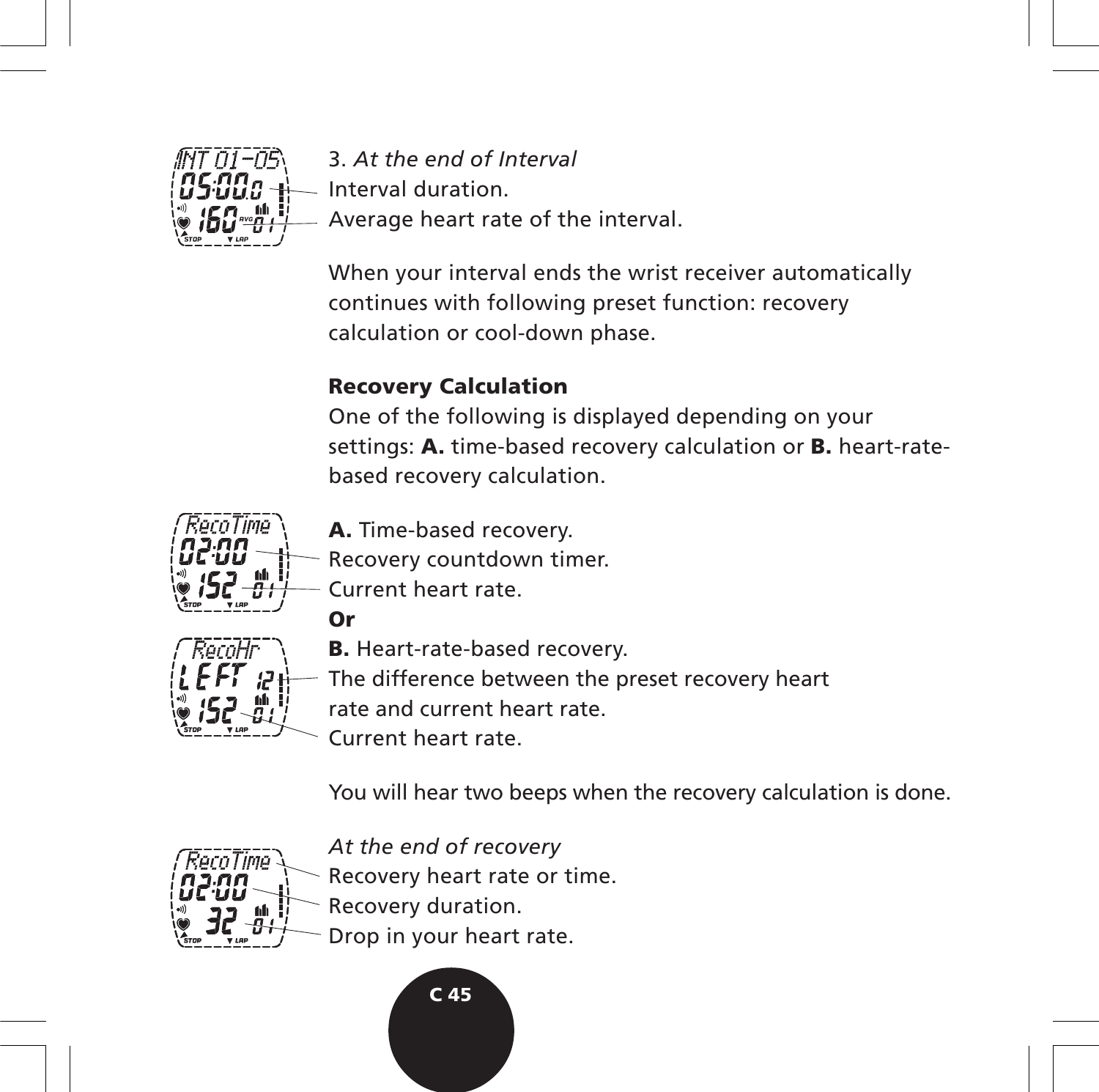3. *At the end of Interval*
Interval duration.
Average heart rate of the interval.

When your interval ends the wrist receiver automatically continues with following preset function: recovery calculation or cool-down phase.

**Recovery Calculation**

One of the following is displayed depending on your settings: **A.** time-based recovery calculation or **B.** heart-rate-based recovery calculation.

**A.** Time-based recovery.
Recovery countdown timer.
Current heart rate.

**Or**

**B.** Heart-rate-based recovery.
The difference between the preset recovery heart rate and current heart rate.
Current heart rate.

You will hear two beeps when the recovery calculation is done.

*At the end of recovery*
Recovery heart rate or time.
Recovery duration.
Drop in your heart rate.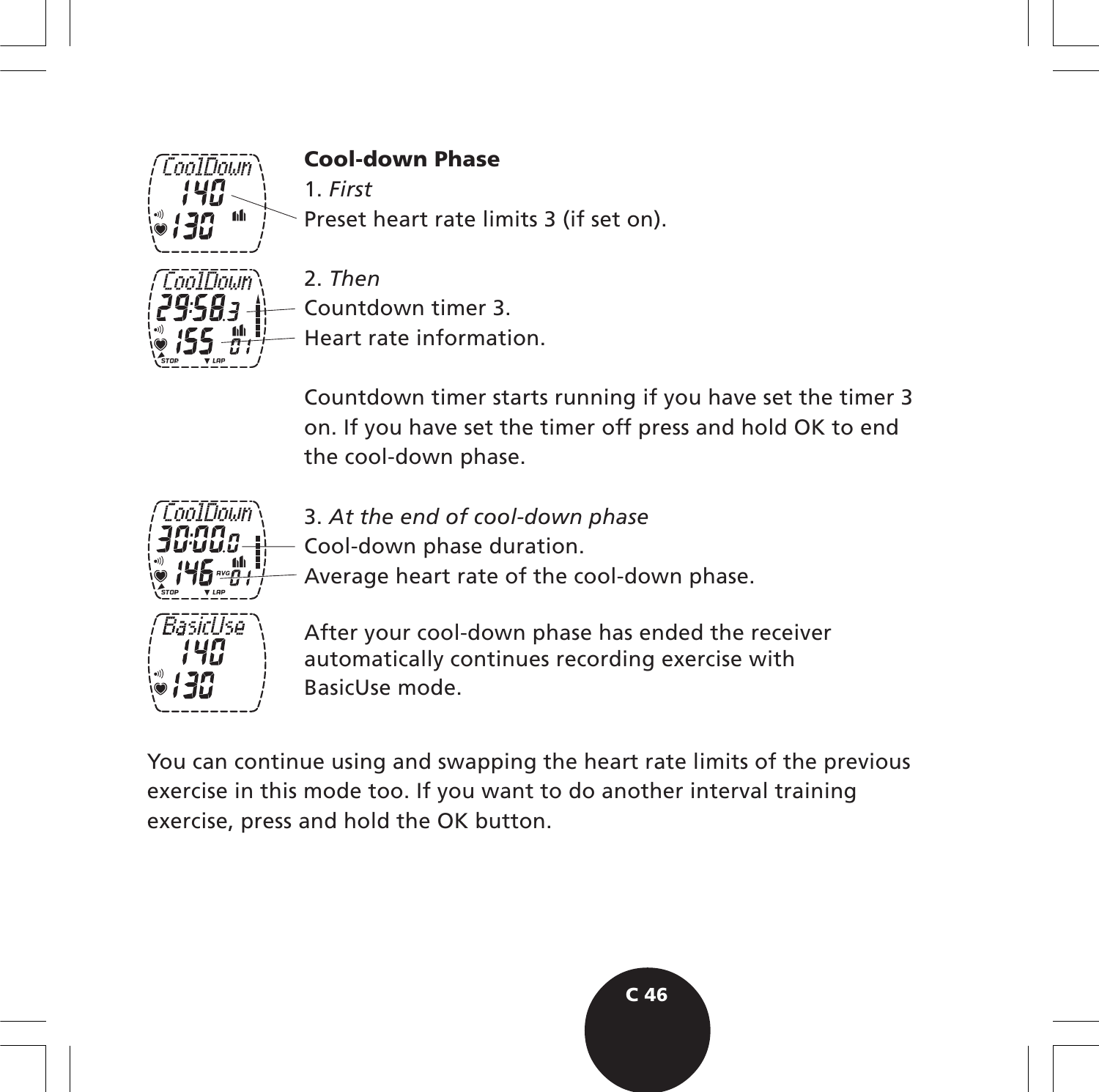## Cool-down Phase

1. *First*

Preset heart rate limits 3 (if set on).

2. *Then*

Countdown timer 3.

Heart rate information.

Countdown timer starts running if you have set the timer 3 on. If you have set the timer off press and hold OK to end the cool-down phase.

3. *At the end of cool-down phase*

Cool-down phase duration.

Average heart rate of the cool-down phase.

After your cool-down phase has ended the receiver automatically continues recording exercise with BasicUse mode.

You can continue using and swapping the heart rate limits of the previous exercise in this mode too. If you want to do another interval training exercise, press and hold the OK button.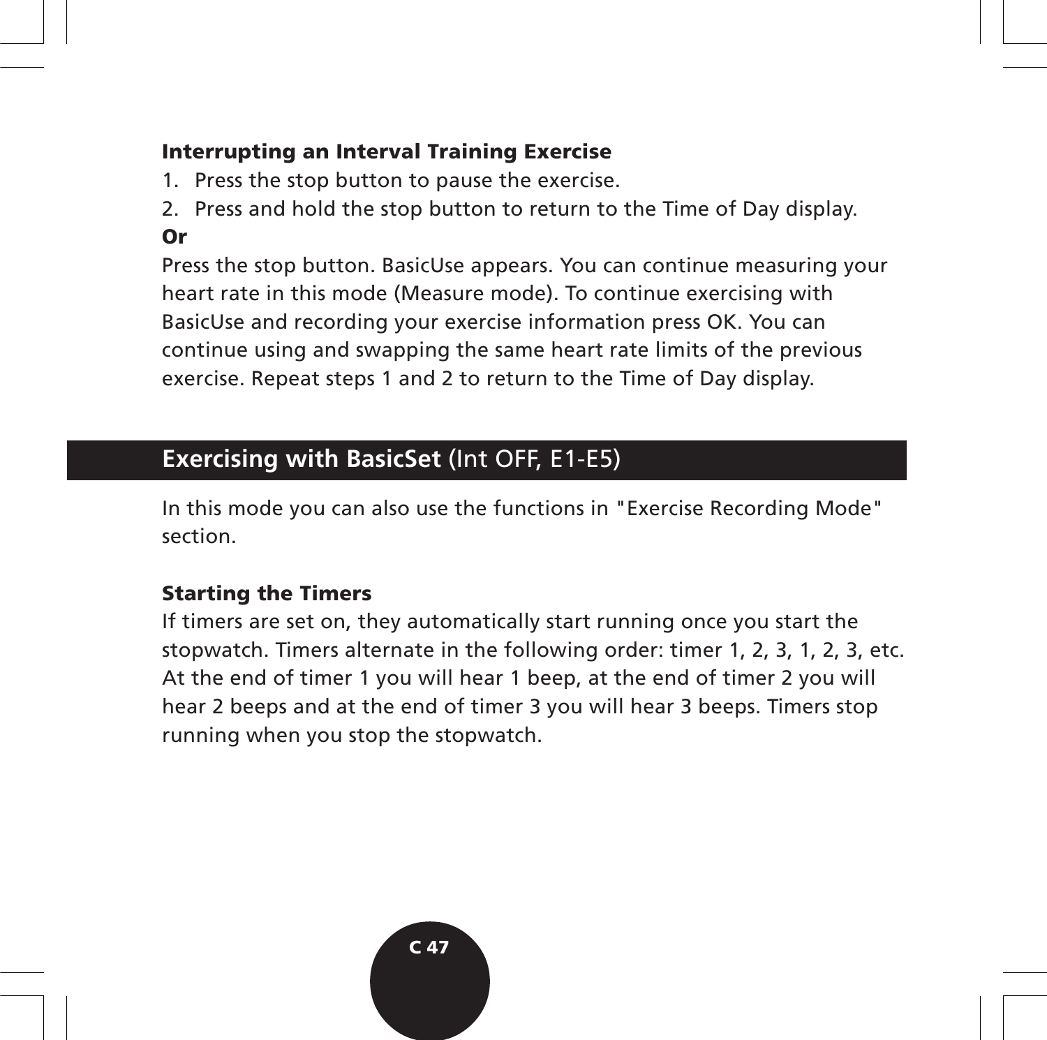### Interrupting an Interval Training Exercise

1. Press the stop button to pause the exercise.
2. Press and hold the stop button to return to the Time of Day display.

**Or**

Press the stop button. BasicUse appears. You can continue measuring your heart rate in this mode (Measure mode). To continue exercising with BasicUse and recording your exercise information press OK. You can continue using and swapping the same heart rate limits of the previous exercise. Repeat steps 1 and 2 to return to the Time of Day display.

## Exercising with BasicSet (Int OFF, E1-E5)

In this mode you can also use the functions in "Exercise Recording Mode" section.

### Starting the Timers

If timers are set on, they automatically start running once you start the stopwatch. Timers alternate in the following order: timer 1, 2, 3, 1, 2, 3, etc. At the end of timer 1 you will hear 1 beep, at the end of timer 2 you will hear 2 beeps and at the end of timer 3 you will hear 3 beeps. Timers stop running when you stop the stopwatch.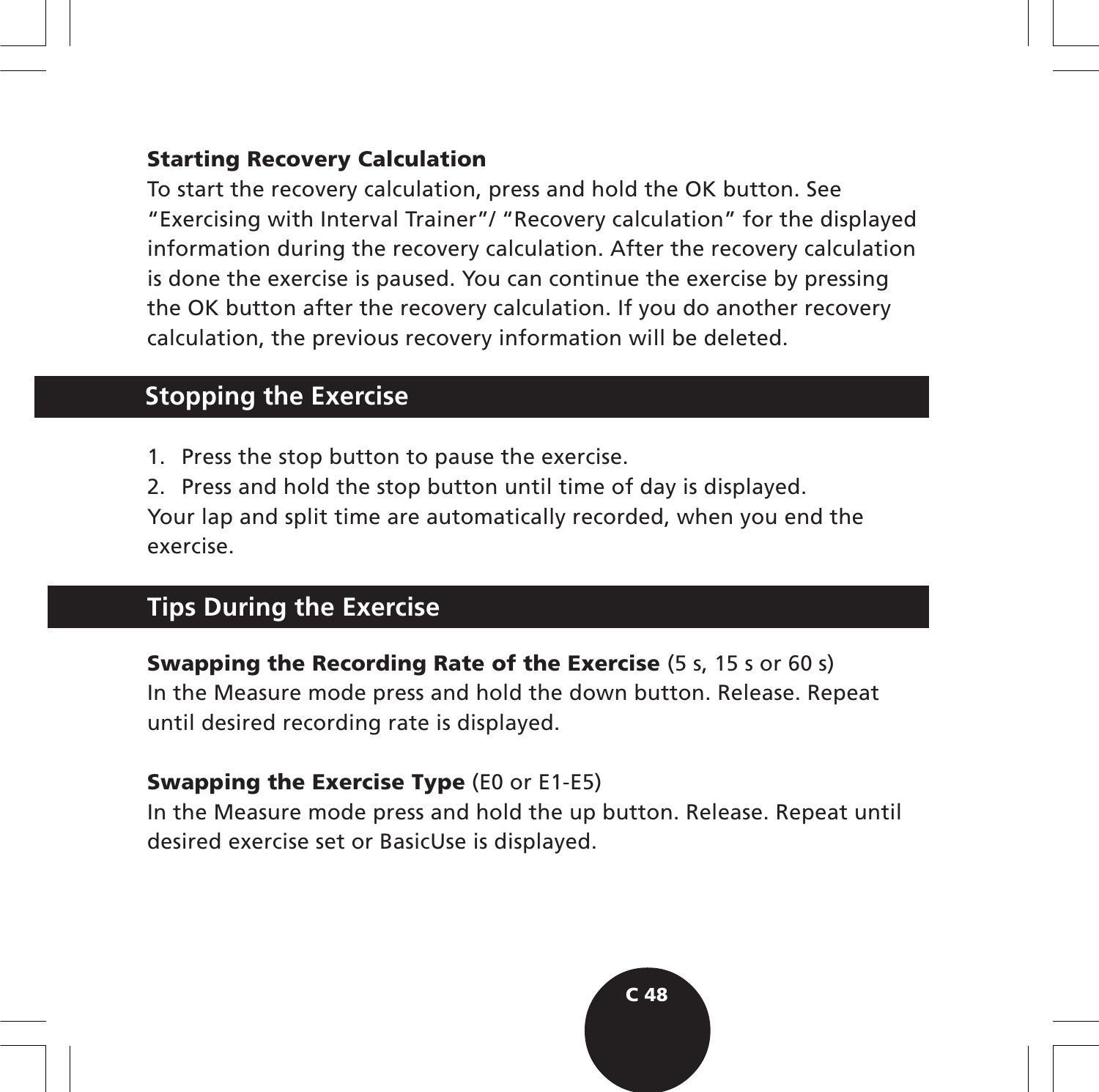### Starting Recovery Calculation

To start the recovery calculation, press and hold the OK button. See "Exercising with Interval Trainer"/ "Recovery calculation" for the displayed information during the recovery calculation. After the recovery calculation is done the exercise is paused. You can continue the exercise by pressing the OK button after the recovery calculation. If you do another recovery calculation, the previous recovery information will be deleted.

## Stopping the Exercise

1. Press the stop button to pause the exercise.
2. Press and hold the stop button until time of day is displayed.

Your lap and split time are automatically recorded, when you end the exercise.

## Tips During the Exercise

**Swapping the Recording Rate of the Exercise** (5 s, 15 s or 60 s)
In the Measure mode press and hold the down button. Release. Repeat until desired recording rate is displayed.

**Swapping the Exercise Type** (E0 or E1-E5)
In the Measure mode press and hold the up button. Release. Repeat until desired exercise set or BasicUse is displayed.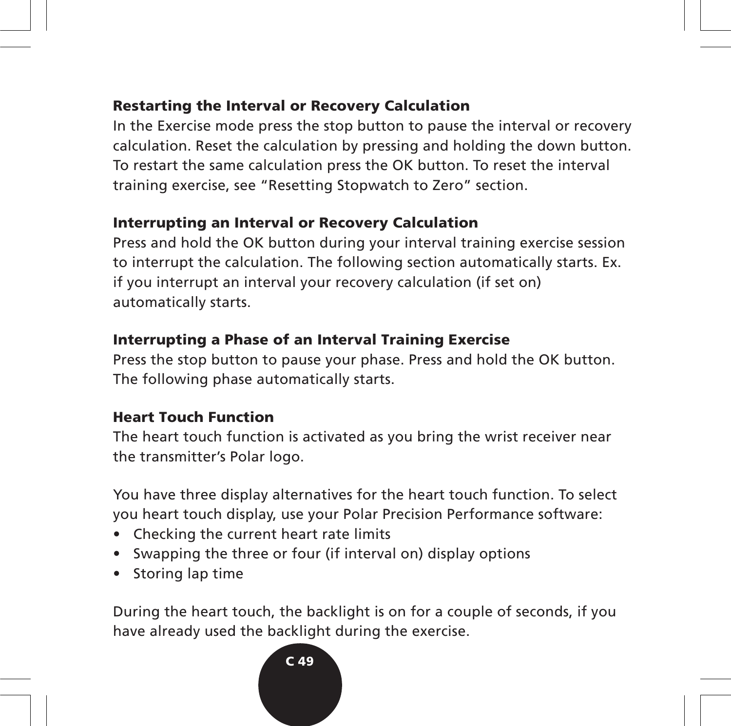### Restarting the Interval or Recovery Calculation

In the Exercise mode press the stop button to pause the interval or recovery calculation. Reset the calculation by pressing and holding the down button. To restart the same calculation press the OK button. To reset the interval training exercise, see "Resetting Stopwatch to Zero" section.

### Interrupting an Interval or Recovery Calculation

Press and hold the OK button during your interval training exercise session to interrupt the calculation. The following section automatically starts. Ex. if you interrupt an interval your recovery calculation (if set on) automatically starts.

### Interrupting a Phase of an Interval Training Exercise

Press the stop button to pause your phase. Press and hold the OK button. The following phase automatically starts.

### Heart Touch Function

The heart touch function is activated as you bring the wrist receiver near the transmitter's Polar logo.

You have three display alternatives for the heart touch function. To select you heart touch display, use your Polar Precision Performance software:

- Checking the current heart rate limits
- Swapping the three or four (if interval on) display options
- Storing lap time

During the heart touch, the backlight is on for a couple of seconds, if you have already used the backlight during the exercise.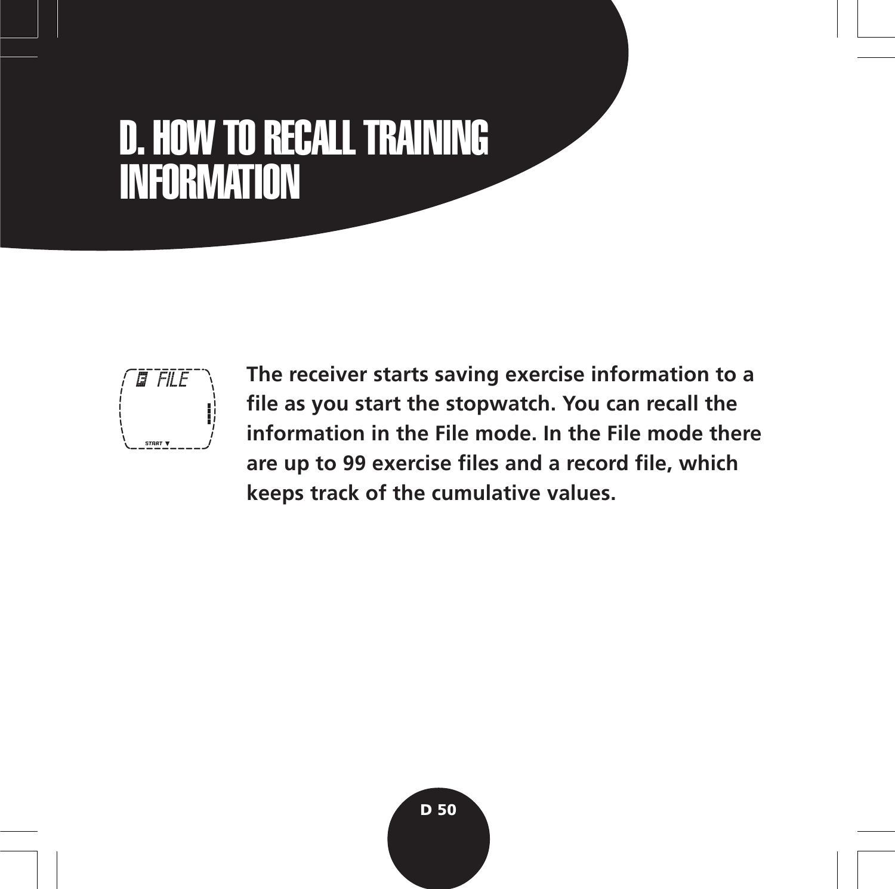# D. HOW TO RECALL TRAINING INFORMATION

**The receiver starts saving exercise information to a file as you start the stopwatch. You can recall the information in the File mode. In the File mode there are up to 99 exercise files and a record file, which keeps track of the cumulative values.**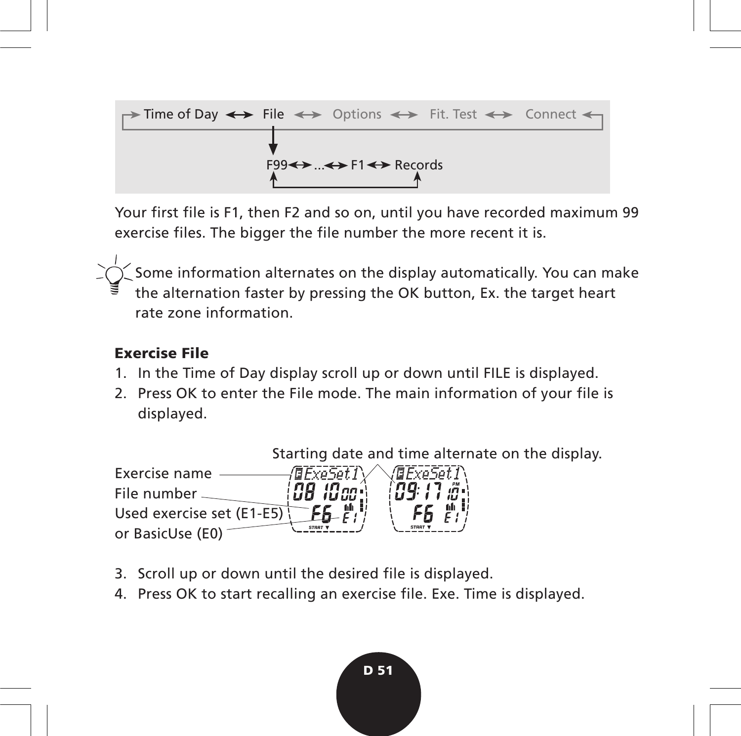Time of Day ↔ File ↔ Options ↔ Fit. Test ↔ Connect

F99 ↔ ... ↔ F1 ↔ Records

Your first file is F1, then F2 and so on, until you have recorded maximum 99 exercise files. The bigger the file number the more recent it is.

Some information alternates on the display automatically. You can make the alternation faster by pressing the OK button, Ex. the target heart rate zone information.

## Exercise File

1. In the Time of Day display scroll up or down until FILE is displayed.
2. Press OK to enter the File mode. The main information of your file is displayed.

Starting date and time alternate on the display.

Exercise name

File number

Used exercise set (E1-E5) or BasicUse (E0)

3. Scroll up or down until the desired file is displayed.
4. Press OK to start recalling an exercise file. Exe. Time is displayed.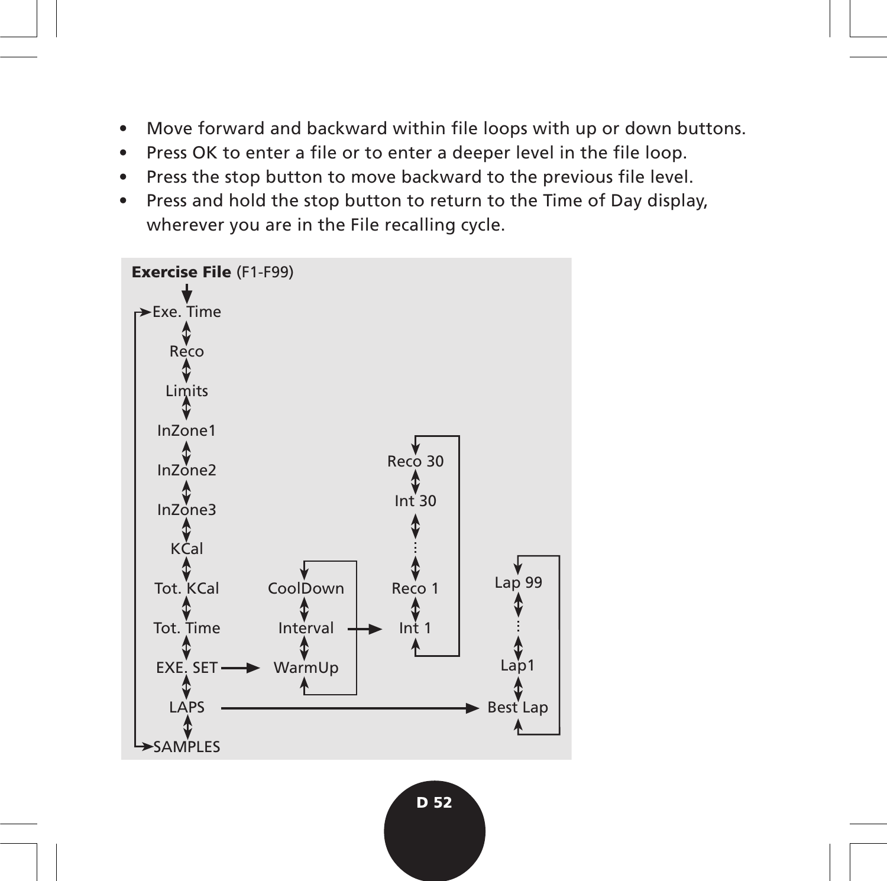- Move forward and backward within file loops with up or down buttons.
- Press OK to enter a file or to enter a deeper level in the file loop.
- Press the stop button to move backward to the previous file level.
- Press and hold the stop button to return to the Time of Day display, wherever you are in the File recalling cycle.

**Exercise File** (F1-F99)

Exe. Time
Reco
Limits
InZone1
InZone2
InZone3
KCal
Tot. KCal
Tot. Time
EXE. SET → WarmUp / Interval / CoolDown
Interval → Int 1 / Reco 1 / ... / Int 30 / Reco 30
LAPS → Best Lap / Lap1 / ... / Lap 99
SAMPLES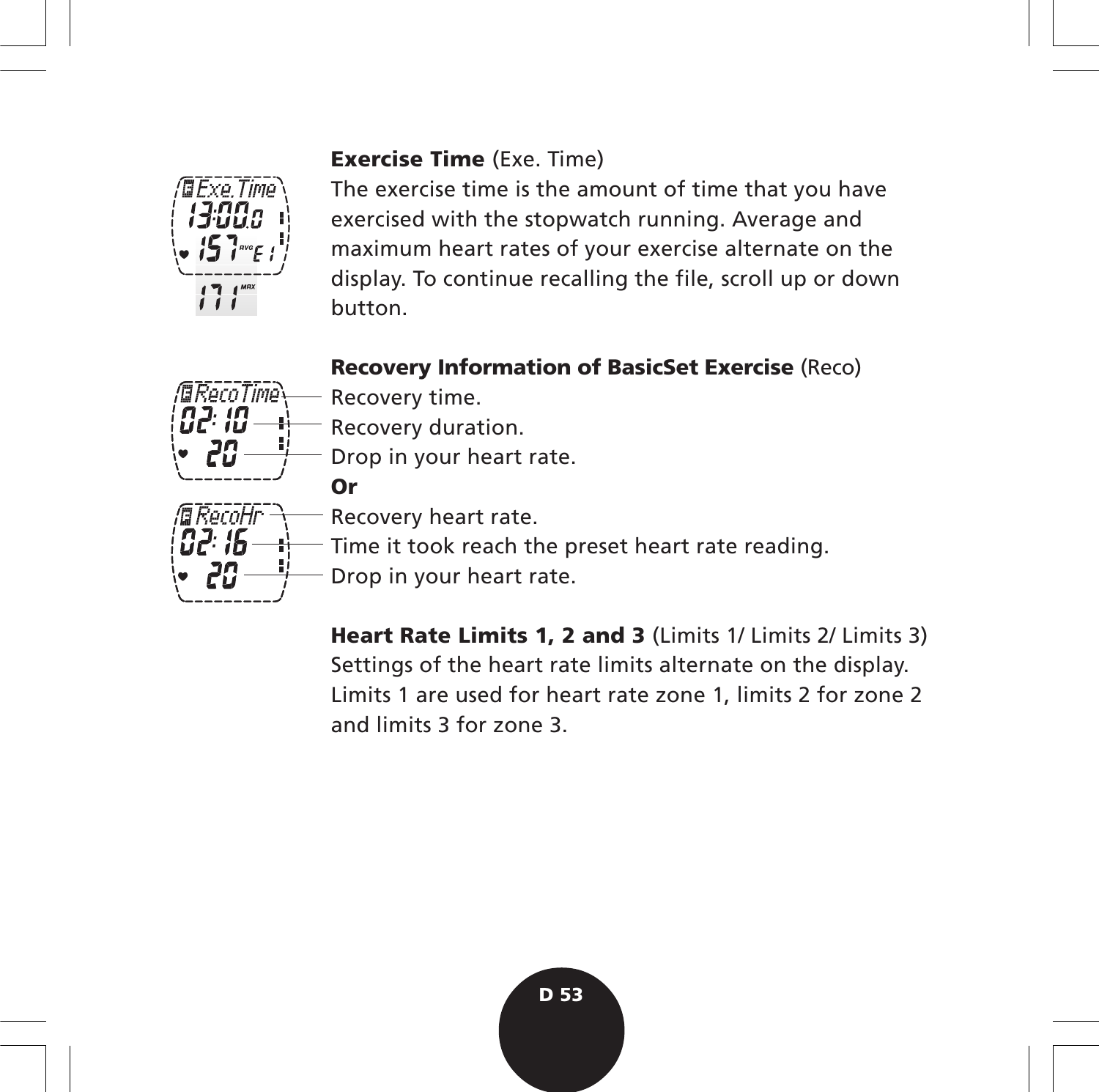**Exercise Time** (Exe. Time)

The exercise time is the amount of time that you have exercised with the stopwatch running. Average and maximum heart rates of your exercise alternate on the display. To continue recalling the file, scroll up or down button.

**Recovery Information of BasicSet Exercise** (Reco)

Recovery time.
Recovery duration.
Drop in your heart rate.

**Or**

Recovery heart rate.
Time it took reach the preset heart rate reading.
Drop in your heart rate.

**Heart Rate Limits 1, 2 and 3** (Limits 1/ Limits 2/ Limits 3)

Settings of the heart rate limits alternate on the display. Limits 1 are used for heart rate zone 1, limits 2 for zone 2 and limits 3 for zone 3.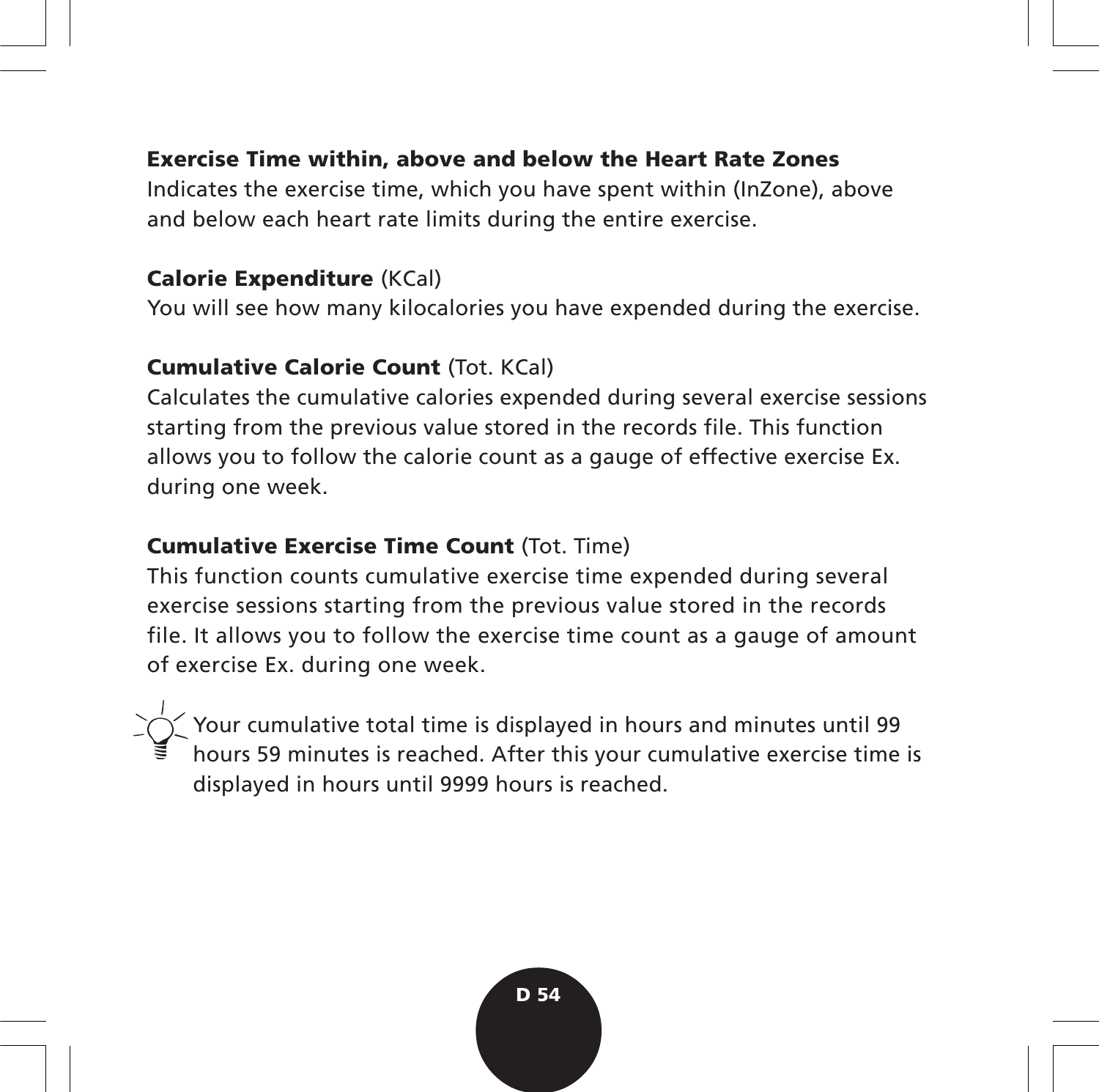**Exercise Time within, above and below the Heart Rate Zones**
Indicates the exercise time, which you have spent within (InZone), above and below each heart rate limits during the entire exercise.

**Calorie Expenditure** (KCal)
You will see how many kilocalories you have expended during the exercise.

**Cumulative Calorie Count** (Tot. KCal)
Calculates the cumulative calories expended during several exercise sessions starting from the previous value stored in the records file. This function allows you to follow the calorie count as a gauge of effective exercise Ex. during one week.

**Cumulative Exercise Time Count** (Tot. Time)
This function counts cumulative exercise time expended during several exercise sessions starting from the previous value stored in the records file. It allows you to follow the exercise time count as a gauge of amount of exercise Ex. during one week.

Your cumulative total time is displayed in hours and minutes until 99 hours 59 minutes is reached. After this your cumulative exercise time is displayed in hours until 9999 hours is reached.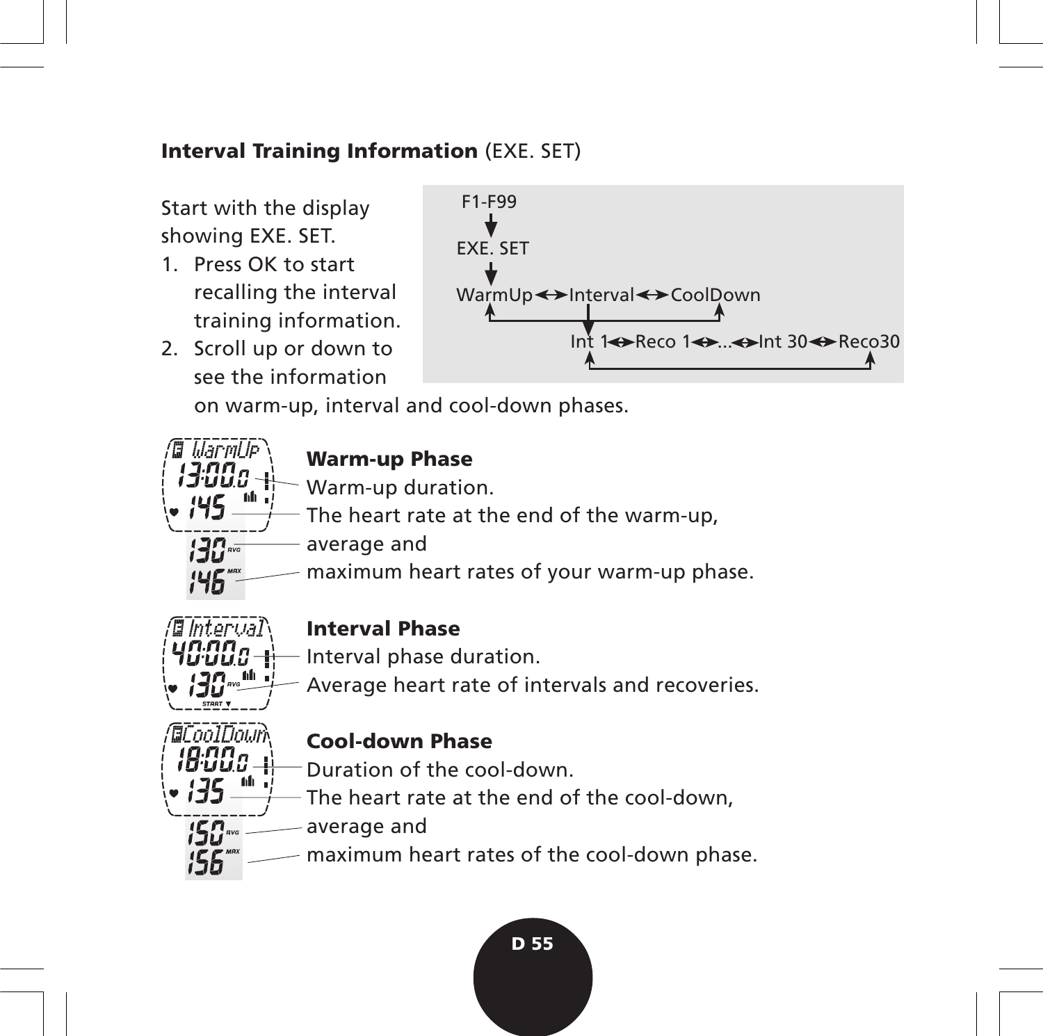## **Interval Training Information** (EXE. SET)

Start with the display showing EXE. SET.

1. Press OK to start recalling the interval training information.
2. Scroll up or down to see the information on warm-up, interval and cool-down phases.

F1-F99
↓
EXE. SET
↓
WarmUp ↔ Interval ↔ CoolDown
Int 1 ↔ Reco 1 ↔ ... ↔ Int 30 ↔ Reco30

**Warm-up Phase**

Warm-up duration.
The heart rate at the end of the warm-up,
average and
maximum heart rates of your warm-up phase.

**Interval Phase**

Interval phase duration.
Average heart rate of intervals and recoveries.

**Cool-down Phase**

Duration of the cool-down.
The heart rate at the end of the cool-down,
average and
maximum heart rates of the cool-down phase.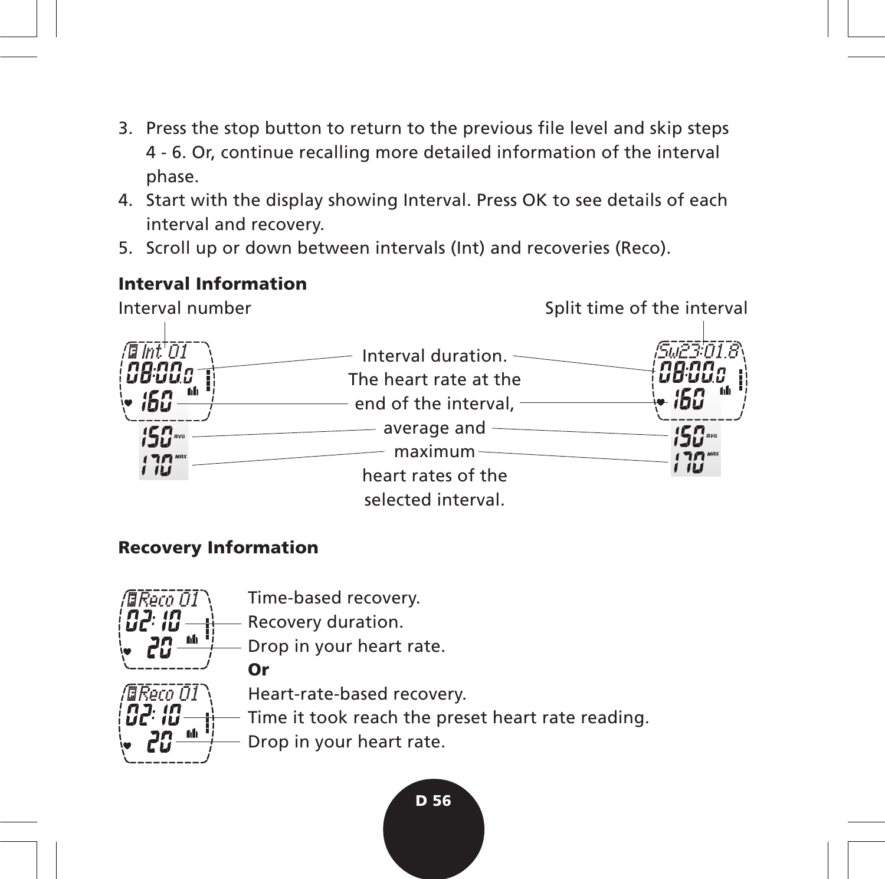3. Press the stop button to return to the previous file level and skip steps 4 - 6. Or, continue recalling more detailed information of the interval phase.
4. Start with the display showing Interval. Press OK to see details of each interval and recovery.
5. Scroll up or down between intervals (Int) and recoveries (Reco).

**Interval Information**

Interval number

Split time of the interval

Interval duration. The heart rate at the end of the interval, average and maximum heart rates of the selected interval.

**Recovery Information**

Time-based recovery.
Recovery duration.
Drop in your heart rate.

**Or**

Heart-rate-based recovery.
Time it took reach the preset heart rate reading.
Drop in your heart rate.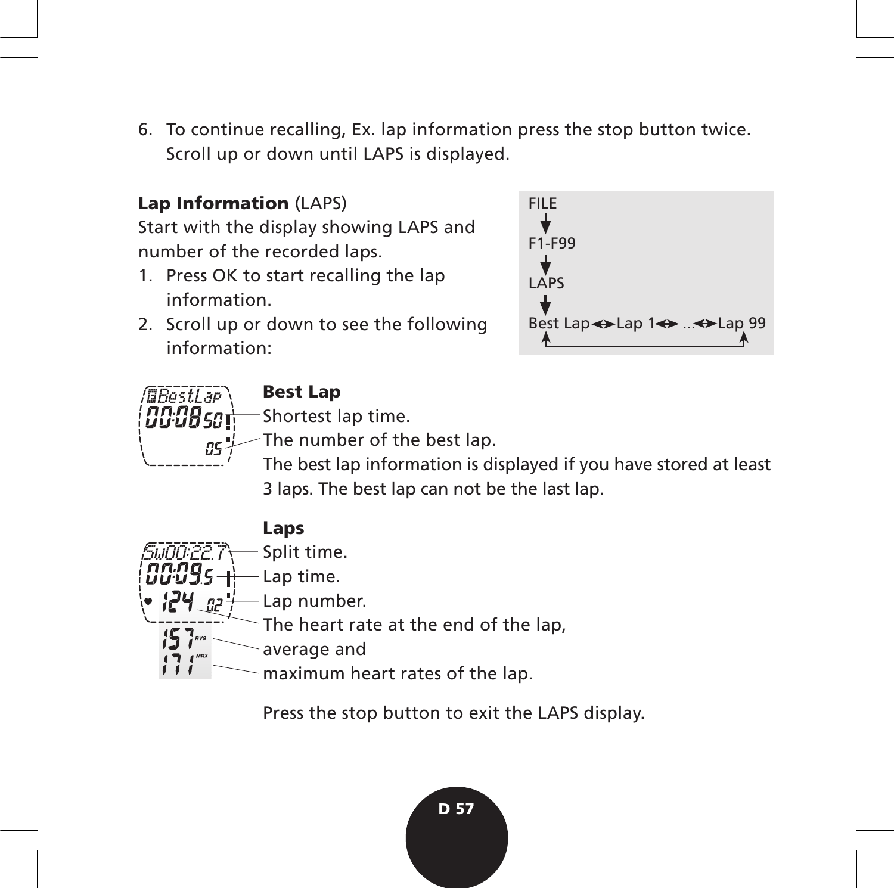6. To continue recalling, Ex. lap information press the stop button twice. Scroll up or down until LAPS is displayed.

**Lap Information** (LAPS)

Start with the display showing LAPS and number of the recorded laps.

1. Press OK to start recalling the lap information.
2. Scroll up or down to see the following information:

FILE
↓
F1-F99
↓
LAPS
↓
Best Lap ↔ Lap 1 ↔ ... ↔ Lap 99

**Best Lap**

Shortest lap time.

The number of the best lap.

The best lap information is displayed if you have stored at least 3 laps. The best lap can not be the last lap.

**Laps**

Split time.

Lap time.

Lap number.

The heart rate at the end of the lap,

average and

maximum heart rates of the lap.

Press the stop button to exit the LAPS display.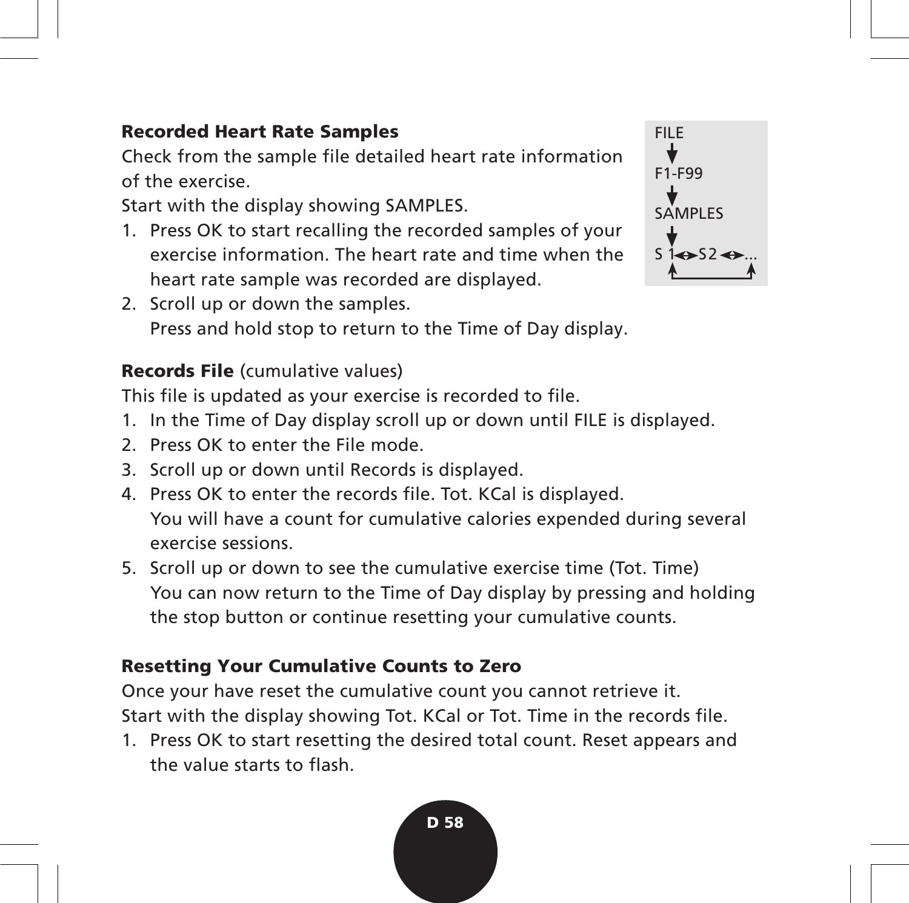### Recorded Heart Rate Samples

Check from the sample file detailed heart rate information of the exercise.

Start with the display showing SAMPLES.

1. Press OK to start recalling the recorded samples of your exercise information. The heart rate and time when the heart rate sample was recorded are displayed.
2. Scroll up or down the samples.
   Press and hold stop to return to the Time of Day display.

FILE
↓
F1-F99
↓
SAMPLES
↓
S 1 ↔ S 2 ↔ ...

### Records File (cumulative values)

This file is updated as your exercise is recorded to file.

1. In the Time of Day display scroll up or down until FILE is displayed.
2. Press OK to enter the File mode.
3. Scroll up or down until Records is displayed.
4. Press OK to enter the records file. Tot. KCal is displayed.
   You will have a count for cumulative calories expended during several exercise sessions.
5. Scroll up or down to see the cumulative exercise time (Tot. Time)
   You can now return to the Time of Day display by pressing and holding the stop button or continue resetting your cumulative counts.

### Resetting Your Cumulative Counts to Zero

Once your have reset the cumulative count you cannot retrieve it.

Start with the display showing Tot. KCal or Tot. Time in the records file.

1. Press OK to start resetting the desired total count. Reset appears and the value starts to flash.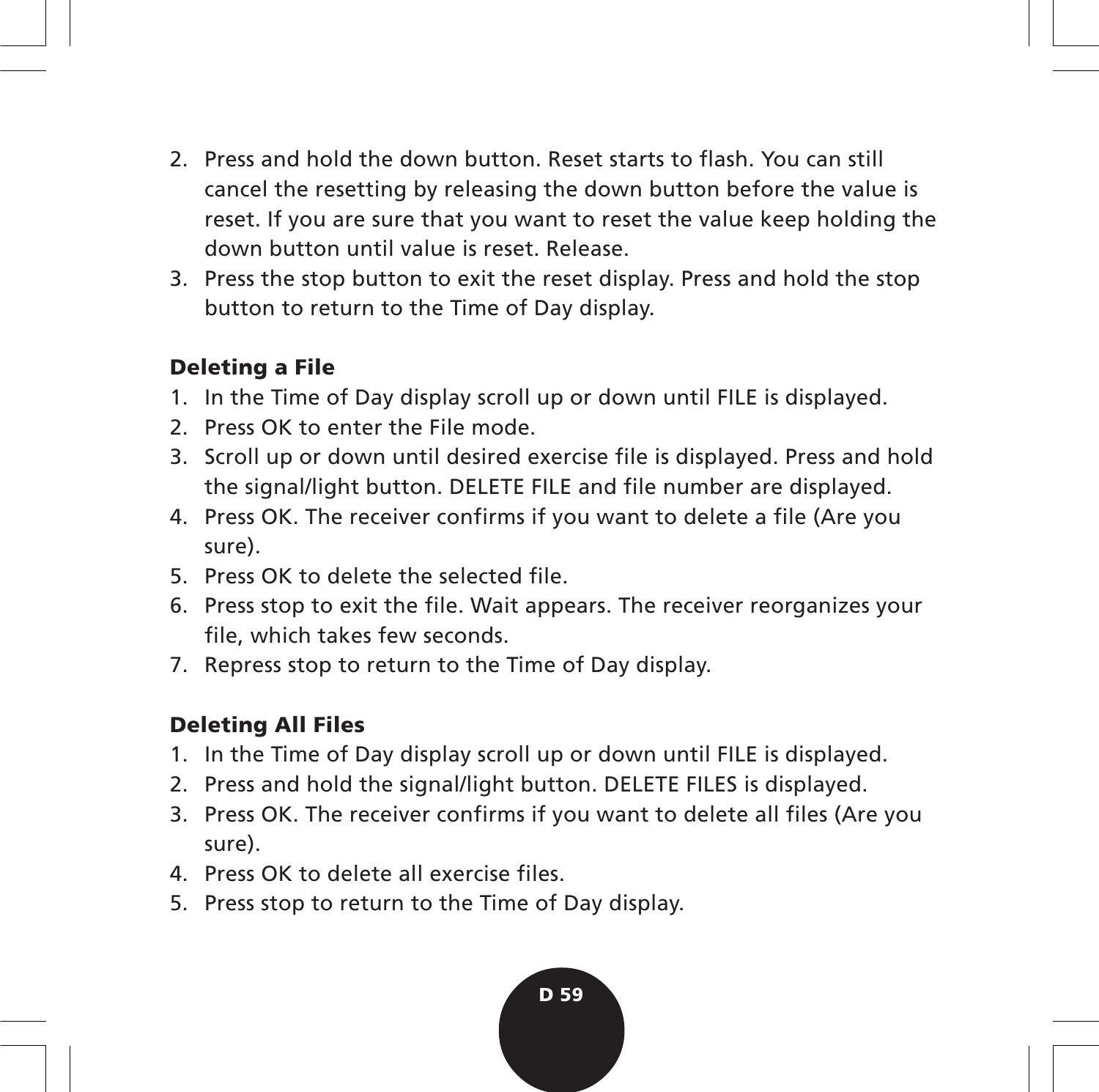2. Press and hold the down button. Reset starts to flash. You can still cancel the resetting by releasing the down button before the value is reset. If you are sure that you want to reset the value keep holding the down button until value is reset. Release.
3. Press the stop button to exit the reset display. Press and hold the stop button to return to the Time of Day display.

### Deleting a File

1. In the Time of Day display scroll up or down until FILE is displayed.
2. Press OK to enter the File mode.
3. Scroll up or down until desired exercise file is displayed. Press and hold the signal/light button. DELETE FILE and file number are displayed.
4. Press OK. The receiver confirms if you want to delete a file (Are you sure).
5. Press OK to delete the selected file.
6. Press stop to exit the file. Wait appears. The receiver reorganizes your file, which takes few seconds.
7. Repress stop to return to the Time of Day display.

### Deleting All Files

1. In the Time of Day display scroll up or down until FILE is displayed.
2. Press and hold the signal/light button. DELETE FILES is displayed.
3. Press OK. The receiver confirms if you want to delete all files (Are you sure).
4. Press OK to delete all exercise files.
5. Press stop to return to the Time of Day display.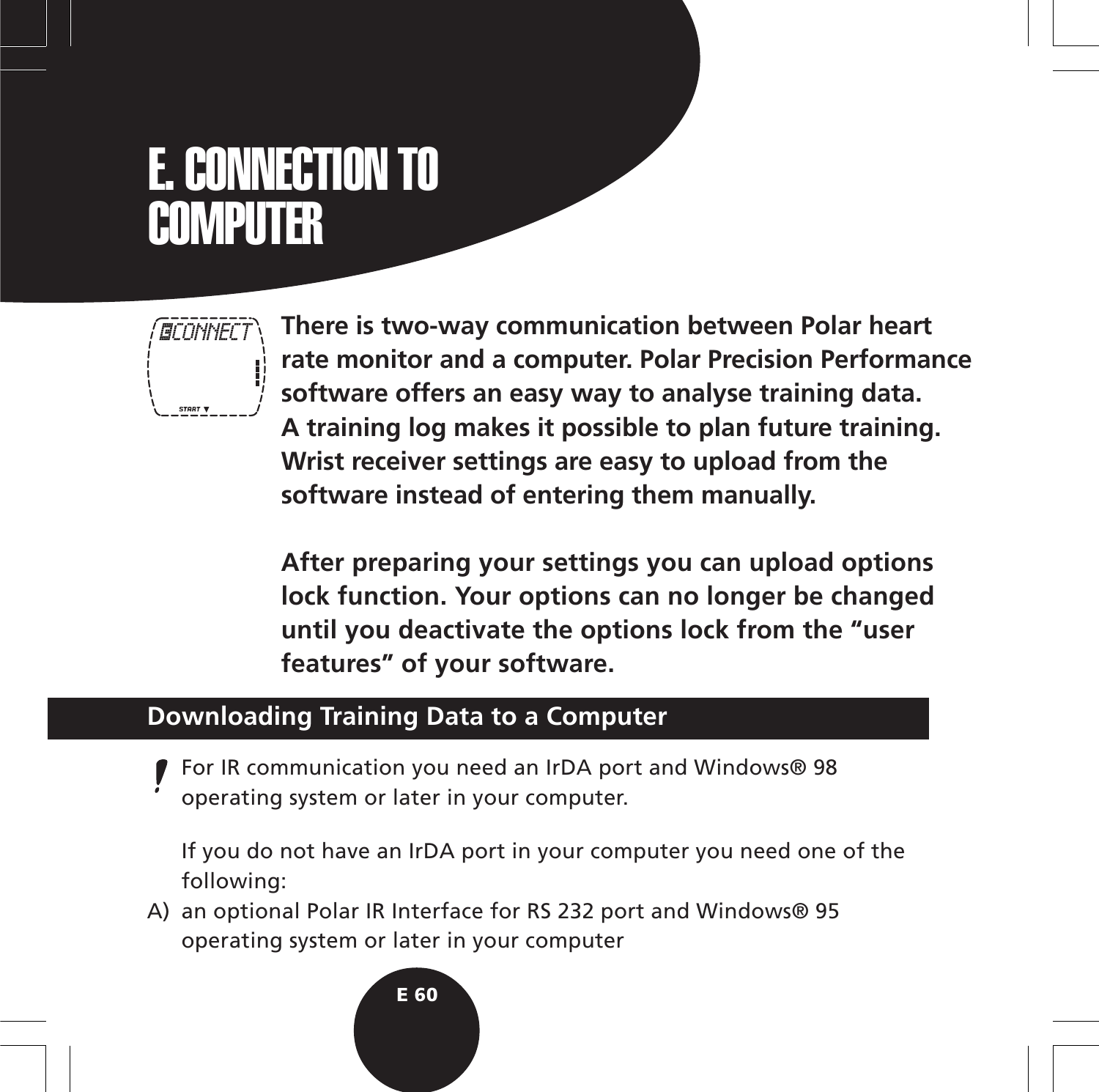# E. CONNECTION TO COMPUTER

**There is two-way communication between Polar heart rate monitor and a computer. Polar Precision Performance software offers an easy way to analyse training data. A training log makes it possible to plan future training. Wrist receiver settings are easy to upload from the software instead of entering them manually.**

**After preparing your settings you can upload options lock function. Your options can no longer be changed until you deactivate the options lock from the "user features" of your software.**

## Downloading Training Data to a Computer

! For IR communication you need an IrDA port and Windows® 98 operating system or later in your computer.

If you do not have an IrDA port in your computer you need one of the following:

A) an optional Polar IR Interface for RS 232 port and Windows® 95 operating system or later in your computer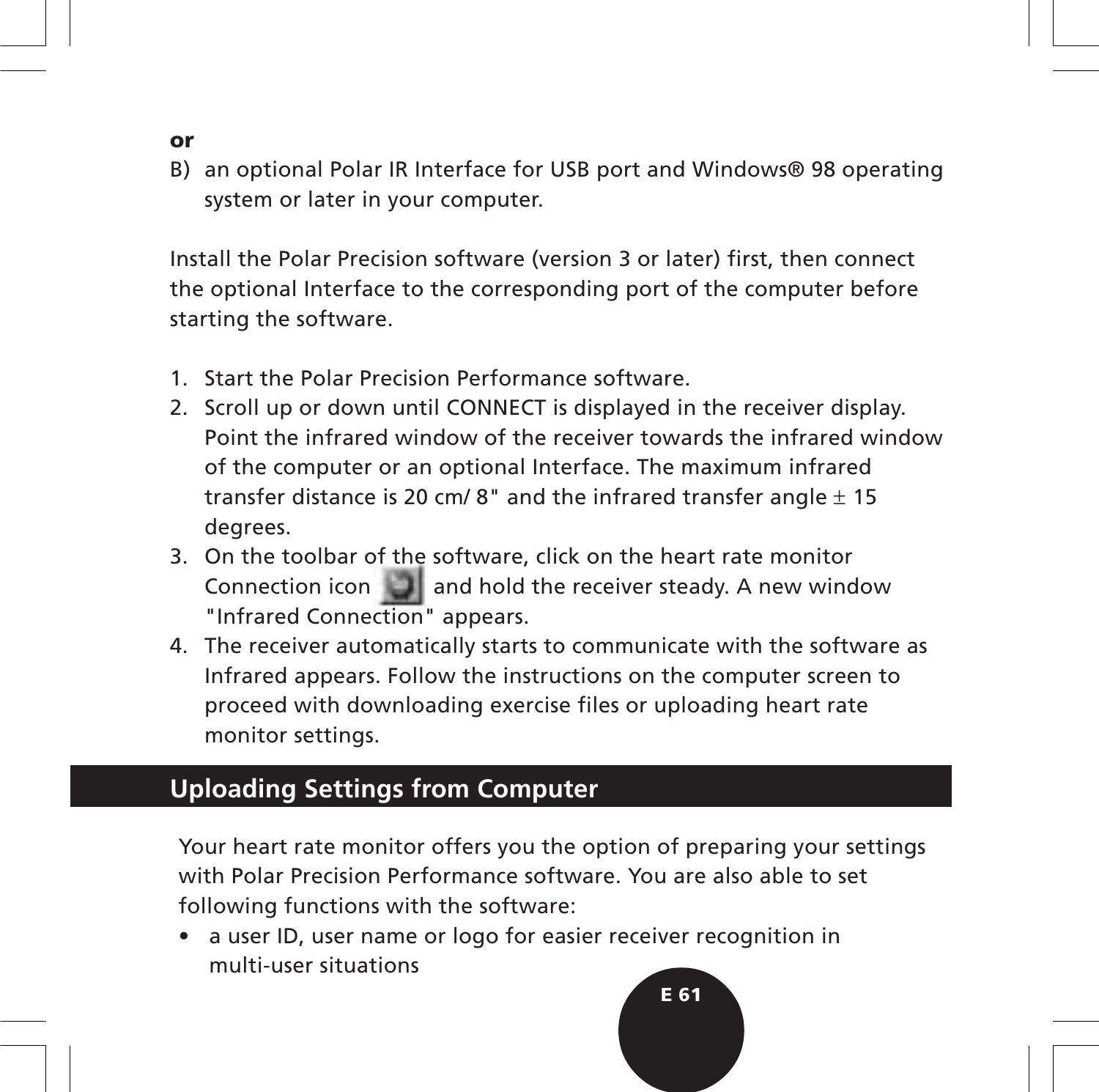**or**

B) an optional Polar IR Interface for USB port and Windows® 98 operating system or later in your computer.

Install the Polar Precision software (version 3 or later) first, then connect the optional Interface to the corresponding port of the computer before starting the software.

1. Start the Polar Precision Performance software.
2. Scroll up or down until CONNECT is displayed in the receiver display. Point the infrared window of the receiver towards the infrared window of the computer or an optional Interface. The maximum infrared transfer distance is 20 cm/ 8" and the infrared transfer angle ± 15 degrees.
3. On the toolbar of the software, click on the heart rate monitor Connection icon and hold the receiver steady. A new window "Infrared Connection" appears.
4. The receiver automatically starts to communicate with the software as Infrared appears. Follow the instructions on the computer screen to proceed with downloading exercise files or uploading heart rate monitor settings.

## Uploading Settings from Computer

Your heart rate monitor offers you the option of preparing your settings with Polar Precision Performance software. You are also able to set following functions with the software:

- a user ID, user name or logo for easier receiver recognition in multi-user situations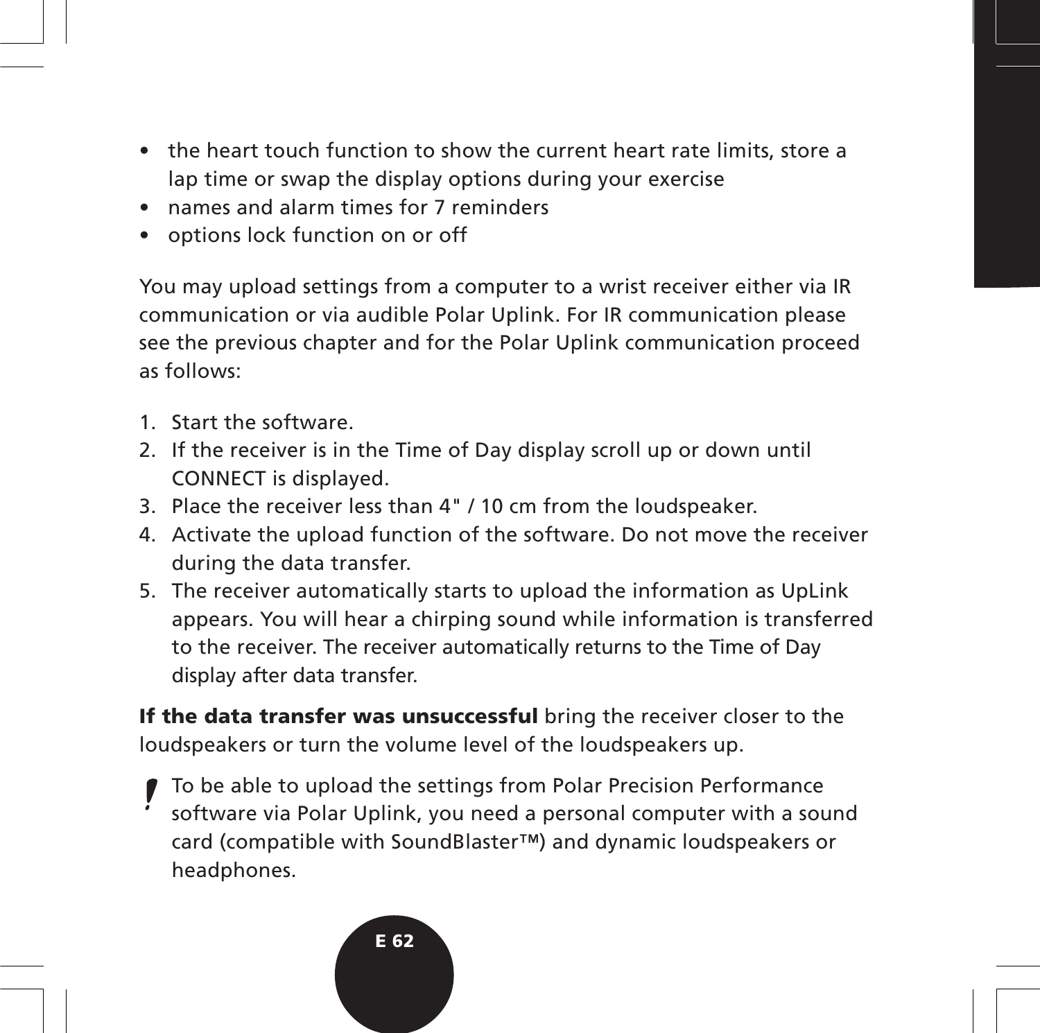- the heart touch function to show the current heart rate limits, store a lap time or swap the display options during your exercise
- names and alarm times for 7 reminders
- options lock function on or off

You may upload settings from a computer to a wrist receiver either via IR communication or via audible Polar Uplink. For IR communication please see the previous chapter and for the Polar Uplink communication proceed as follows:

1. Start the software.
2. If the receiver is in the Time of Day display scroll up or down until CONNECT is displayed.
3. Place the receiver less than 4" / 10 cm from the loudspeaker.
4. Activate the upload function of the software. Do not move the receiver during the data transfer.
5. The receiver automatically starts to upload the information as UpLink appears. You will hear a chirping sound while information is transferred to the receiver. The receiver automatically returns to the Time of Day display after data transfer.

**If the data transfer was unsuccessful** bring the receiver closer to the loudspeakers or turn the volume level of the loudspeakers up.

**!** To be able to upload the settings from Polar Precision Performance software via Polar Uplink, you need a personal computer with a sound card (compatible with SoundBlaster™) and dynamic loudspeakers or headphones.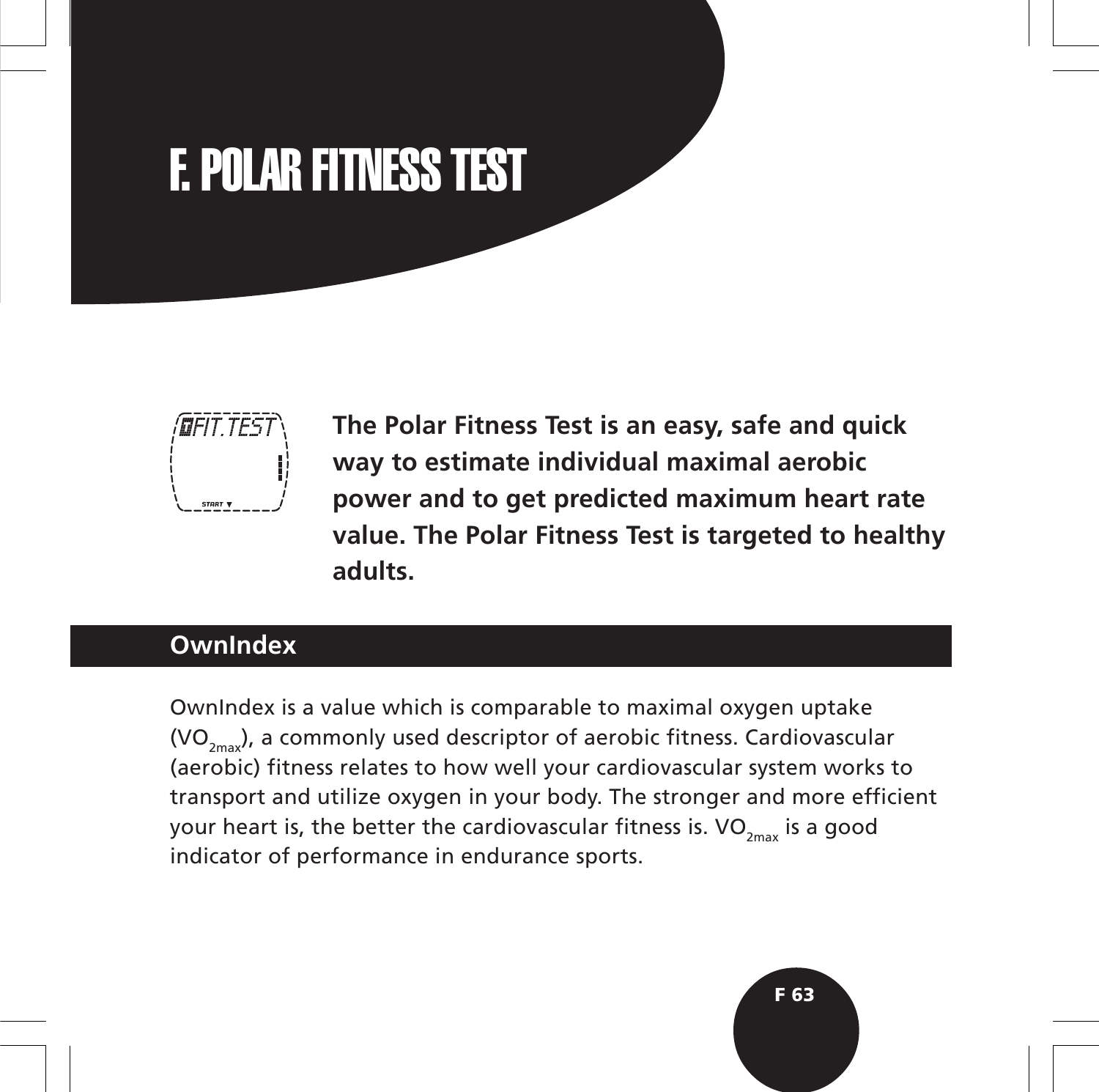# F. POLAR FITNESS TEST

**The Polar Fitness Test is an easy, safe and quick way to estimate individual maximal aerobic power and to get predicted maximum heart rate value. The Polar Fitness Test is targeted to healthy adults.**

## OwnIndex

OwnIndex is a value which is comparable to maximal oxygen uptake ($VO_{2max}$), a commonly used descriptor of aerobic fitness. Cardiovascular (aerobic) fitness relates to how well your cardiovascular system works to transport and utilize oxygen in your body. The stronger and more efficient your heart is, the better the cardiovascular fitness is. $VO_{2max}$ is a good indicator of performance in endurance sports.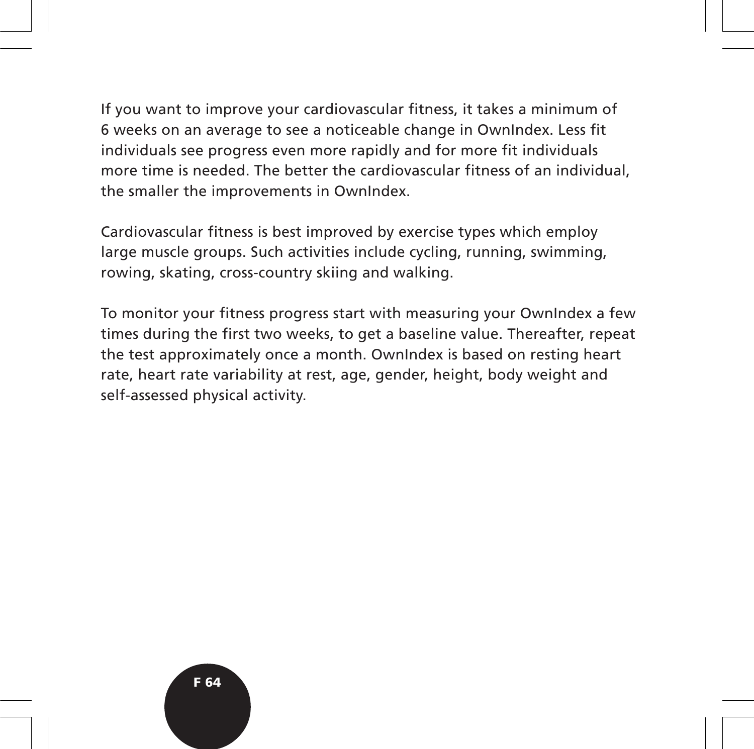If you want to improve your cardiovascular fitness, it takes a minimum of 6 weeks on an average to see a noticeable change in OwnIndex. Less fit individuals see progress even more rapidly and for more fit individuals more time is needed. The better the cardiovascular fitness of an individual, the smaller the improvements in OwnIndex.

Cardiovascular fitness is best improved by exercise types which employ large muscle groups. Such activities include cycling, running, swimming, rowing, skating, cross-country skiing and walking.

To monitor your fitness progress start with measuring your OwnIndex a few times during the first two weeks, to get a baseline value. Thereafter, repeat the test approximately once a month. OwnIndex is based on resting heart rate, heart rate variability at rest, age, gender, height, body weight and self-assessed physical activity.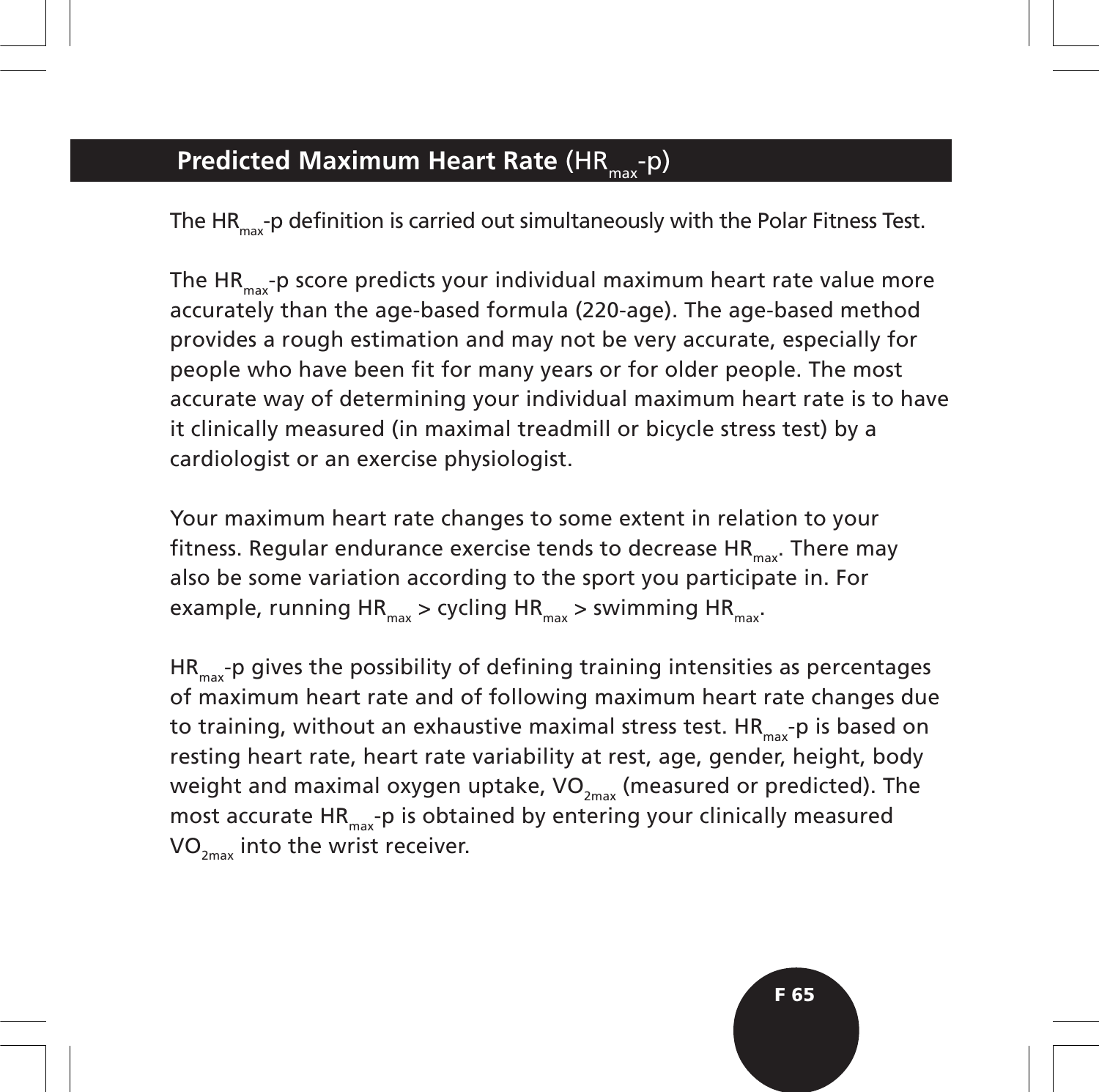## **Predicted Maximum Heart Rate** ($HR_{max}$-p)

The $HR_{max}$-p definition is carried out simultaneously with the Polar Fitness Test.

The $HR_{max}$-p score predicts your individual maximum heart rate value more accurately than the age-based formula (220-age). The age-based method provides a rough estimation and may not be very accurate, especially for people who have been fit for many years or for older people. The most accurate way of determining your individual maximum heart rate is to have it clinically measured (in maximal treadmill or bicycle stress test) by a cardiologist or an exercise physiologist.

Your maximum heart rate changes to some extent in relation to your fitness. Regular endurance exercise tends to decrease $HR_{max}$. There may also be some variation according to the sport you participate in. For example, running $HR_{max}$ > cycling $HR_{max}$ > swimming $HR_{max}$.

$HR_{max}$-p gives the possibility of defining training intensities as percentages of maximum heart rate and of following maximum heart rate changes due to training, without an exhaustive maximal stress test. $HR_{max}$-p is based on resting heart rate, heart rate variability at rest, age, gender, height, body weight and maximal oxygen uptake, $VO_{2max}$ (measured or predicted). The most accurate $HR_{max}$-p is obtained by entering your clinically measured $VO_{2max}$ into the wrist receiver.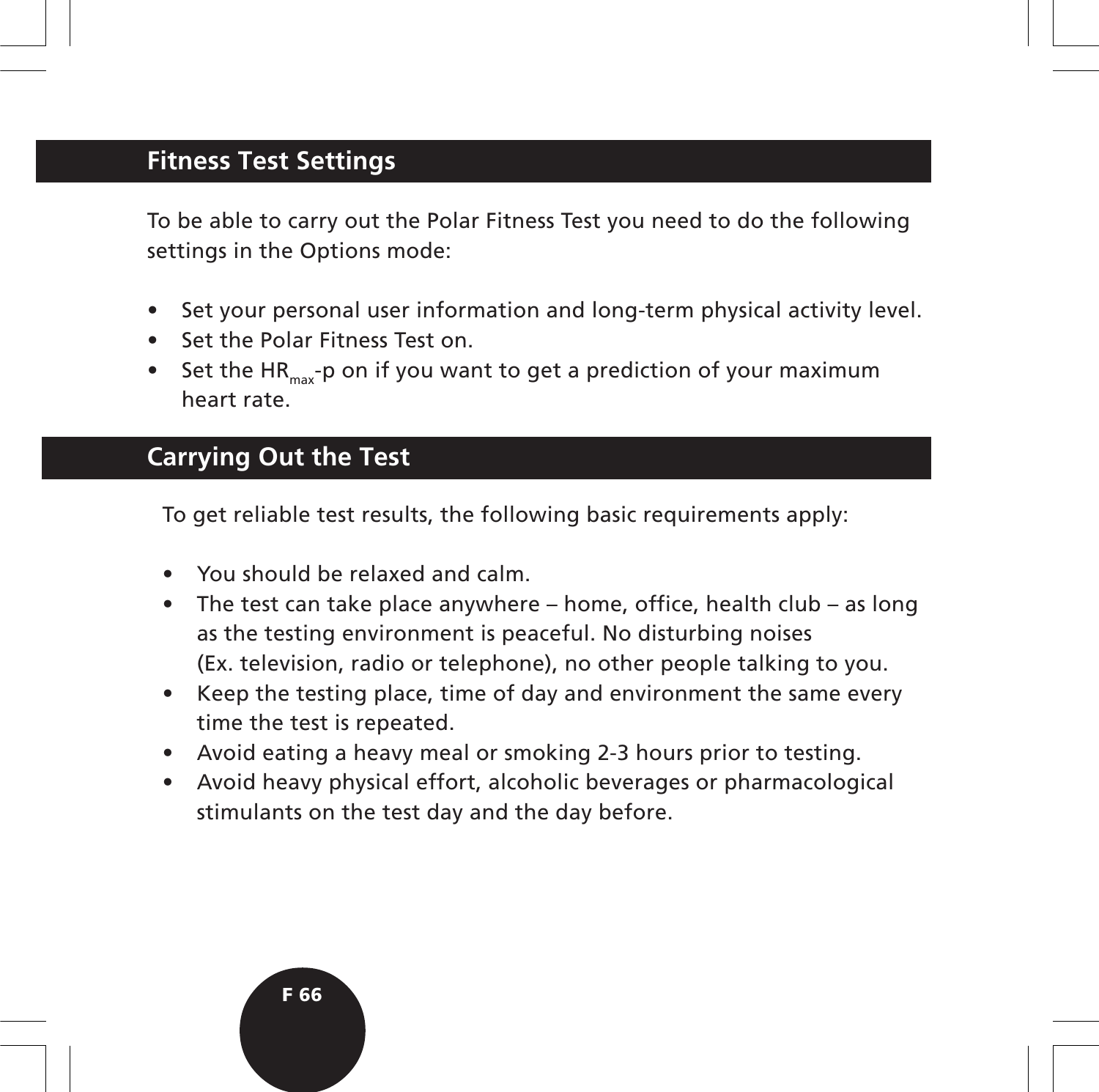## Fitness Test Settings

To be able to carry out the Polar Fitness Test you need to do the following settings in the Options mode:

- Set your personal user information and long-term physical activity level.
- Set the Polar Fitness Test on.
- Set the $HR_{max}$-p on if you want to get a prediction of your maximum heart rate.

## Carrying Out the Test

To get reliable test results, the following basic requirements apply:

- You should be relaxed and calm.
- The test can take place anywhere – home, office, health club – as long as the testing environment is peaceful. No disturbing noises (Ex. television, radio or telephone), no other people talking to you.
- Keep the testing place, time of day and environment the same every time the test is repeated.
- Avoid eating a heavy meal or smoking 2-3 hours prior to testing.
- Avoid heavy physical effort, alcoholic beverages or pharmacological stimulants on the test day and the day before.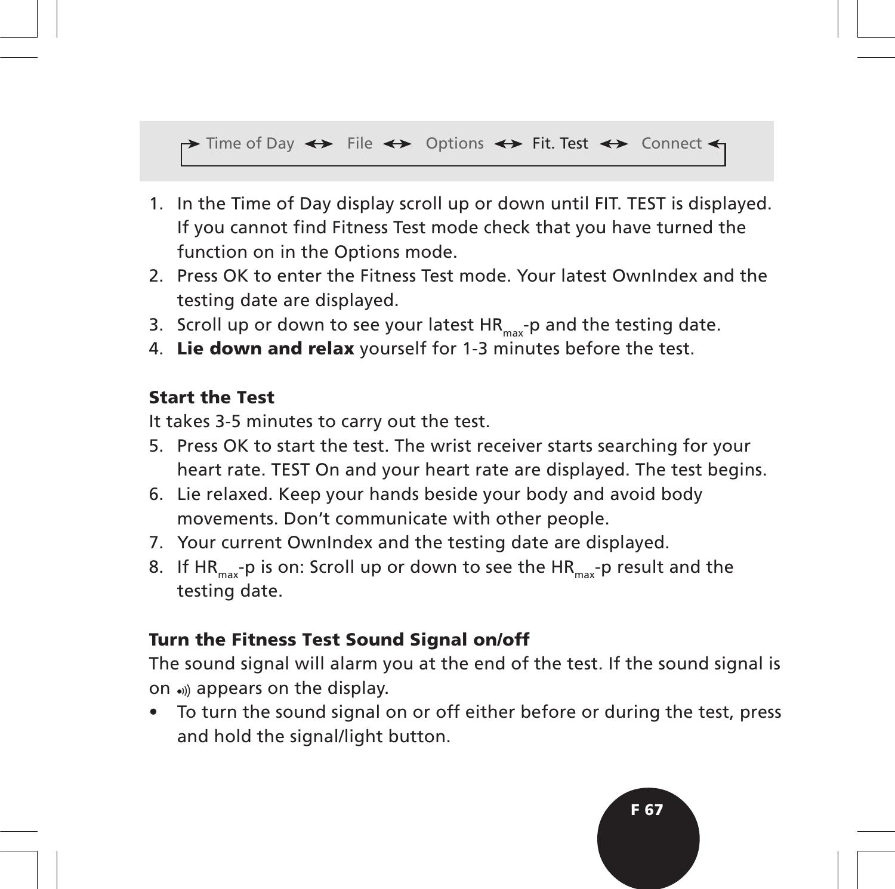→ Time of Day ↔ File ↔ Options ↔ Fit. Test ↔ Connect ←

1. In the Time of Day display scroll up or down until FIT. TEST is displayed. If you cannot find Fitness Test mode check that you have turned the function on in the Options mode.
2. Press OK to enter the Fitness Test mode. Your latest OwnIndex and the testing date are displayed.
3. Scroll up or down to see your latest $HR_{max}$-p and the testing date.
4. **Lie down and relax** yourself for 1-3 minutes before the test.

### Start the Test

It takes 3-5 minutes to carry out the test.

5. Press OK to start the test. The wrist receiver starts searching for your heart rate. TEST On and your heart rate are displayed. The test begins.
6. Lie relaxed. Keep your hands beside your body and avoid body movements. Don't communicate with other people.
7. Your current OwnIndex and the testing date are displayed.
8. If $HR_{max}$-p is on: Scroll up or down to see the $HR_{max}$-p result and the testing date.

### Turn the Fitness Test Sound Signal on/off

The sound signal will alarm you at the end of the test. If the sound signal is on •))) appears on the display.

- To turn the sound signal on or off either before or during the test, press and hold the signal/light button.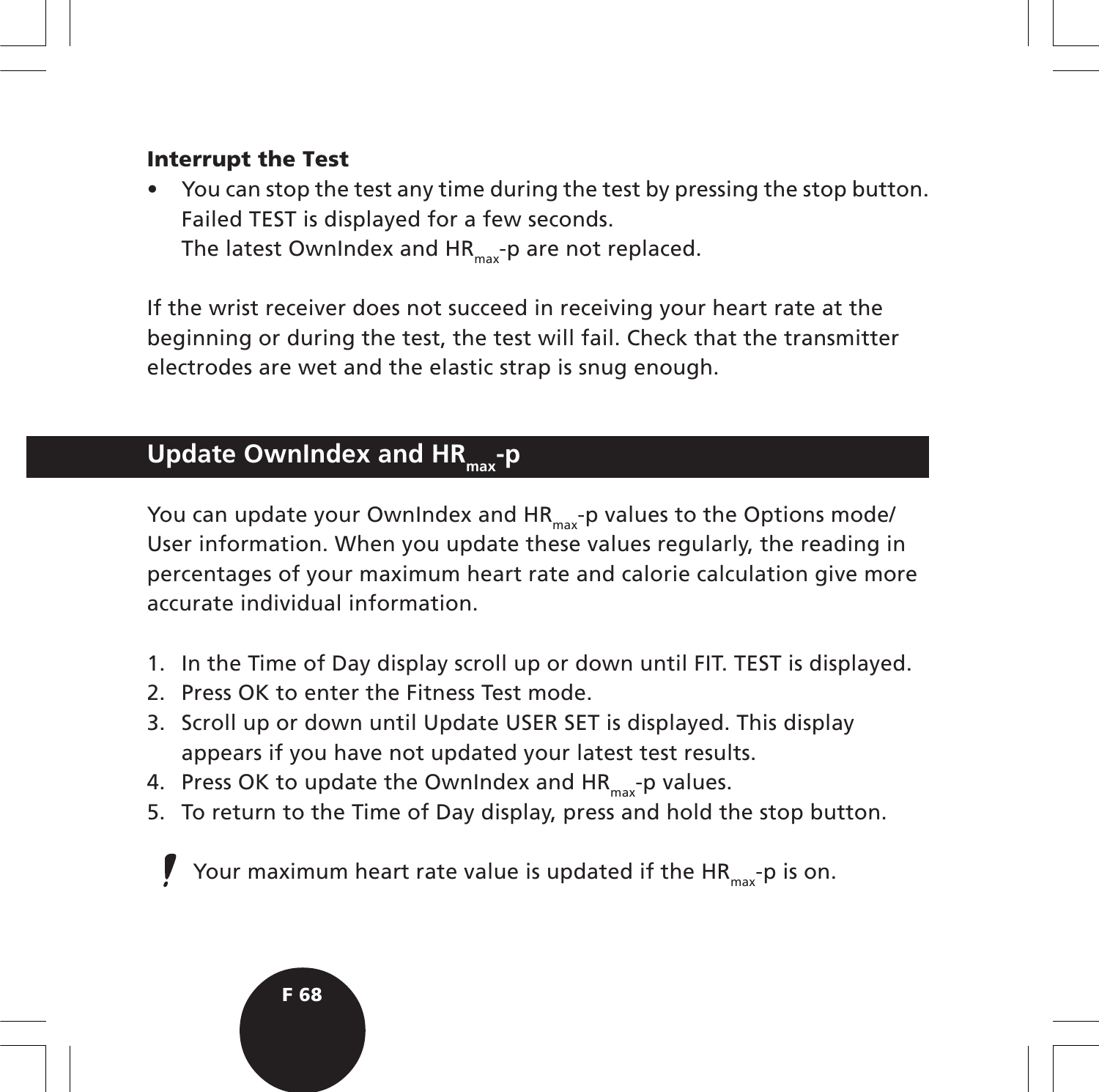### Interrupt the Test

- You can stop the test any time during the test by pressing the stop button. Failed TEST is displayed for a few seconds.
  The latest OwnIndex and $HR_{max}$-p are not replaced.

If the wrist receiver does not succeed in receiving your heart rate at the beginning or during the test, the test will fail. Check that the transmitter electrodes are wet and the elastic strap is snug enough.

## Update OwnIndex and $HR_{max}$-p

You can update your OwnIndex and $HR_{max}$-p values to the Options mode/User information. When you update these values regularly, the reading in percentages of your maximum heart rate and calorie calculation give more accurate individual information.

1. In the Time of Day display scroll up or down until FIT. TEST is displayed.
2. Press OK to enter the Fitness Test mode.
3. Scroll up or down until Update USER SET is displayed. This display appears if you have not updated your latest test results.
4. Press OK to update the OwnIndex and $HR_{max}$-p values.
5. To return to the Time of Day display, press and hold the stop button.

! Your maximum heart rate value is updated if the $HR_{max}$-p is on.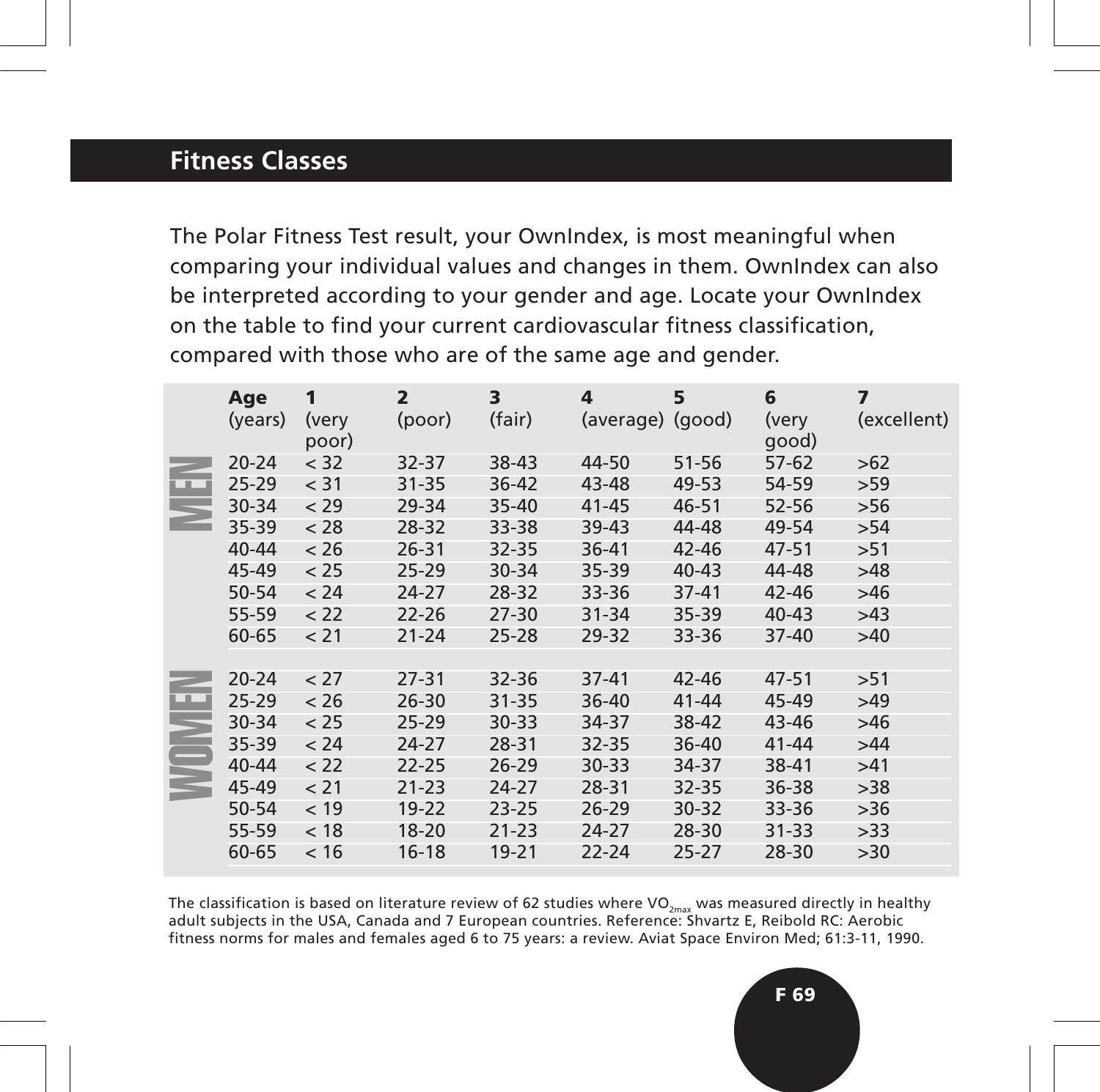## Fitness Classes

The Polar Fitness Test result, your OwnIndex, is most meaningful when comparing your individual values and changes in them. OwnIndex can also be interpreted according to your gender and age. Locate your OwnIndex on the table to find your current cardiovascular fitness classification, compared with those who are of the same age and gender.

| | Age (years) | 1 (very poor) | 2 (poor) | 3 (fair) | 4 (average) | 5 (good) | 6 (very good) | 7 (excellent) |
|---|---|---|---|---|---|---|---|---|
| MEN | 20-24 | < 32 | 32-37 | 38-43 | 44-50 | 51-56 | 57-62 | >62 |
| | 25-29 | < 31 | 31-35 | 36-42 | 43-48 | 49-53 | 54-59 | >59 |
| | 30-34 | < 29 | 29-34 | 35-40 | 41-45 | 46-51 | 52-56 | >56 |
| | 35-39 | < 28 | 28-32 | 33-38 | 39-43 | 44-48 | 49-54 | >54 |
| | 40-44 | < 26 | 26-31 | 32-35 | 36-41 | 42-46 | 47-51 | >51 |
| | 45-49 | < 25 | 25-29 | 30-34 | 35-39 | 40-43 | 44-48 | >48 |
| | 50-54 | < 24 | 24-27 | 28-32 | 33-36 | 37-41 | 42-46 | >46 |
| | 55-59 | < 22 | 22-26 | 27-30 | 31-34 | 35-39 | 40-43 | >43 |
| | 60-65 | < 21 | 21-24 | 25-28 | 29-32 | 33-36 | 37-40 | >40 |
| WOMEN | 20-24 | < 27 | 27-31 | 32-36 | 37-41 | 42-46 | 47-51 | >51 |
| | 25-29 | < 26 | 26-30 | 31-35 | 36-40 | 41-44 | 45-49 | >49 |
| | 30-34 | < 25 | 25-29 | 30-33 | 34-37 | 38-42 | 43-46 | >46 |
| | 35-39 | < 24 | 24-27 | 28-31 | 32-35 | 36-40 | 41-44 | >44 |
| | 40-44 | < 22 | 22-25 | 26-29 | 30-33 | 34-37 | 38-41 | >41 |
| | 45-49 | < 21 | 21-23 | 24-27 | 28-31 | 32-35 | 36-38 | >38 |
| | 50-54 | < 19 | 19-22 | 23-25 | 26-29 | 30-32 | 33-36 | >36 |
| | 55-59 | < 18 | 18-20 | 21-23 | 24-27 | 28-30 | 31-33 | >33 |
| | 60-65 | < 16 | 16-18 | 19-21 | 22-24 | 25-27 | 28-30 | >30 |

The classification is based on literature review of 62 studies where $VO_{2max}$ was measured directly in healthy adult subjects in the USA, Canada and 7 European countries. Reference: Shvartz E, Reibold RC: Aerobic fitness norms for males and females aged 6 to 75 years: a review. Aviat Space Environ Med; 61:3-11, 1990.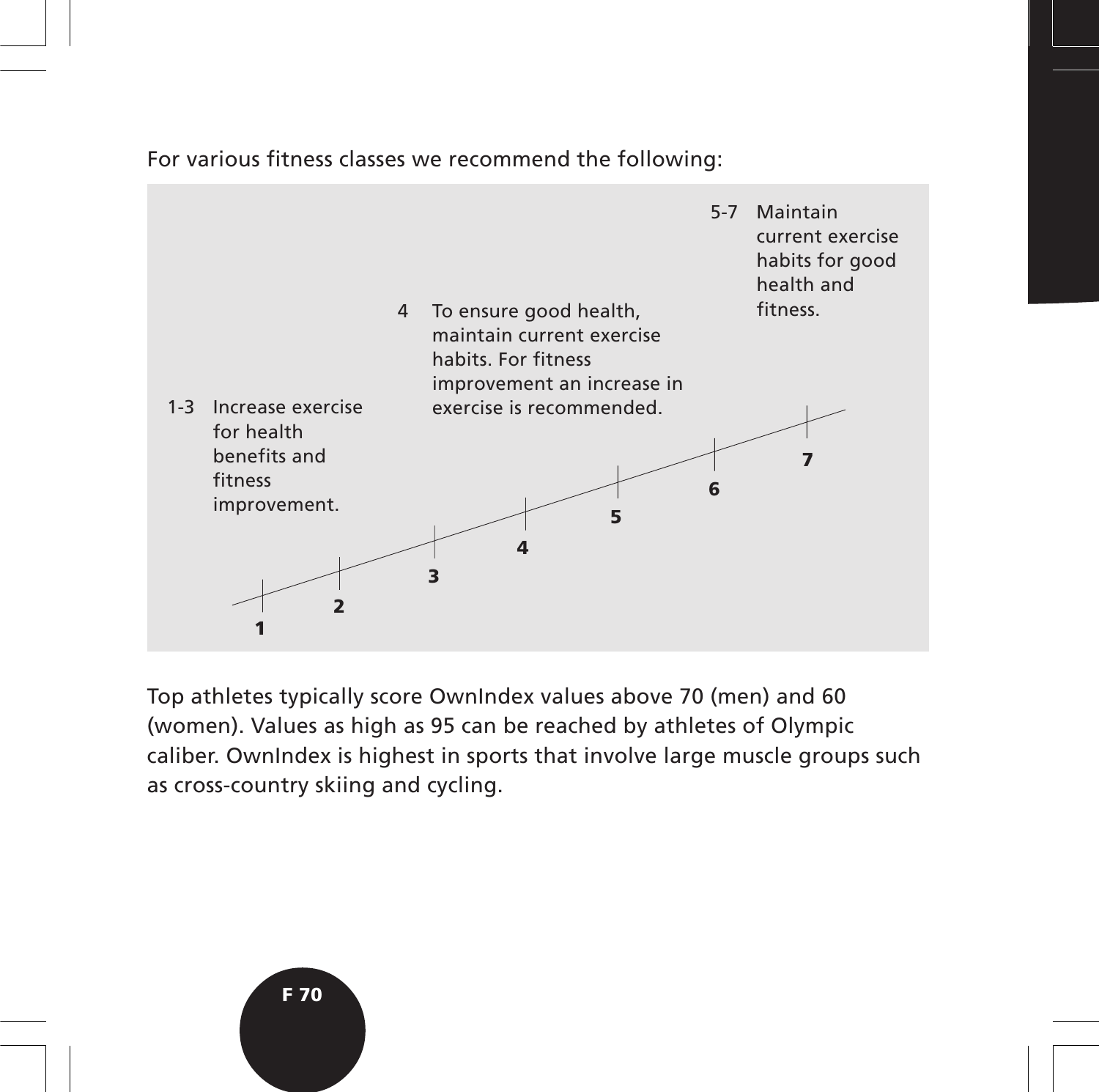For various fitness classes we recommend the following:

1-3 Increase exercise for health benefits and fitness improvement.

4 To ensure good health, maintain current exercise habits. For fitness improvement an increase in exercise is recommended.

5-7 Maintain current exercise habits for good health and fitness.

**1** **2** **3** **4** **5** **6** **7**

Top athletes typically score OwnIndex values above 70 (men) and 60 (women). Values as high as 95 can be reached by athletes of Olympic caliber. OwnIndex is highest in sports that involve large muscle groups such as cross-country skiing and cycling.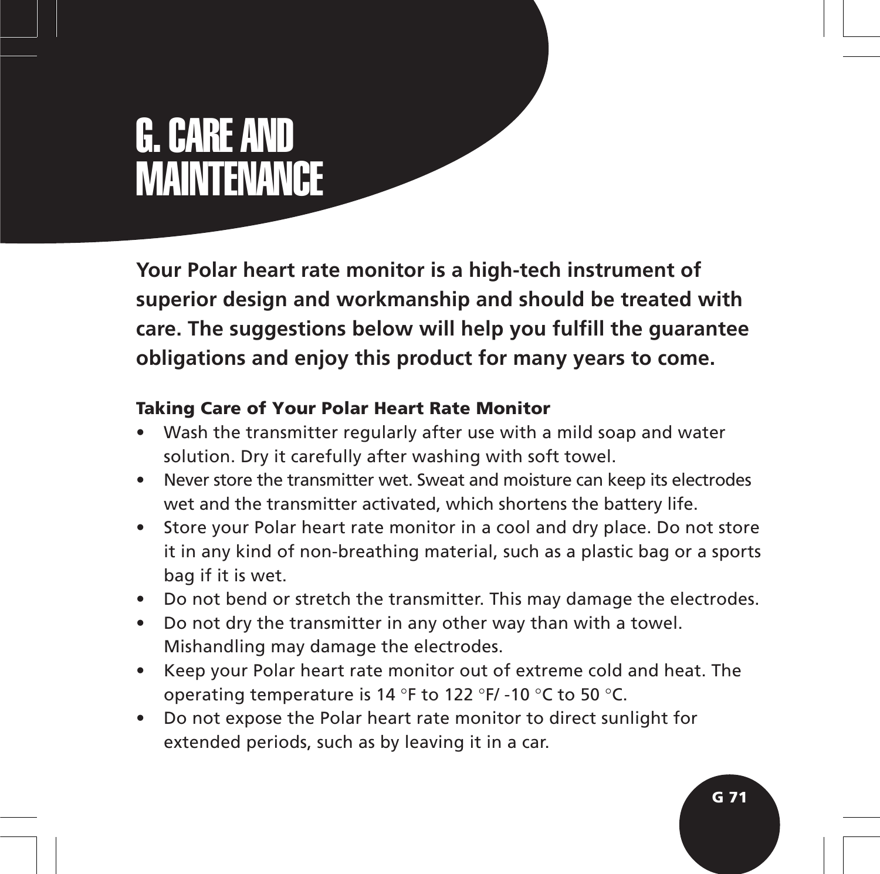# G. CARE AND MAINTENANCE

**Your Polar heart rate monitor is a high-tech instrument of superior design and workmanship and should be treated with care. The suggestions below will help you fulfill the guarantee obligations and enjoy this product for many years to come.**

### Taking Care of Your Polar Heart Rate Monitor

- Wash the transmitter regularly after use with a mild soap and water solution. Dry it carefully after washing with soft towel.
- Never store the transmitter wet. Sweat and moisture can keep its electrodes wet and the transmitter activated, which shortens the battery life.
- Store your Polar heart rate monitor in a cool and dry place. Do not store it in any kind of non-breathing material, such as a plastic bag or a sports bag if it is wet.
- Do not bend or stretch the transmitter. This may damage the electrodes.
- Do not dry the transmitter in any other way than with a towel. Mishandling may damage the electrodes.
- Keep your Polar heart rate monitor out of extreme cold and heat. The operating temperature is 14 °F to 122 °F/ -10 °C to 50 °C.
- Do not expose the Polar heart rate monitor to direct sunlight for extended periods, such as by leaving it in a car.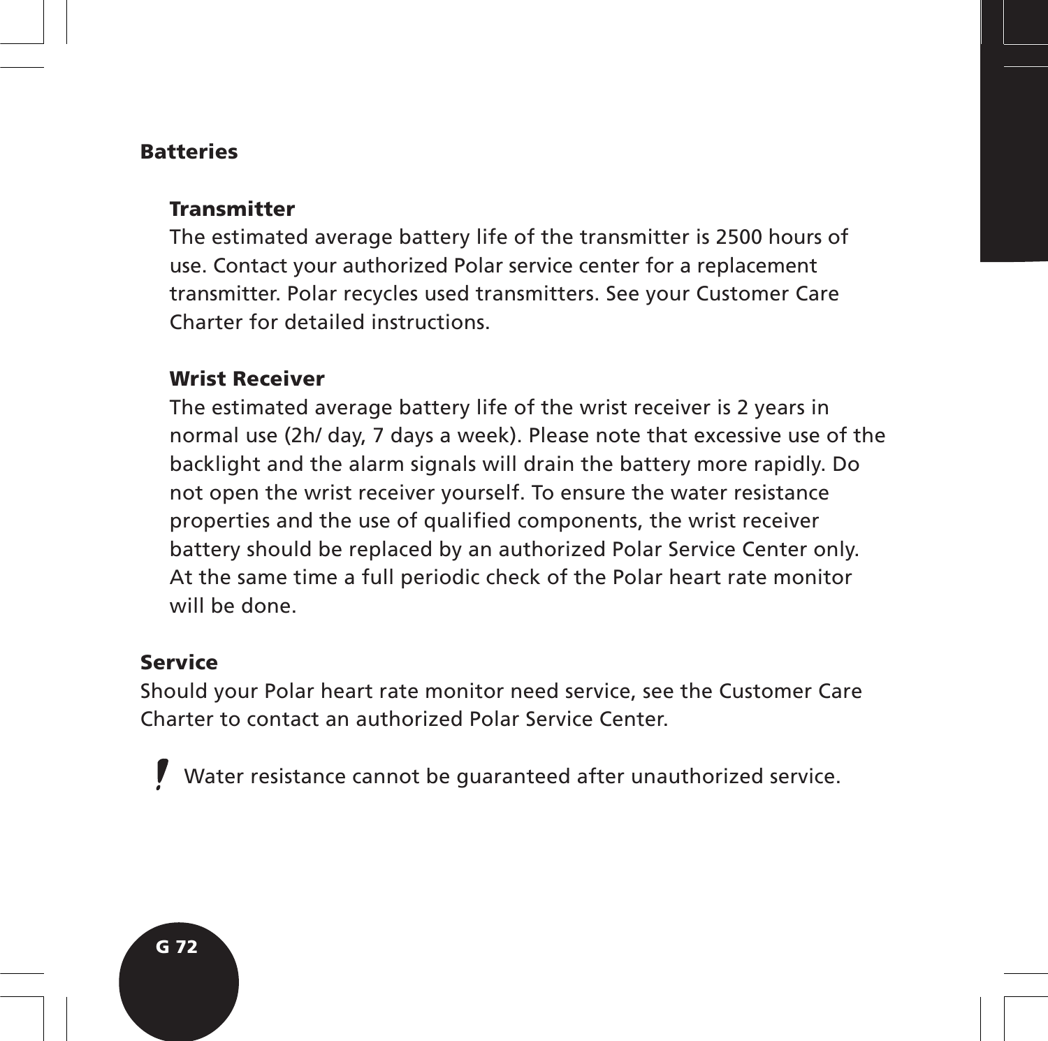## Batteries

### Transmitter

The estimated average battery life of the transmitter is 2500 hours of use. Contact your authorized Polar service center for a replacement transmitter. Polar recycles used transmitters. See your Customer Care Charter for detailed instructions.

### Wrist Receiver

The estimated average battery life of the wrist receiver is 2 years in normal use (2h/ day, 7 days a week). Please note that excessive use of the backlight and the alarm signals will drain the battery more rapidly. Do not open the wrist receiver yourself. To ensure the water resistance properties and the use of qualified components, the wrist receiver battery should be replaced by an authorized Polar Service Center only. At the same time a full periodic check of the Polar heart rate monitor will be done.

## Service

Should your Polar heart rate monitor need service, see the Customer Care Charter to contact an authorized Polar Service Center.

**!** Water resistance cannot be guaranteed after unauthorized service.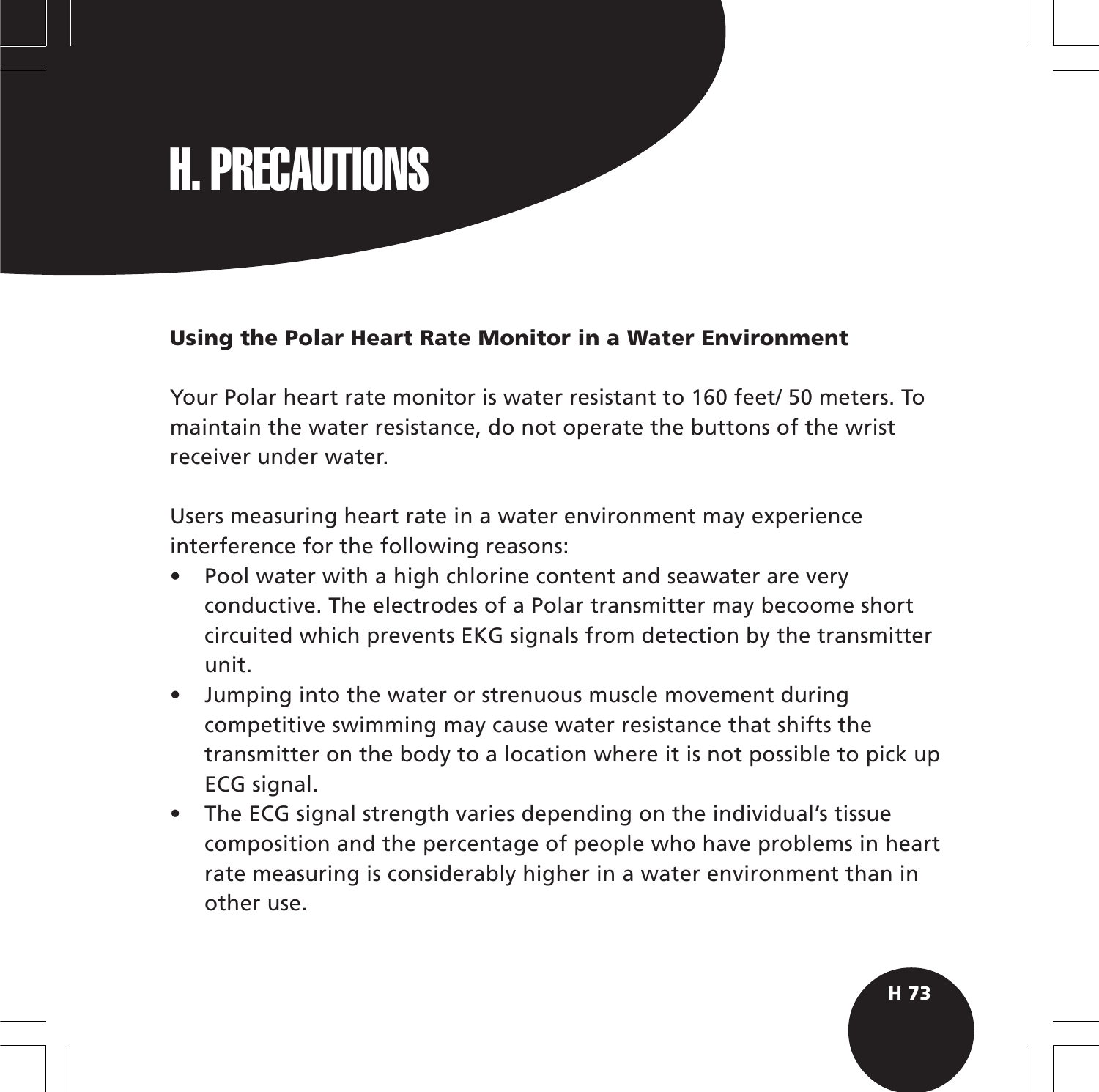# H. PRECAUTIONS

## Using the Polar Heart Rate Monitor in a Water Environment

Your Polar heart rate monitor is water resistant to 160 feet/ 50 meters. To maintain the water resistance, do not operate the buttons of the wrist receiver under water.

Users measuring heart rate in a water environment may experience interference for the following reasons:

- Pool water with a high chlorine content and seawater are very conductive. The electrodes of a Polar transmitter may becoome short circuited which prevents EKG signals from detection by the transmitter unit.
- Jumping into the water or strenuous muscle movement during competitive swimming may cause water resistance that shifts the transmitter on the body to a location where it is not possible to pick up ECG signal.
- The ECG signal strength varies depending on the individual's tissue composition and the percentage of people who have problems in heart rate measuring is considerably higher in a water environment than in other use.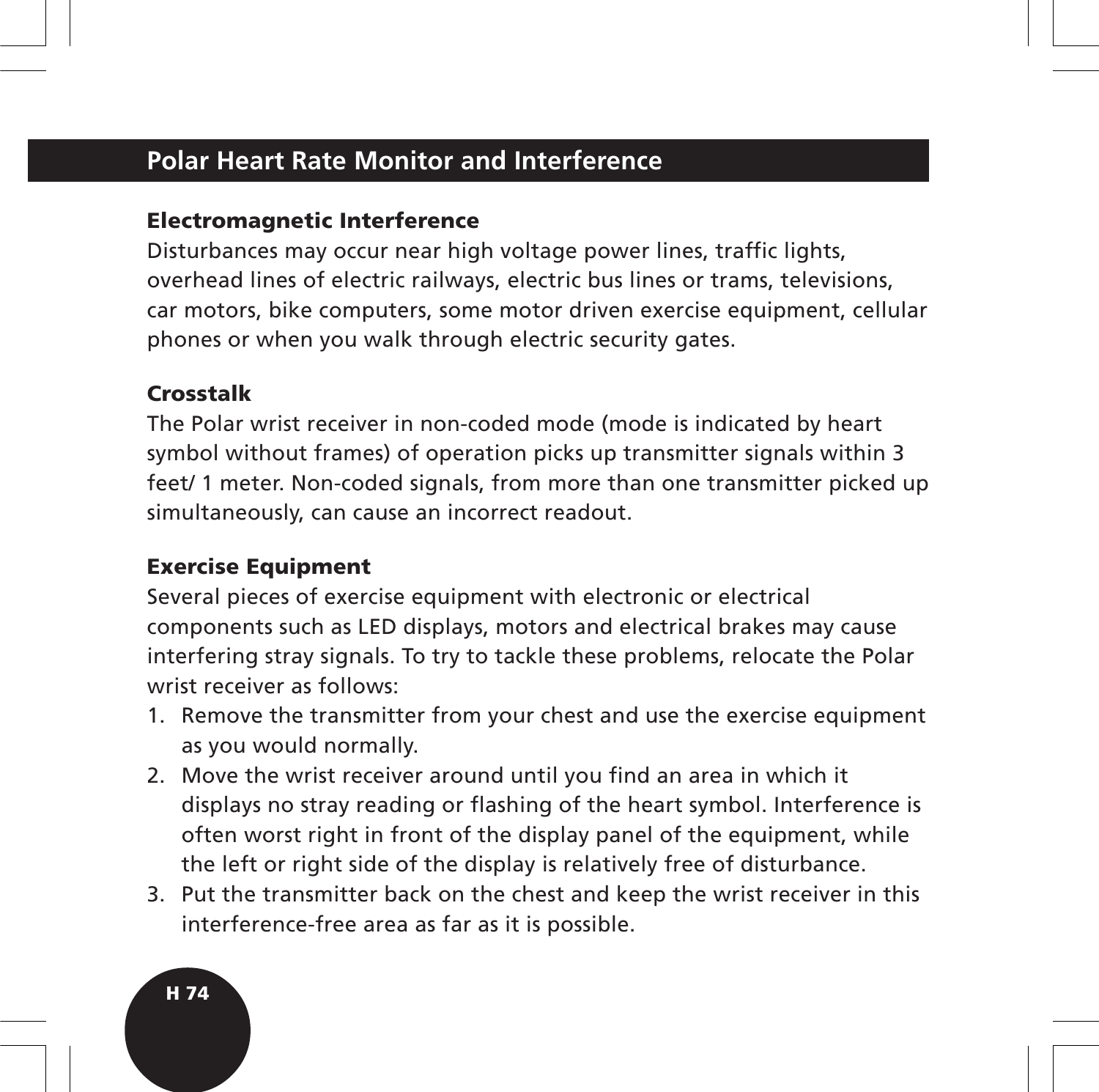## Polar Heart Rate Monitor and Interference

### Electromagnetic Interference

Disturbances may occur near high voltage power lines, traffic lights, overhead lines of electric railways, electric bus lines or trams, televisions, car motors, bike computers, some motor driven exercise equipment, cellular phones or when you walk through electric security gates.

### Crosstalk

The Polar wrist receiver in non-coded mode (mode is indicated by heart symbol without frames) of operation picks up transmitter signals within 3 feet/ 1 meter. Non-coded signals, from more than one transmitter picked up simultaneously, can cause an incorrect readout.

### Exercise Equipment

Several pieces of exercise equipment with electronic or electrical components such as LED displays, motors and electrical brakes may cause interfering stray signals. To try to tackle these problems, relocate the Polar wrist receiver as follows:

1. Remove the transmitter from your chest and use the exercise equipment as you would normally.
2. Move the wrist receiver around until you find an area in which it displays no stray reading or flashing of the heart symbol. Interference is often worst right in front of the display panel of the equipment, while the left or right side of the display is relatively free of disturbance.
3. Put the transmitter back on the chest and keep the wrist receiver in this interference-free area as far as it is possible.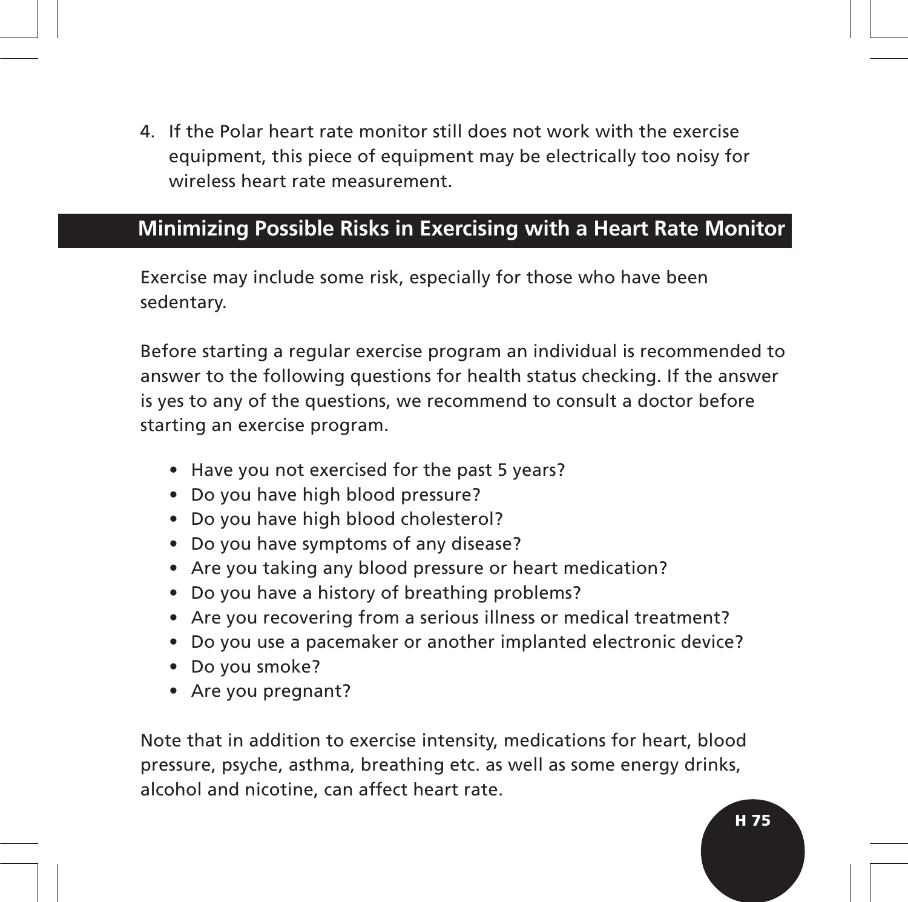4. If the Polar heart rate monitor still does not work with the exercise equipment, this piece of equipment may be electrically too noisy for wireless heart rate measurement.

## Minimizing Possible Risks in Exercising with a Heart Rate Monitor

Exercise may include some risk, especially for those who have been sedentary.

Before starting a regular exercise program an individual is recommended to answer to the following questions for health status checking. If the answer is yes to any of the questions, we recommend to consult a doctor before starting an exercise program.

- Have you not exercised for the past 5 years?
- Do you have high blood pressure?
- Do you have high blood cholesterol?
- Do you have symptoms of any disease?
- Are you taking any blood pressure or heart medication?
- Do you have a history of breathing problems?
- Are you recovering from a serious illness or medical treatment?
- Do you use a pacemaker or another implanted electronic device?
- Do you smoke?
- Are you pregnant?

Note that in addition to exercise intensity, medications for heart, blood pressure, psyche, asthma, breathing etc. as well as some energy drinks, alcohol and nicotine, can affect heart rate.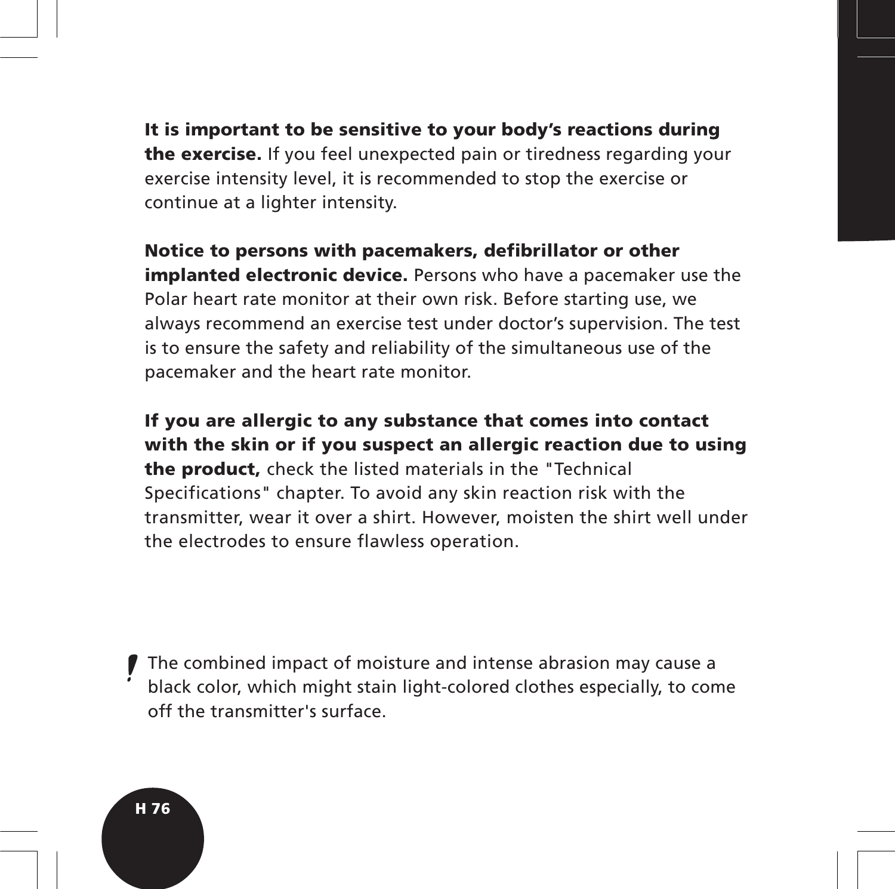**It is important to be sensitive to your body's reactions during the exercise.** If you feel unexpected pain or tiredness regarding your exercise intensity level, it is recommended to stop the exercise or continue at a lighter intensity.

**Notice to persons with pacemakers, defibrillator or other implanted electronic device.** Persons who have a pacemaker use the Polar heart rate monitor at their own risk. Before starting use, we always recommend an exercise test under doctor's supervision. The test is to ensure the safety and reliability of the simultaneous use of the pacemaker and the heart rate monitor.

**If you are allergic to any substance that comes into contact with the skin or if you suspect an allergic reaction due to using the product,** check the listed materials in the "Technical Specifications" chapter. To avoid any skin reaction risk with the transmitter, wear it over a shirt. However, moisten the shirt well under the electrodes to ensure flawless operation.

! The combined impact of moisture and intense abrasion may cause a black color, which might stain light-colored clothes especially, to come off the transmitter's surface.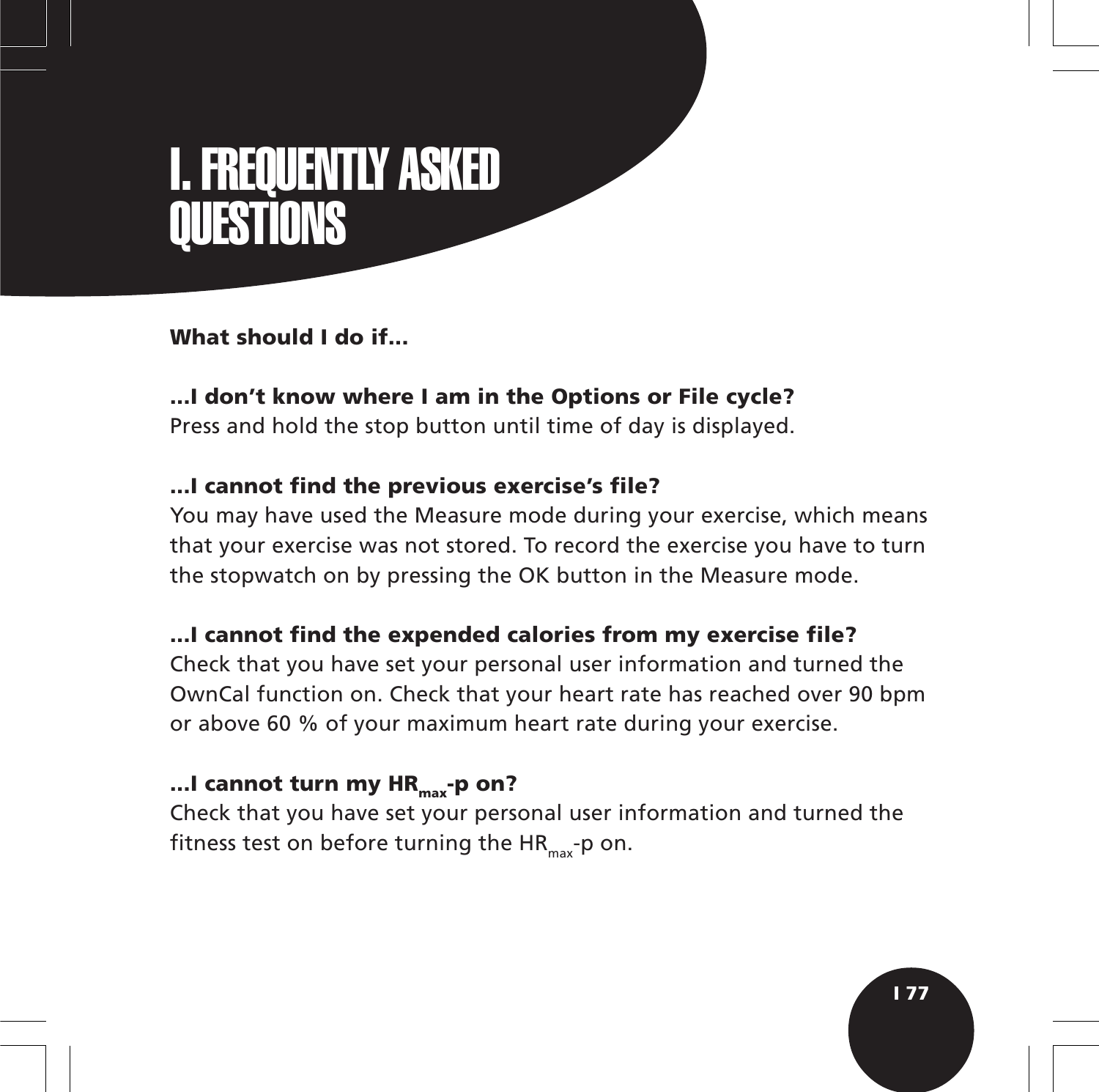# I. FREQUENTLY ASKED QUESTIONS

**What should I do if...**

**...I don't know where I am in the Options or File cycle?**
Press and hold the stop button until time of day is displayed.

**...I cannot find the previous exercise's file?**
You may have used the Measure mode during your exercise, which means that your exercise was not stored. To record the exercise you have to turn the stopwatch on by pressing the OK button in the Measure mode.

**...I cannot find the expended calories from my exercise file?**
Check that you have set your personal user information and turned the OwnCal function on. Check that your heart rate has reached over 90 bpm or above 60 % of your maximum heart rate during your exercise.

**...I cannot turn my $HR_{max}$-p on?**
Check that you have set your personal user information and turned the fitness test on before turning the $HR_{max}$-p on.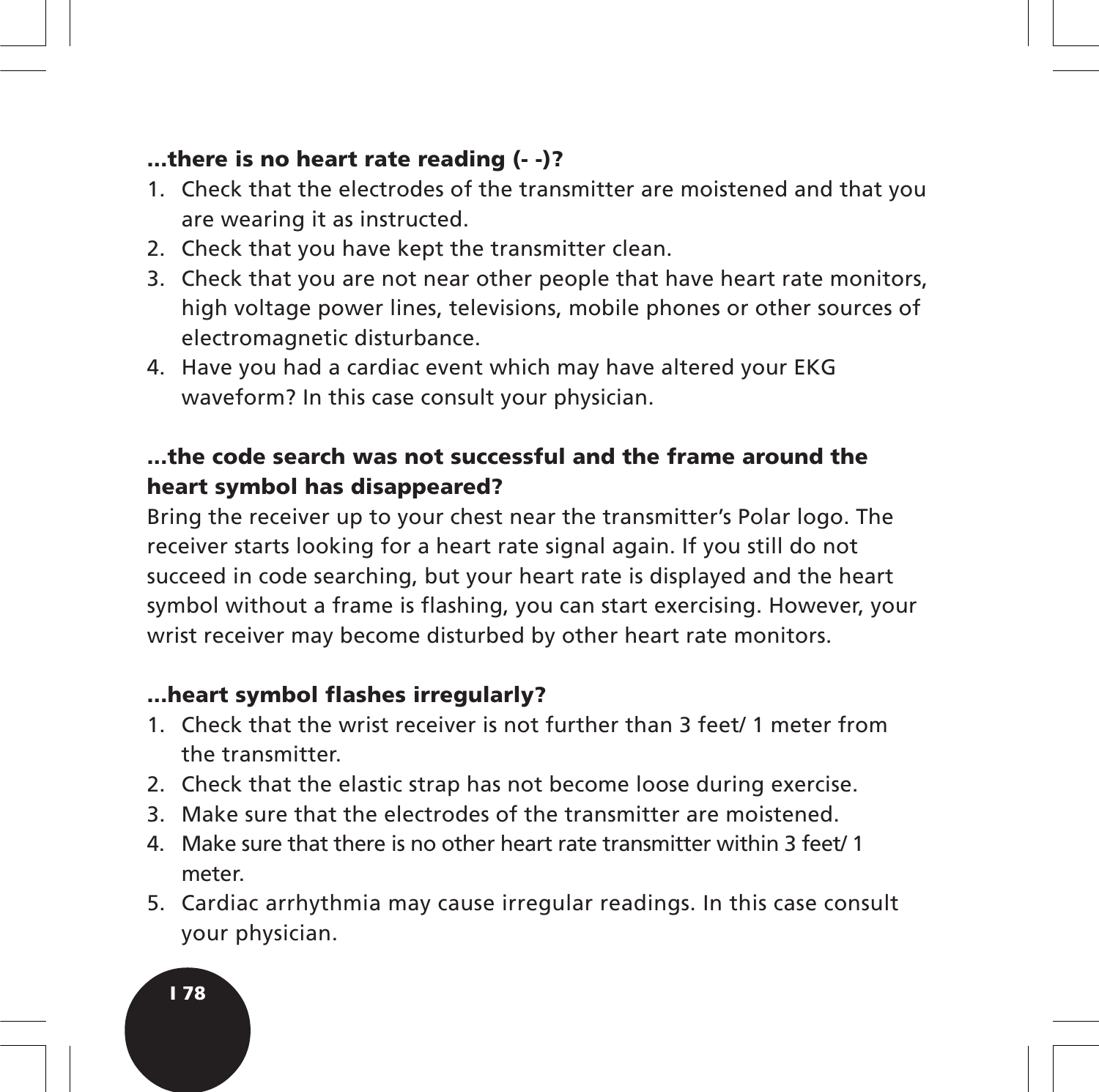### ...there is no heart rate reading (- -)?

1. Check that the electrodes of the transmitter are moistened and that you are wearing it as instructed.
2. Check that you have kept the transmitter clean.
3. Check that you are not near other people that have heart rate monitors, high voltage power lines, televisions, mobile phones or other sources of electromagnetic disturbance.
4. Have you had a cardiac event which may have altered your EKG waveform? In this case consult your physician.

### ...the code search was not successful and the frame around the heart symbol has disappeared?

Bring the receiver up to your chest near the transmitter's Polar logo. The receiver starts looking for a heart rate signal again. If you still do not succeed in code searching, but your heart rate is displayed and the heart symbol without a frame is flashing, you can start exercising. However, your wrist receiver may become disturbed by other heart rate monitors.

### ...heart symbol flashes irregularly?

1. Check that the wrist receiver is not further than 3 feet/ 1 meter from the transmitter.
2. Check that the elastic strap has not become loose during exercise.
3. Make sure that the electrodes of the transmitter are moistened.
4. Make sure that there is no other heart rate transmitter within 3 feet/ 1 meter.
5. Cardiac arrhythmia may cause irregular readings. In this case consult your physician.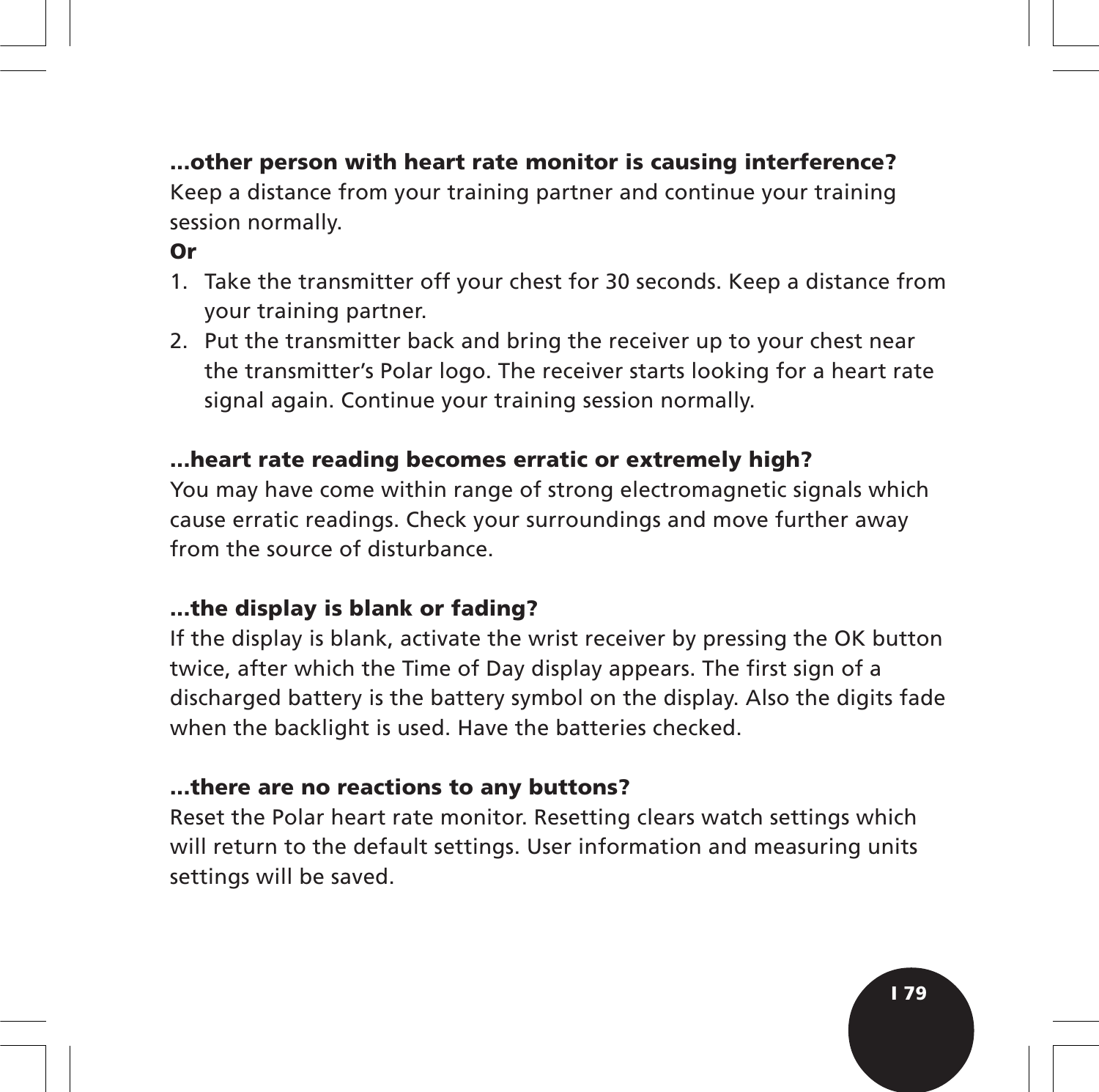**...other person with heart rate monitor is causing interference?**

Keep a distance from your training partner and continue your training session normally.

**Or**

1. Take the transmitter off your chest for 30 seconds. Keep a distance from your training partner.
2. Put the transmitter back and bring the receiver up to your chest near the transmitter's Polar logo. The receiver starts looking for a heart rate signal again. Continue your training session normally.

**...heart rate reading becomes erratic or extremely high?**

You may have come within range of strong electromagnetic signals which cause erratic readings. Check your surroundings and move further away from the source of disturbance.

**...the display is blank or fading?**

If the display is blank, activate the wrist receiver by pressing the OK button twice, after which the Time of Day display appears. The first sign of a discharged battery is the battery symbol on the display. Also the digits fade when the backlight is used. Have the batteries checked.

**...there are no reactions to any buttons?**

Reset the Polar heart rate monitor. Resetting clears watch settings which will return to the default settings. User information and measuring units settings will be saved.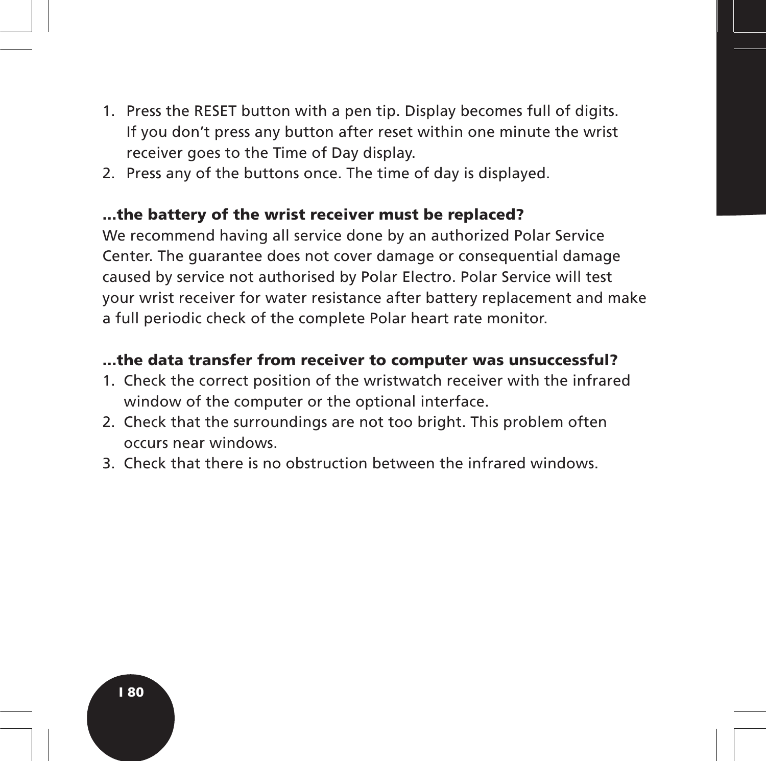1. Press the RESET button with a pen tip. Display becomes full of digits. If you don't press any button after reset within one minute the wrist receiver goes to the Time of Day display.
2. Press any of the buttons once. The time of day is displayed.

**...the battery of the wrist receiver must be replaced?**

We recommend having all service done by an authorized Polar Service Center. The guarantee does not cover damage or consequential damage caused by service not authorised by Polar Electro. Polar Service will test your wrist receiver for water resistance after battery replacement and make a full periodic check of the complete Polar heart rate monitor.

**...the data transfer from receiver to computer was unsuccessful?**

1. Check the correct position of the wristwatch receiver with the infrared window of the computer or the optional interface.
2. Check that the surroundings are not too bright. This problem often occurs near windows.
3. Check that there is no obstruction between the infrared windows.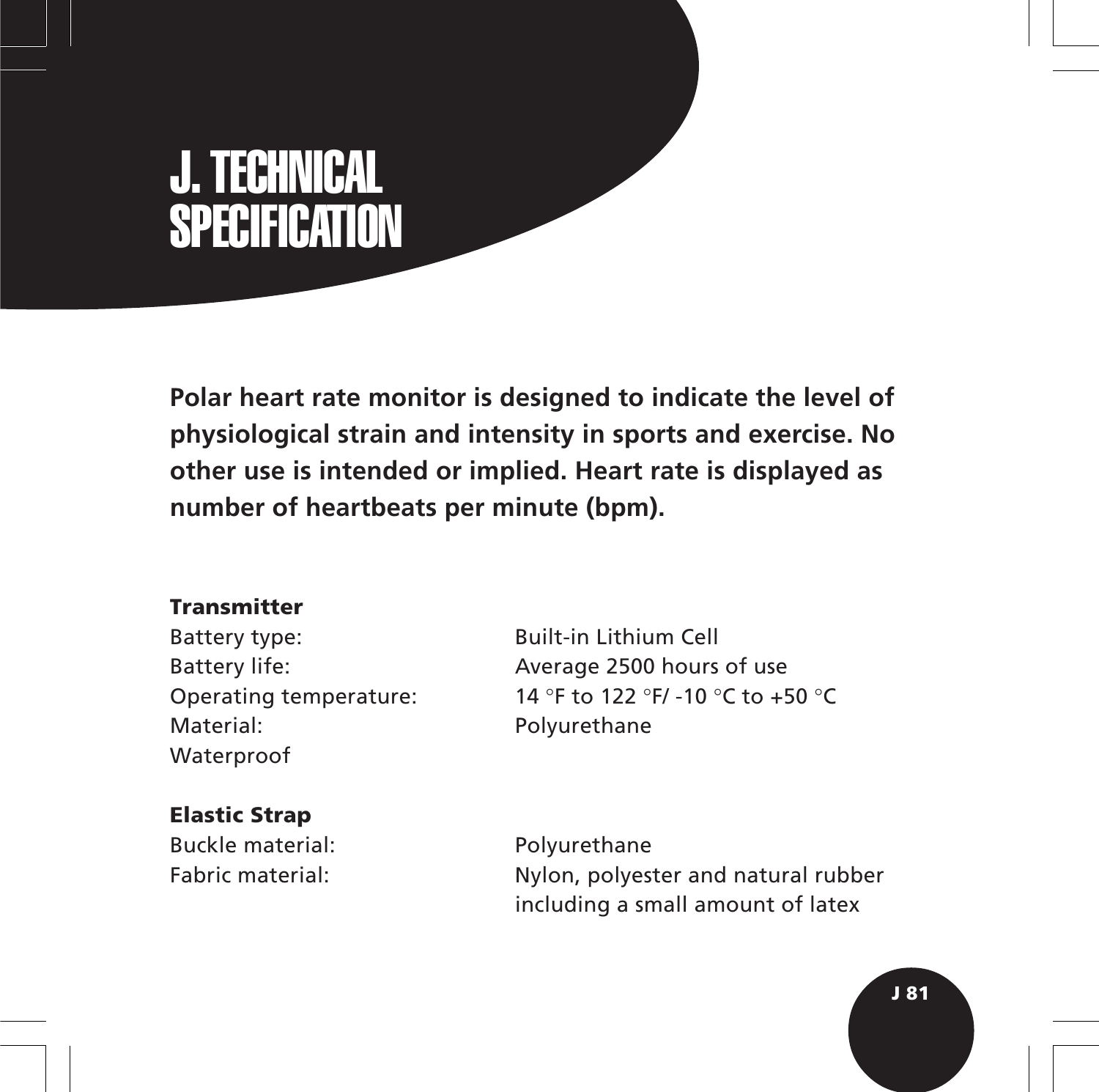# J. TECHNICAL SPECIFICATION

**Polar heart rate monitor is designed to indicate the level of physiological strain and intensity in sports and exercise. No other use is intended or implied. Heart rate is displayed as number of heartbeats per minute (bpm).**

**Transmitter**

| | |
|---|---|
| Battery type: | Built-in Lithium Cell |
| Battery life: | Average 2500 hours of use |
| Operating temperature: | 14 °F to 122 °F/ -10 °C to +50 °C |
| Material: | Polyurethane |
| Waterproof | |

**Elastic Strap**

| | |
|---|---|
| Buckle material: | Polyurethane |
| Fabric material: | Nylon, polyester and natural rubber including a small amount of latex |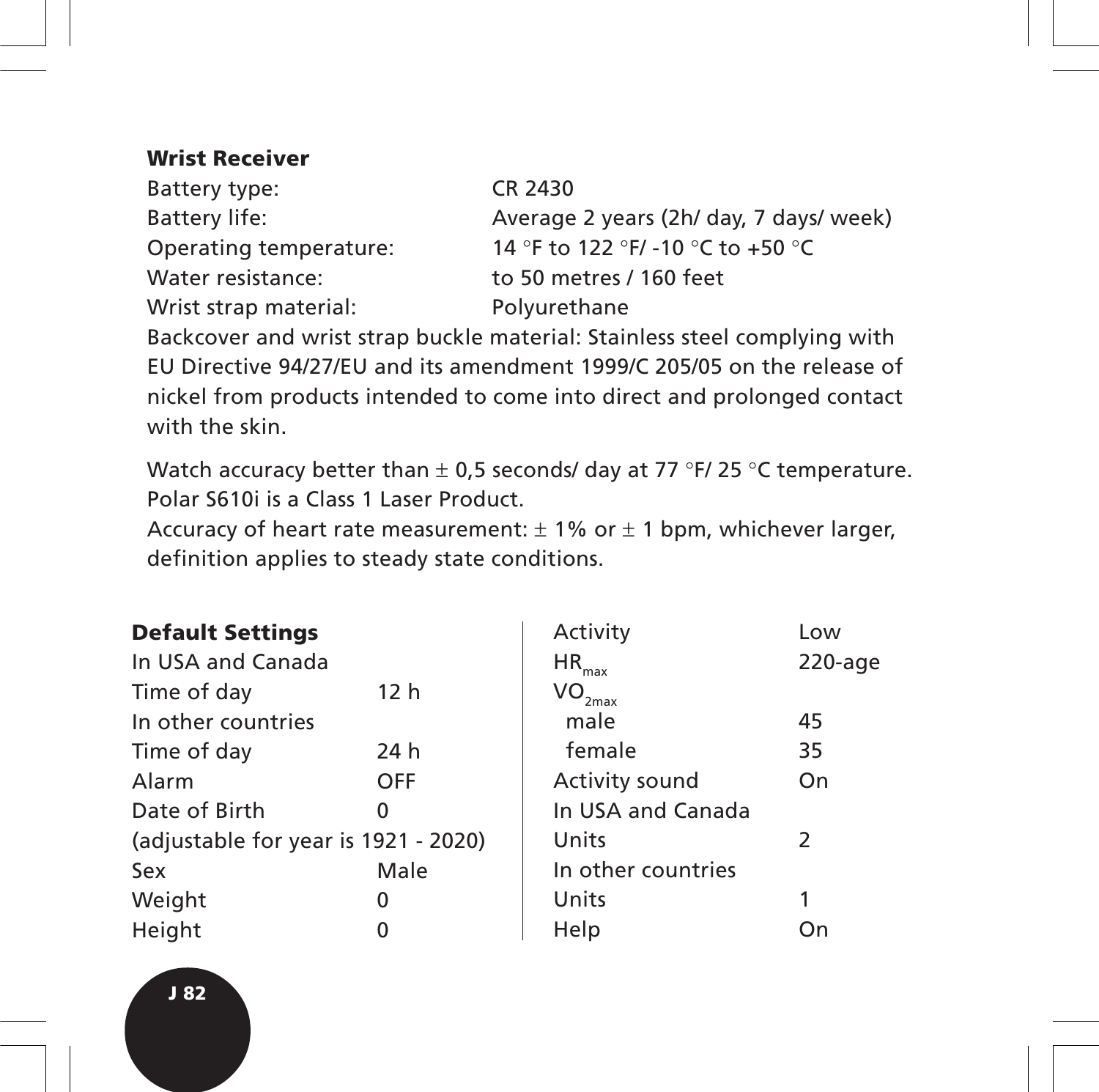**Wrist Receiver**

Battery type: CR 2430
Battery life: Average 2 years (2h/ day, 7 days/ week)
Operating temperature: 14 °F to 122 °F/ -10 °C to +50 °C
Water resistance: to 50 metres / 160 feet
Wrist strap material: Polyurethane
Backcover and wrist strap buckle material: Stainless steel complying with EU Directive 94/27/EU and its amendment 1999/C 205/05 on the release of nickel from products intended to come into direct and prolonged contact with the skin.

Watch accuracy better than ± 0,5 seconds/ day at 77 °F/ 25 °C temperature.
Polar S610i is a Class 1 Laser Product.
Accuracy of heart rate measurement: ± 1% or ± 1 bpm, whichever larger, definition applies to steady state conditions.

**Default Settings**

| | |
|---|---|
| In USA and Canada | |
| Time of day | 12 h |
| In other countries | |
| Time of day | 24 h |
| Alarm | OFF |
| Date of Birth | 0 |
| (adjustable for year is 1921 - 2020) | |
| Sex | Male |
| Weight | 0 |
| Height | 0 |
| Activity | Low |
| $HR_{max}$ | 220-age |
| $VO_{2max}$ | |
| male | 45 |
| female | 35 |
| Activity sound | On |
| In USA and Canada | |
| Units | 2 |
| In other countries | |
| Units | 1 |
| Help | On |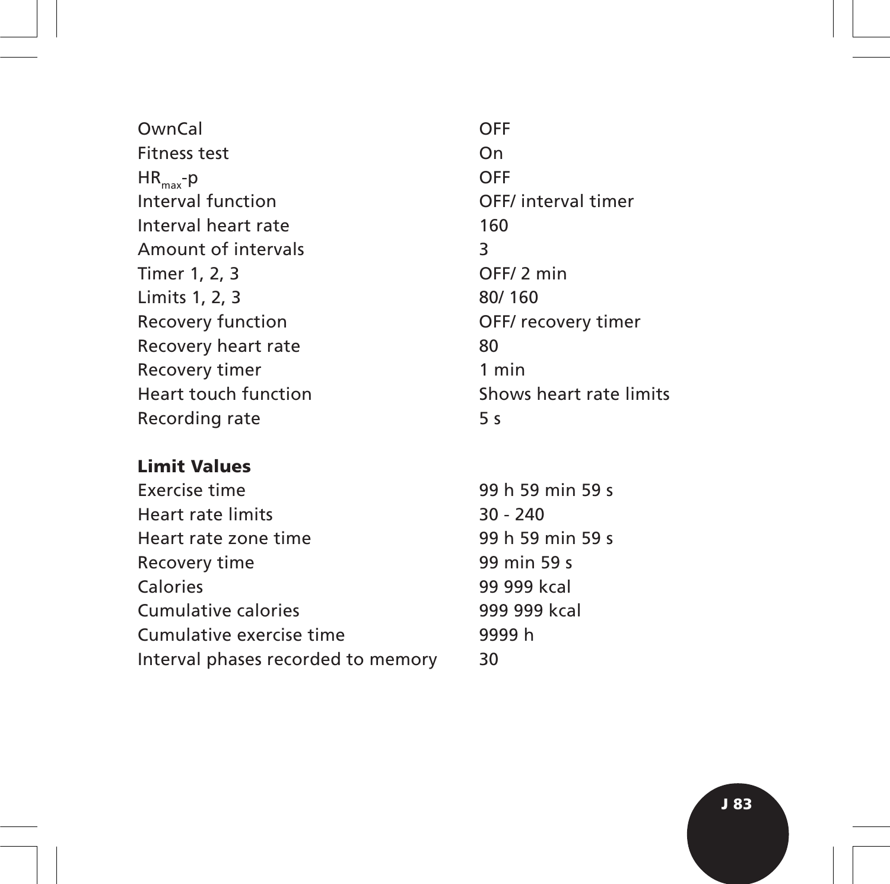| | |
|---|---|
| OwnCal | OFF |
| Fitness test | On |
| $HR_{max}$-p | OFF |
| Interval function | OFF/ interval timer |
| Interval heart rate | 160 |
| Amount of intervals | 3 |
| Timer 1, 2, 3 | OFF/ 2 min |
| Limits 1, 2, 3 | 80/ 160 |
| Recovery function | OFF/ recovery timer |
| Recovery heart rate | 80 |
| Recovery timer | 1 min |
| Heart touch function | Shows heart rate limits |
| Recording rate | 5 s |

**Limit Values**

| | |
|---|---|
| Exercise time | 99 h 59 min 59 s |
| Heart rate limits | 30 - 240 |
| Heart rate zone time | 99 h 59 min 59 s |
| Recovery time | 99 min 59 s |
| Calories | 99 999 kcal |
| Cumulative calories | 999 999 kcal |
| Cumulative exercise time | 9999 h |
| Interval phases recorded to memory | 30 |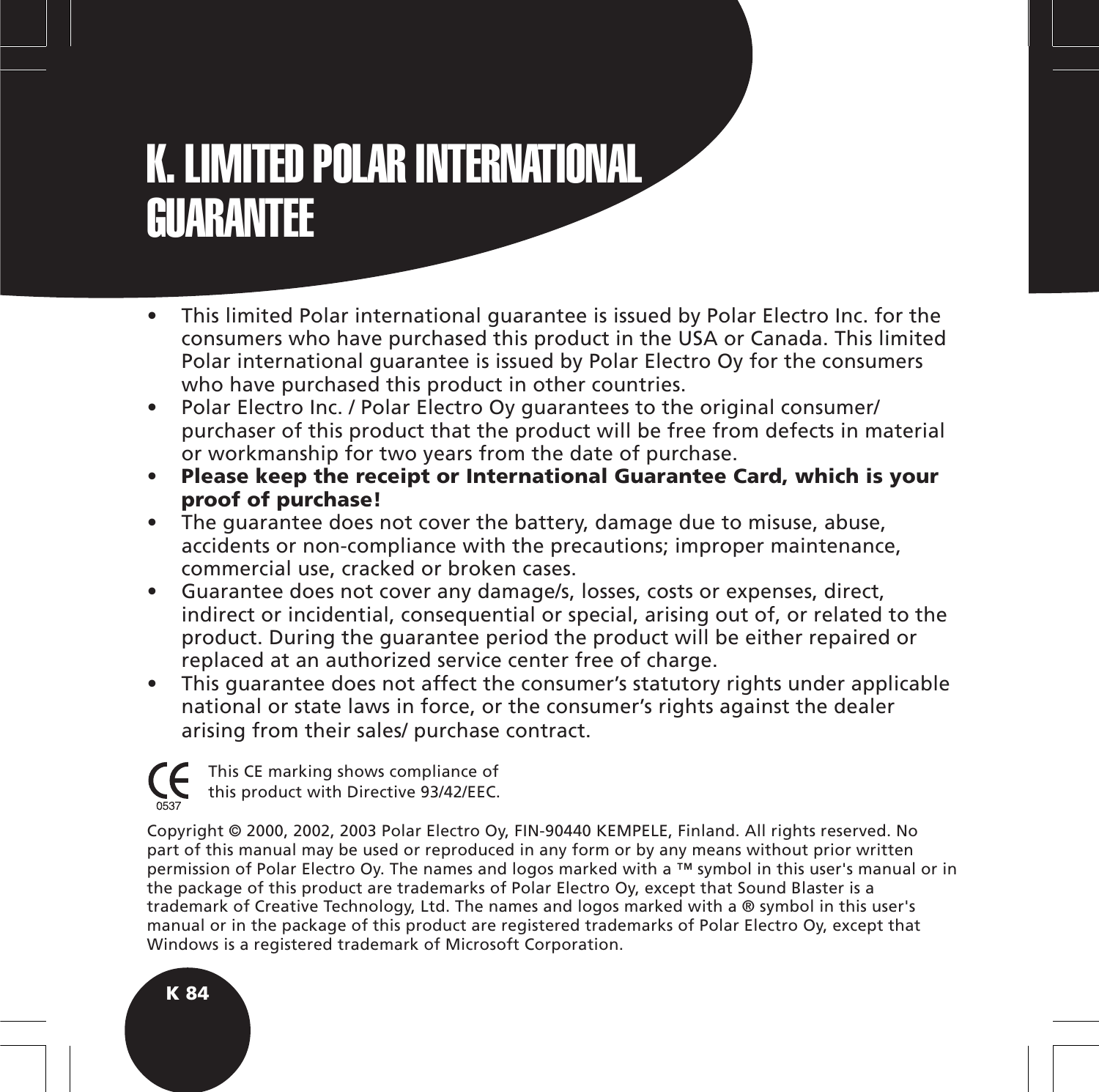# K. LIMITED POLAR INTERNATIONAL GUARANTEE

- This limited Polar international guarantee is issued by Polar Electro Inc. for the consumers who have purchased this product in the USA or Canada. This limited Polar international guarantee is issued by Polar Electro Oy for the consumers who have purchased this product in other countries.
- Polar Electro Inc. / Polar Electro Oy guarantees to the original consumer/ purchaser of this product that the product will be free from defects in material or workmanship for two years from the date of purchase.
- **Please keep the receipt or International Guarantee Card, which is your proof of purchase!**
- The guarantee does not cover the battery, damage due to misuse, abuse, accidents or non-compliance with the precautions; improper maintenance, commercial use, cracked or broken cases.
- Guarantee does not cover any damage/s, losses, costs or expenses, direct, indirect or incidential, consequential or special, arising out of, or related to the product. During the guarantee period the product will be either repaired or replaced at an authorized service center free of charge.
- This guarantee does not affect the consumer's statutory rights under applicable national or state laws in force, or the consumer's rights against the dealer arising from their sales/ purchase contract.

CE 0537

This CE marking shows compliance of this product with Directive 93/42/EEC.

Copyright © 2000, 2002, 2003 Polar Electro Oy, FIN-90440 KEMPELE, Finland. All rights reserved. No part of this manual may be used or reproduced in any form or by any means without prior written permission of Polar Electro Oy. The names and logos marked with a ™ symbol in this user's manual or in the package of this product are trademarks of Polar Electro Oy, except that Sound Blaster is a trademark of Creative Technology, Ltd. The names and logos marked with a ® symbol in this user's manual or in the package of this product are registered trademarks of Polar Electro Oy, except that Windows is a registered trademark of Microsoft Corporation.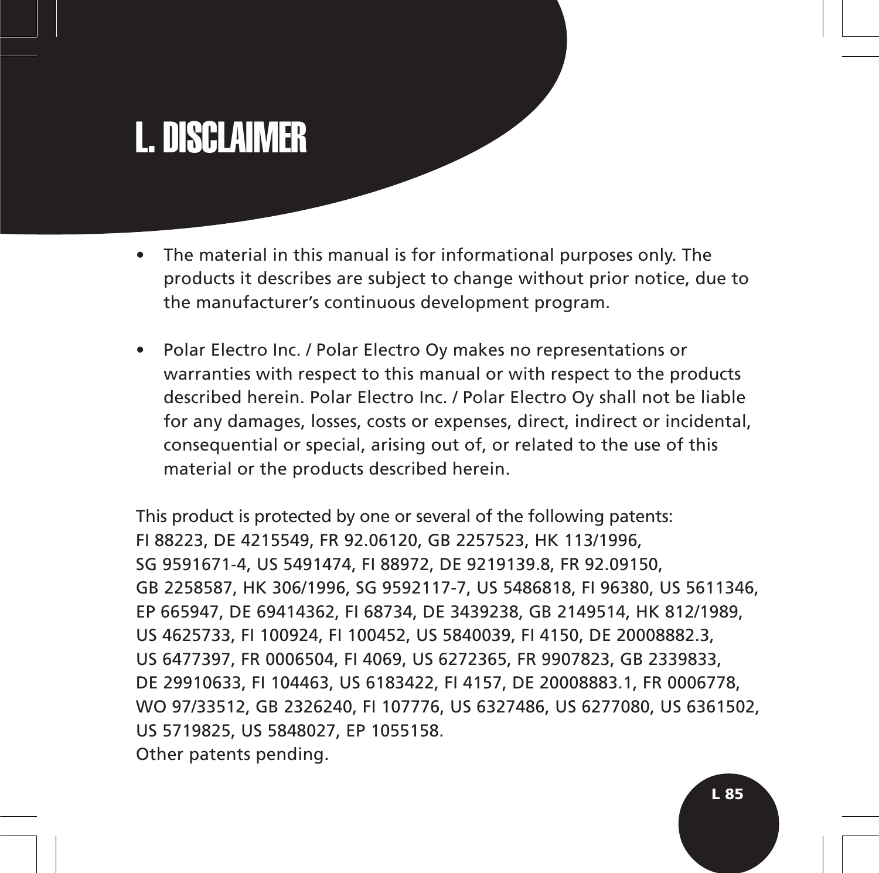# L. DISCLAIMER

- The material in this manual is for informational purposes only. The products it describes are subject to change without prior notice, due to the manufacturer's continuous development program.

- Polar Electro Inc. / Polar Electro Oy makes no representations or warranties with respect to this manual or with respect to the products described herein. Polar Electro Inc. / Polar Electro Oy shall not be liable for any damages, losses, costs or expenses, direct, indirect or incidental, consequential or special, arising out of, or related to the use of this material or the products described herein.

This product is protected by one or several of the following patents:
FI 88223, DE 4215549, FR 92.06120, GB 2257523, HK 113/1996, SG 9591671-4, US 5491474, FI 88972, DE 9219139.8, FR 92.09150, GB 2258587, HK 306/1996, SG 9592117-7, US 5486818, FI 96380, US 5611346, EP 665947, DE 69414362, FI 68734, DE 3439238, GB 2149514, HK 812/1989, US 4625733, FI 100924, FI 100452, US 5840039, FI 4150, DE 20008882.3, US 6477397, FR 0006504, FI 4069, US 6272365, FR 9907823, GB 2339833, DE 29910633, FI 104463, US 6183422, FI 4157, DE 20008883.1, FR 0006778, WO 97/33512, GB 2326240, FI 107776, US 6327486, US 6277080, US 6361502, US 5719825, US 5848027, EP 1055158.
Other patents pending.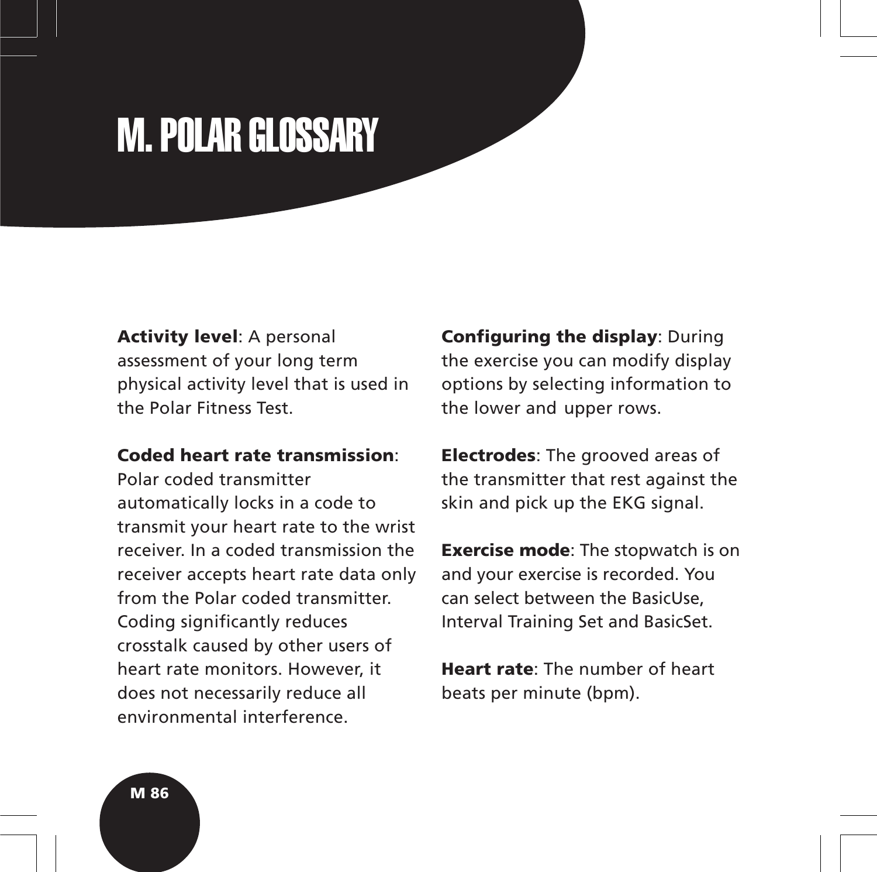# M. POLAR GLOSSARY

**Activity level**: A personal assessment of your long term physical activity level that is used in the Polar Fitness Test.

**Coded heart rate transmission**: Polar coded transmitter automatically locks in a code to transmit your heart rate to the wrist receiver. In a coded transmission the receiver accepts heart rate data only from the Polar coded transmitter. Coding significantly reduces crosstalk caused by other users of heart rate monitors. However, it does not necessarily reduce all environmental interference.

**Configuring the display**: During the exercise you can modify display options by selecting information to the lower and upper rows.

**Electrodes**: The grooved areas of the transmitter that rest against the skin and pick up the EKG signal.

**Exercise mode**: The stopwatch is on and your exercise is recorded. You can select between the BasicUse, Interval Training Set and BasicSet.

**Heart rate**: The number of heart beats per minute (bpm).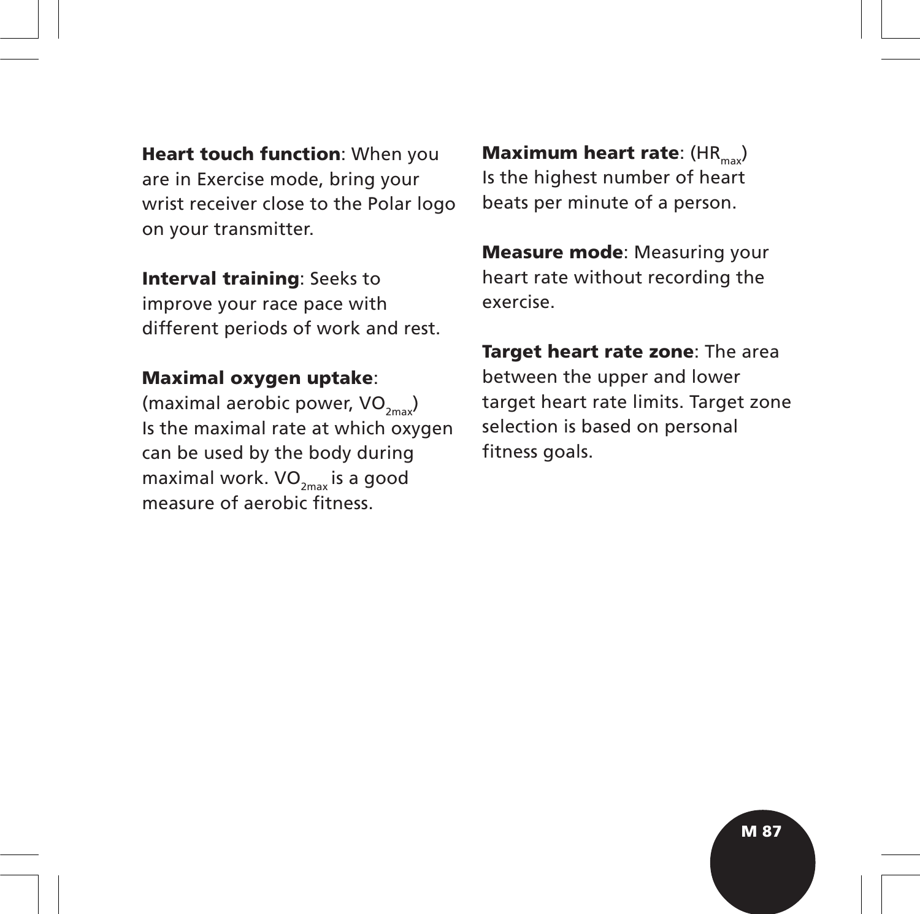**Heart touch function**: When you are in Exercise mode, bring your wrist receiver close to the Polar logo on your transmitter.

**Interval training**: Seeks to improve your race pace with different periods of work and rest.

**Maximal oxygen uptake**: (maximal aerobic power, $VO_{2max}$) Is the maximal rate at which oxygen can be used by the body during maximal work. $VO_{2max}$ is a good measure of aerobic fitness.

**Maximum heart rate**: ($HR_{max}$) Is the highest number of heart beats per minute of a person.

**Measure mode**: Measuring your heart rate without recording the exercise.

**Target heart rate zone**: The area between the upper and lower target heart rate limits. Target zone selection is based on personal fitness goals.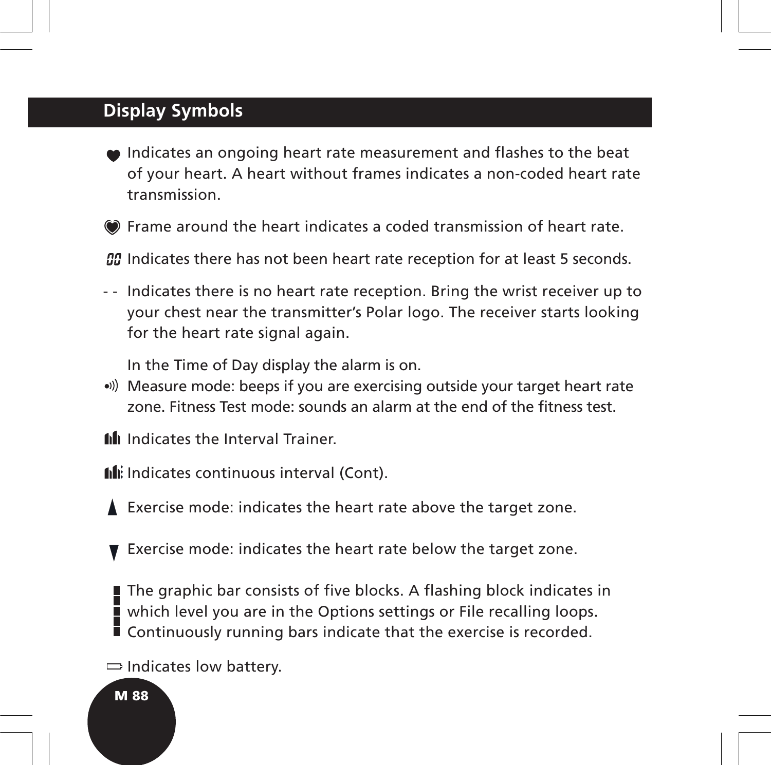## Display Symbols

- Indicates an ongoing heart rate measurement and flashes to the beat of your heart. A heart without frames indicates a non-coded heart rate transmission.

- Frame around the heart indicates a coded transmission of heart rate.

- Indicates there has not been heart rate reception for at least 5 seconds.

- - Indicates there is no heart rate reception. Bring the wrist receiver up to your chest near the transmitter's Polar logo. The receiver starts looking for the heart rate signal again.

- In the Time of Day display the alarm is on.
  Measure mode: beeps if you are exercising outside your target heart rate zone. Fitness Test mode: sounds an alarm at the end of the fitness test.

- Indicates the Interval Trainer.

- Indicates continuous interval (Cont).

- Exercise mode: indicates the heart rate above the target zone.

- Exercise mode: indicates the heart rate below the target zone.

- The graphic bar consists of five blocks. A flashing block indicates in which level you are in the Options settings or File recalling loops. Continuously running bars indicate that the exercise is recorded.

- Indicates low battery.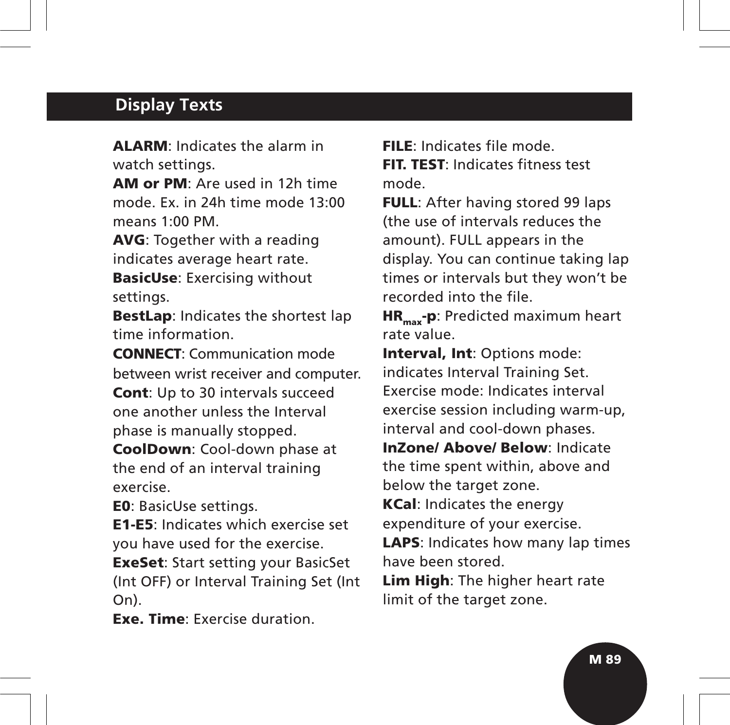## Display Texts

**ALARM**: Indicates the alarm in watch settings.

**AM or PM**: Are used in 12h time mode. Ex. in 24h time mode 13:00 means 1:00 PM.

**AVG**: Together with a reading indicates average heart rate.

**BasicUse**: Exercising without settings.

**BestLap**: Indicates the shortest lap time information.

**CONNECT**: Communication mode between wrist receiver and computer.

**Cont**: Up to 30 intervals succeed one another unless the Interval phase is manually stopped.

**CoolDown**: Cool-down phase at the end of an interval training exercise.

**E0**: BasicUse settings.

**E1-E5**: Indicates which exercise set you have used for the exercise.

**ExeSet**: Start setting your BasicSet (Int OFF) or Interval Training Set (Int On).

**Exe. Time**: Exercise duration.

**FILE**: Indicates file mode.

**FIT. TEST**: Indicates fitness test mode.

**FULL**: After having stored 99 laps (the use of intervals reduces the amount). FULL appears in the display. You can continue taking lap times or intervals but they won't be recorded into the file.

**$HR_{max}$-p**: Predicted maximum heart rate value.

**Interval, Int**: Options mode: indicates Interval Training Set. Exercise mode: Indicates interval exercise session including warm-up, interval and cool-down phases.

**InZone/ Above/ Below**: Indicate the time spent within, above and below the target zone.

**KCal**: Indicates the energy expenditure of your exercise.

**LAPS**: Indicates how many lap times have been stored.

**Lim High**: The higher heart rate limit of the target zone.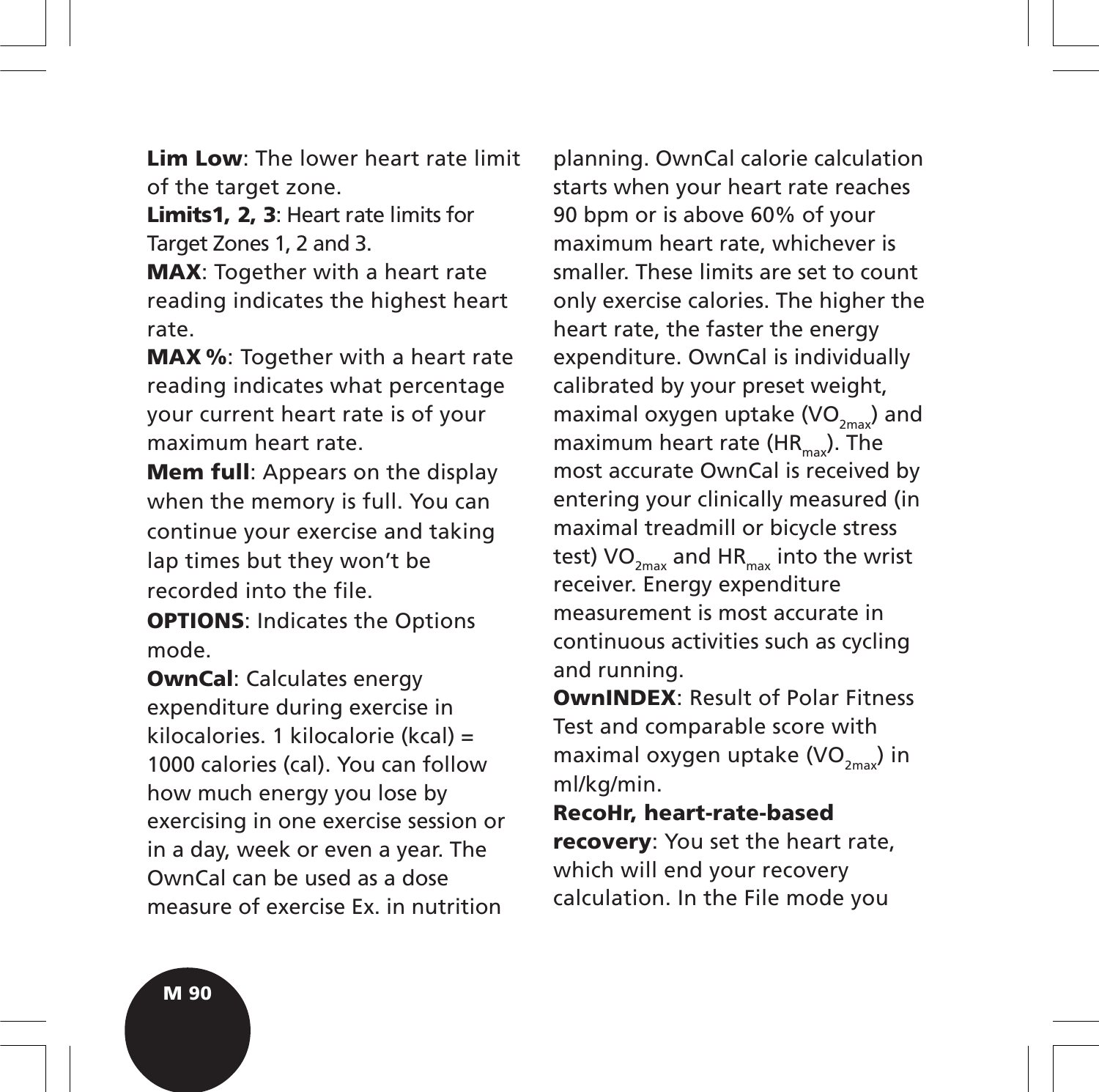**Lim Low**: The lower heart rate limit of the target zone.

**Limits1, 2, 3**: Heart rate limits for Target Zones 1, 2 and 3.

**MAX**: Together with a heart rate reading indicates the highest heart rate.

**MAX %**: Together with a heart rate reading indicates what percentage your current heart rate is of your maximum heart rate.

**Mem full**: Appears on the display when the memory is full. You can continue your exercise and taking lap times but they won't be recorded into the file.

**OPTIONS**: Indicates the Options mode.

**OwnCal**: Calculates energy expenditure during exercise in kilocalories. 1 kilocalorie (kcal) = 1000 calories (cal). You can follow how much energy you lose by exercising in one exercise session or in a day, week or even a year. The OwnCal can be used as a dose measure of exercise Ex. in nutrition planning. OwnCal calorie calculation starts when your heart rate reaches 90 bpm or is above 60% of your maximum heart rate, whichever is smaller. These limits are set to count only exercise calories. The higher the heart rate, the faster the energy expenditure. OwnCal is individually calibrated by your preset weight, maximal oxygen uptake ($VO_{2max}$) and maximum heart rate ($HR_{max}$). The most accurate OwnCal is received by entering your clinically measured (in maximal treadmill or bicycle stress test) $VO_{2max}$ and $HR_{max}$ into the wrist receiver. Energy expenditure measurement is most accurate in continuous activities such as cycling and running.

**OwnINDEX**: Result of Polar Fitness Test and comparable score with maximal oxygen uptake ($VO_{2max}$) in ml/kg/min.

**RecoHr, heart-rate-based recovery**: You set the heart rate, which will end your recovery calculation. In the File mode you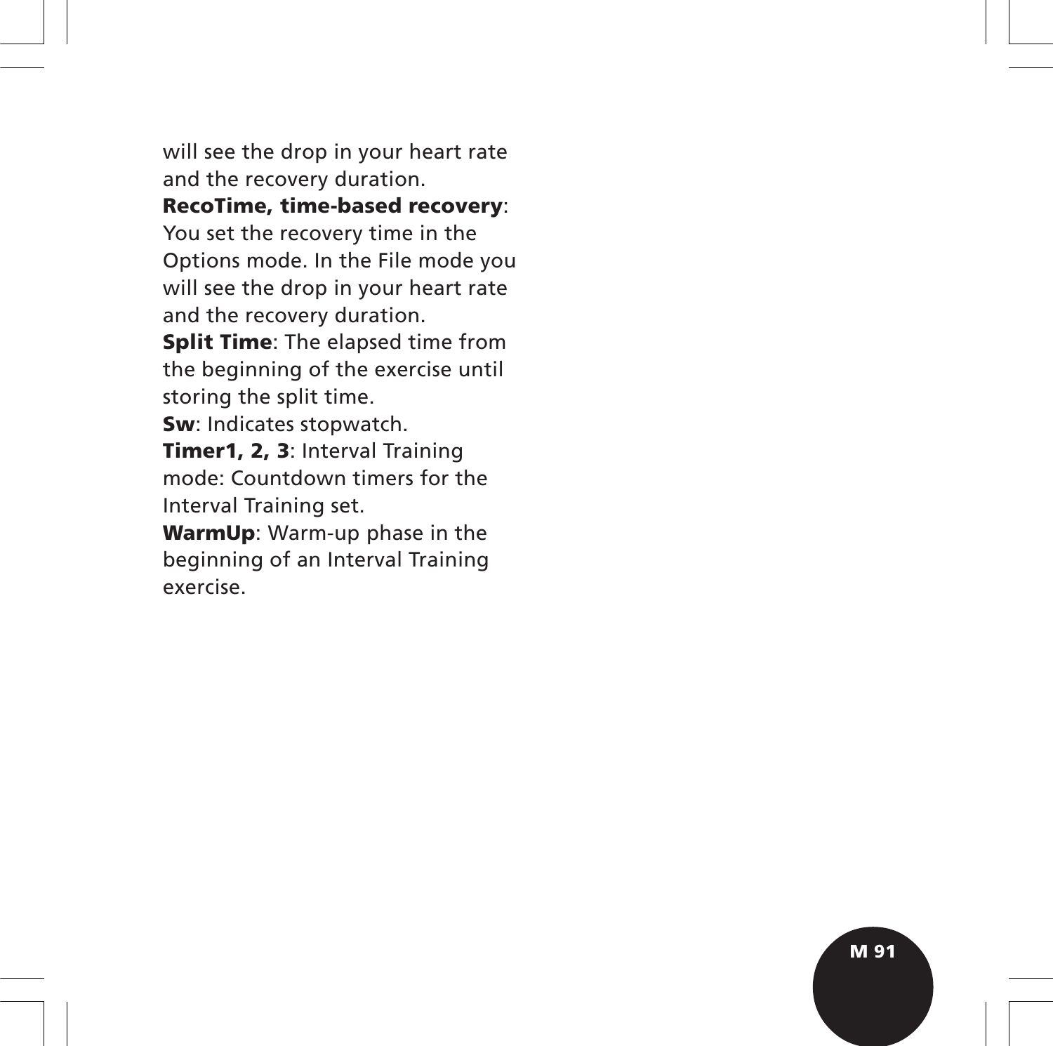will see the drop in your heart rate and the recovery duration.

**RecoTime, time-based recovery**: You set the recovery time in the Options mode. In the File mode you will see the drop in your heart rate and the recovery duration.

**Split Time**: The elapsed time from the beginning of the exercise until storing the split time.

**Sw**: Indicates stopwatch.

**Timer1, 2, 3**: Interval Training mode: Countdown timers for the Interval Training set.

**WarmUp**: Warm-up phase in the beginning of an Interval Training exercise.